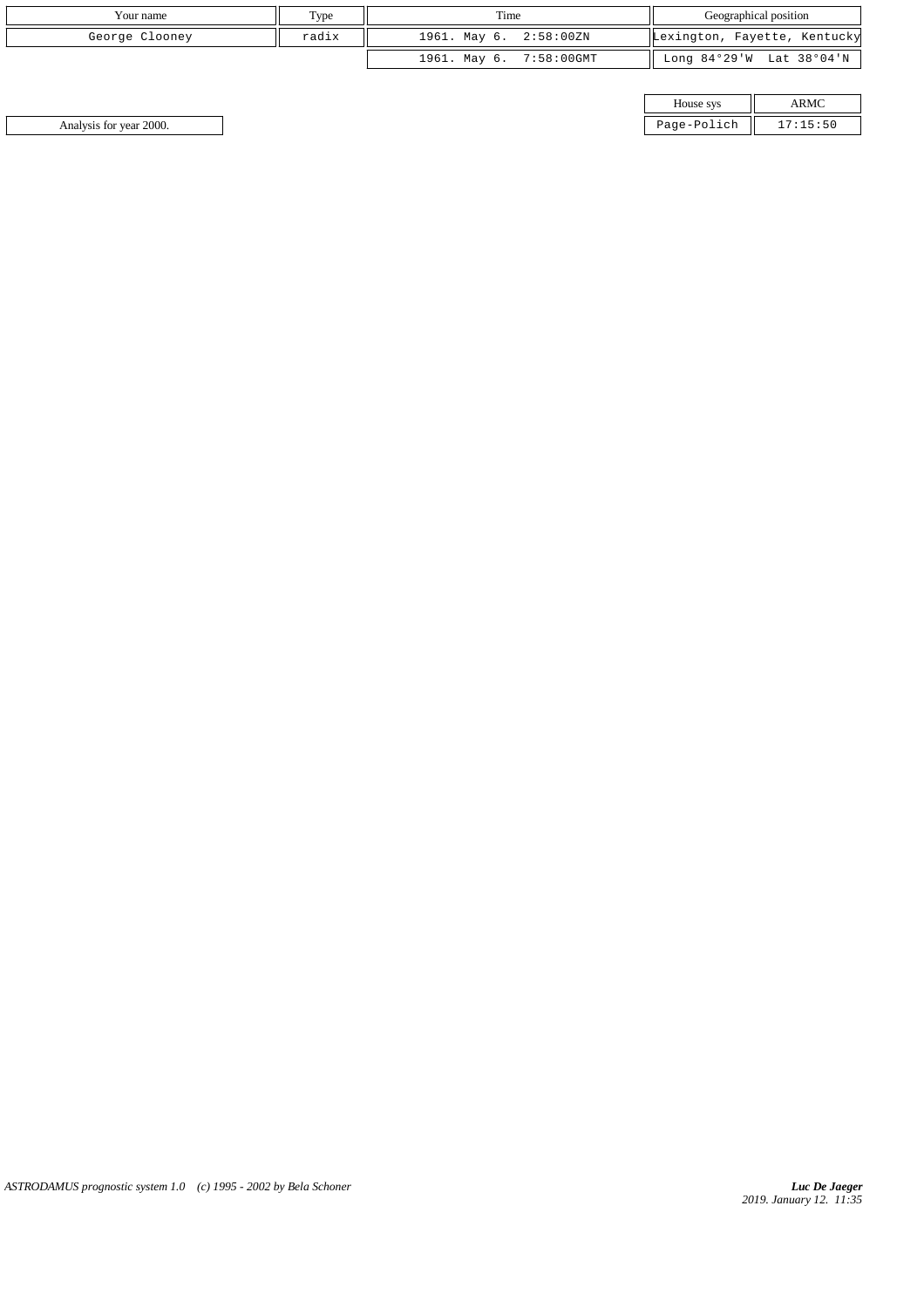| Your name | Type | Time | Geographical position |
|---|---|---|---|
| George Clooney | radix | 1961. May 6. 2:58:00ZN | Lexington, Fayette, Kentucky |
| | | 1961. May 6. 7:58:00GMT | Long 84°29'W Lat 38°04'N |

| House sys | ARMC |
|---|---|
| Page-Polich | 17:15:50 |

Analysis for year 2000.

*ASTRODAMUS prognostic system 1.0 (c) 1995 - 2002 by Bela Schoner*

***Luc De Jaeger***
*2019. January 12. 11:35*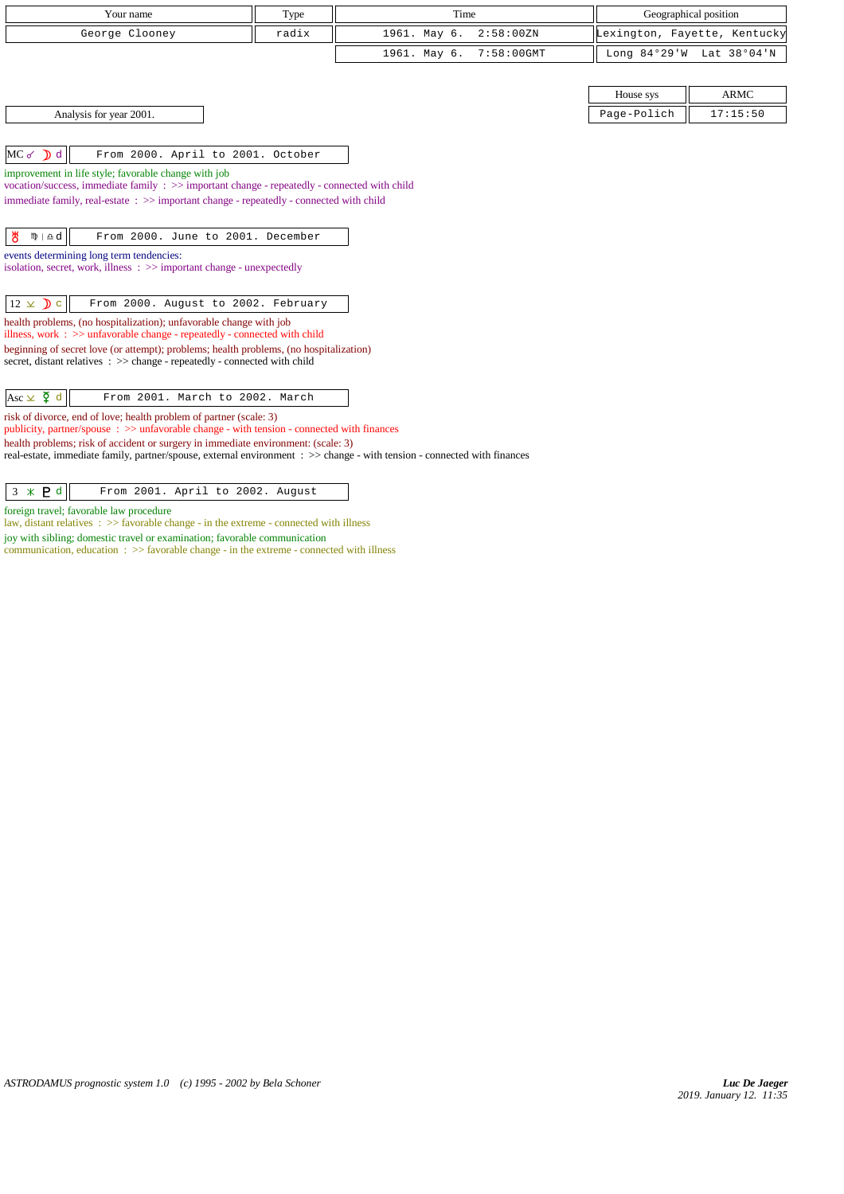| Your name | Type | Time | Geographical position |
|---|---|---|---|
| George Clooney | radix | 1961. May 6. 2:58:00ZN | Lexington, Fayette, Kentucky |
| | | 1961. May 6. 7:58:00GMT | Long 84°29'W Lat 38°04'N |

| House sys | ARMC |
|---|---|
| Page-Polich | 17:15:50 |

Analysis for year 2001.

**MC ☌ ☽ d** — From 2000. April to 2001. October

improvement in life style; favorable change with job
vocation/success, immediate family : >> important change - repeatedly - connected with child
immediate family, real-estate : >> important change - repeatedly - connected with child

**♅ ♍ | ♎ d** — From 2000. June to 2001. December

events determining long term tendencies:
isolation, secret, work, illness : >> important change - unexpectedly

**12 ⊻ ☽ c** — From 2000. August to 2002. February

health problems, (no hospitalization); unfavorable change with job
illness, work : >> unfavorable change - repeatedly - connected with child
beginning of secret love (or attempt); problems; health problems, (no hospitalization)
secret, distant relatives : >> change - repeatedly - connected with child

**Asc ⊻ ☿ d** — From 2001. March to 2002. March

risk of divorce, end of love; health problem of partner (scale: 3)
publicity, partner/spouse : >> unfavorable change - with tension - connected with finances
health problems; risk of accident or surgery in immediate environment: (scale: 3)
real-estate, immediate family, partner/spouse, external environment : >> change - with tension - connected with finances

**3 ⚹ ♇ d** — From 2001. April to 2002. August

foreign travel; favorable law procedure
law, distant relatives : >> favorable change - in the extreme - connected with illness
joy with sibling; domestic travel or examination; favorable communication
communication, education : >> favorable change - in the extreme - connected with illness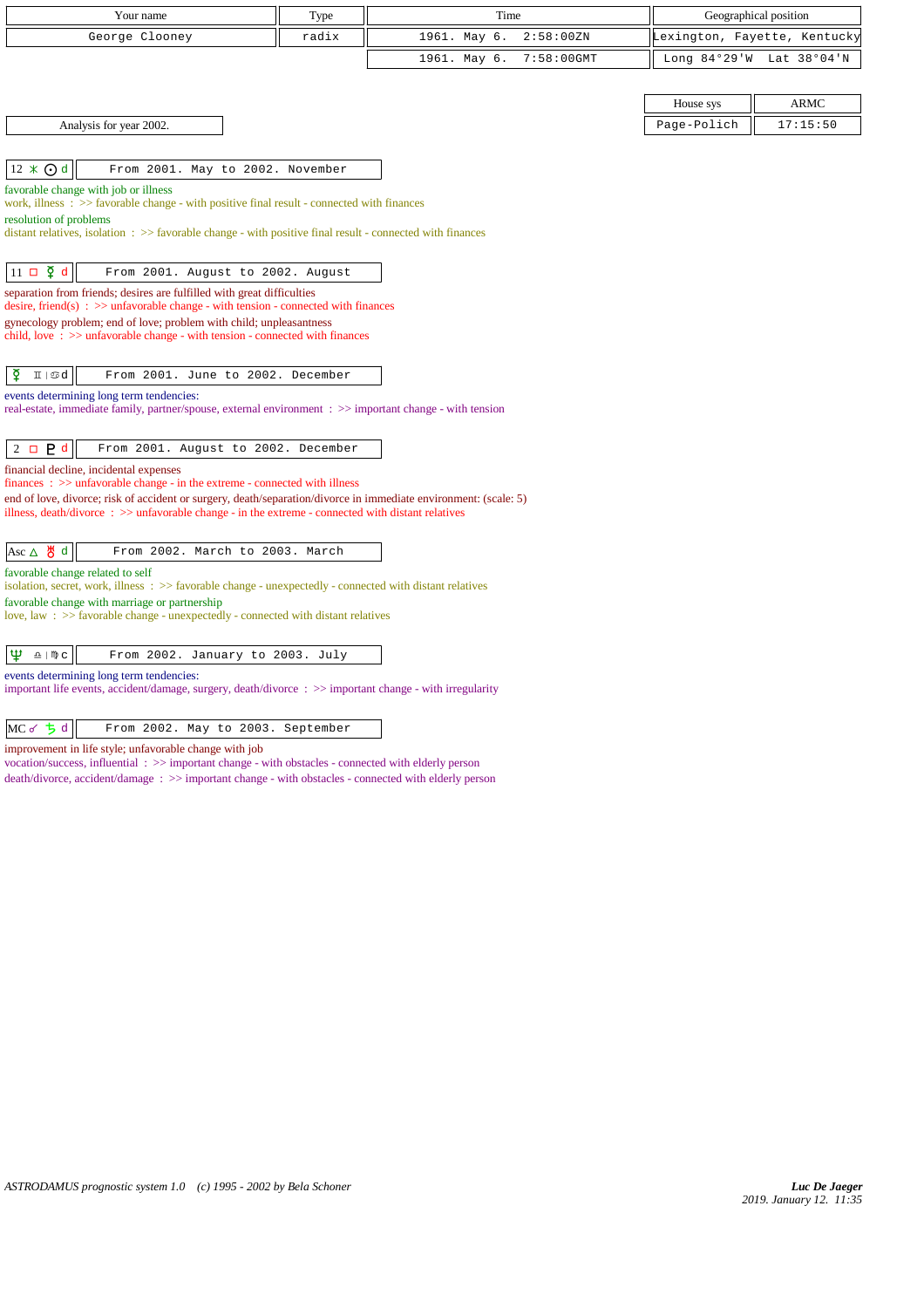| Your name | Type | Time | Geographical position |
|---|---|---|---|
| George Clooney | radix | 1961. May 6. 2:58:00ZN | Lexington, Fayette, Kentucky |
| | | 1961. May 6. 7:58:00GMT | Long 84°29'W Lat 38°04'N |

| House sys | ARMC |
|---|---|
| Page-Polich | 17:15:50 |

Analysis for year 2002.

**12 ⚹ ☉ d** — From 2001. May to 2002. November

favorable change with job or illness
work, illness : >> favorable change - with positive final result - connected with finances
resolution of problems
distant relatives, isolation : >> favorable change - with positive final result - connected with finances

**11 □ ☿ d** — From 2001. August to 2002. August

separation from friends; desires are fulfilled with great difficulties
desire, friend(s) : >> unfavorable change - with tension - connected with finances
gynecology problem; end of love; problem with child; unpleasantness
child, love : >> unfavorable change - with tension - connected with finances

**☿ ♊ | ♋ d** — From 2001. June to 2002. December

events determining long term tendencies:
real-estate, immediate family, partner/spouse, external environment : >> important change - with tension

**2 □ ♇ d** — From 2001. August to 2002. December

financial decline, incidental expenses
finances : >> unfavorable change - in the extreme - connected with illness
end of love, divorce; risk of accident or surgery, death/separation/divorce in immediate environment: (scale: 5)
illness, death/divorce : >> unfavorable change - in the extreme - connected with distant relatives

**Asc △ ♅ d** — From 2002. March to 2003. March

favorable change related to self
isolation, secret, work, illness : >> favorable change - unexpectedly - connected with distant relatives
favorable change with marriage or partnership
love, law : >> favorable change - unexpectedly - connected with distant relatives

**♆ ♎ | ♍ c** — From 2002. January to 2003. July

events determining long term tendencies:
important life events, accident/damage, surgery, death/divorce : >> important change - with irregularity

**MC ☌ ♄ d** — From 2002. May to 2003. September

improvement in life style; unfavorable change with job
vocation/success, influential : >> important change - with obstacles - connected with elderly person
death/divorce, accident/damage : >> important change - with obstacles - connected with elderly person

*ASTRODAMUS prognostic system 1.0 (c) 1995 - 2002 by Bela Schoner*

***Luc De Jaeger***
*2019. January 12. 11:35*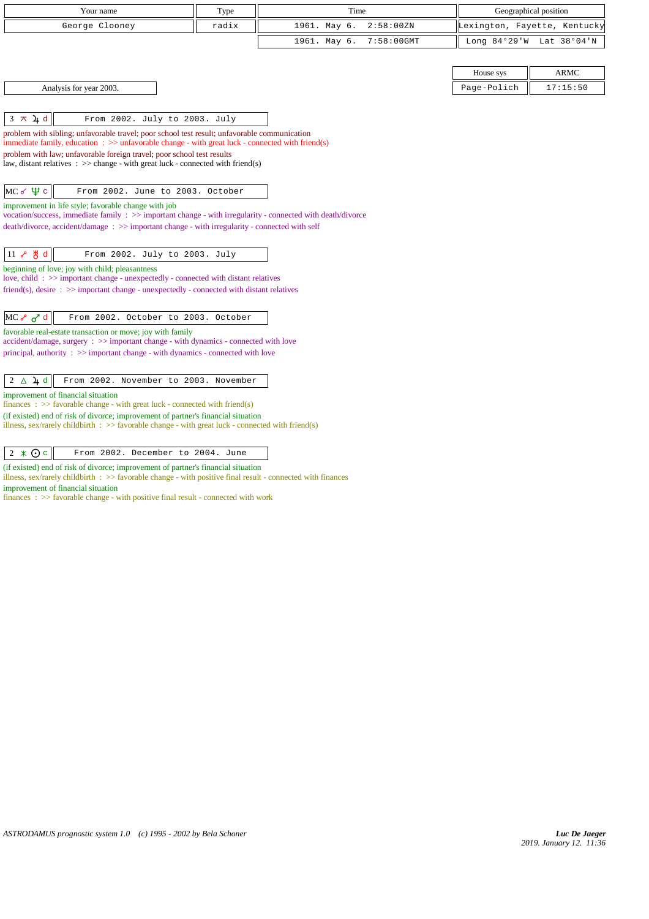| Your name | Type | Time | Geographical position |
|---|---|---|---|
| George Clooney | radix | 1961. May 6. 2:58:00ZN | Lexington, Fayette, Kentucky |
| | | 1961. May 6. 7:58:00GMT | Long 84°29'W Lat 38°04'N |

| House sys | ARMC |
|---|---|
| Page-Polich | 17:15:50 |

Analysis for year 2003.

| 3 ⚻ ♃ d | From 2002. July to 2003. July |
|---|---|

problem with sibling; unfavorable travel; poor school test result; unfavorable communication
immediate family, education : >> unfavorable change - with great luck - connected with friend(s)
problem with law; unfavorable foreign travel; poor school test results
law, distant relatives : >> change - with great luck - connected with friend(s)

| MC ☌ ♆ c | From 2002. June to 2003. October |
|---|---|

improvement in life style; favorable change with job
vocation/success, immediate family : >> important change - with irregularity - connected with death/divorce
death/divorce, accident/damage : >> important change - with irregularity - connected with self

| 11 ☍ ♅ d | From 2002. July to 2003. July |
|---|---|

beginning of love; joy with child; pleasantness
love, child : >> important change - unexpectedly - connected with distant relatives
friend(s), desire : >> important change - unexpectedly - connected with distant relatives

| MC ☍ ♂ d | From 2002. October to 2003. October |
|---|---|

favorable real-estate transaction or move; joy with family
accident/damage, surgery : >> important change - with dynamics - connected with love
principal, authority : >> important change - with dynamics - connected with love

| 2 △ ♃ d | From 2002. November to 2003. November |
|---|---|

improvement of financial situation
finances : >> favorable change - with great luck - connected with friend(s)
(if existed) end of risk of divorce; improvement of partner's financial situation
illness, sex/rarely childbirth : >> favorable change - with great luck - connected with friend(s)

| 2 ⚹ ☉ c | From 2002. December to 2004. June |
|---|---|

(if existed) end of risk of divorce; improvement of partner's financial situation
illness, sex/rarely childbirth : >> favorable change - with positive final result - connected with finances
improvement of financial situation
finances : >> favorable change - with positive final result - connected with work

*ASTRODAMUS prognostic system 1.0 (c) 1995 - 2002 by Bela Schoner*

***Luc De Jaeger***
*2019. January 12. 11:36*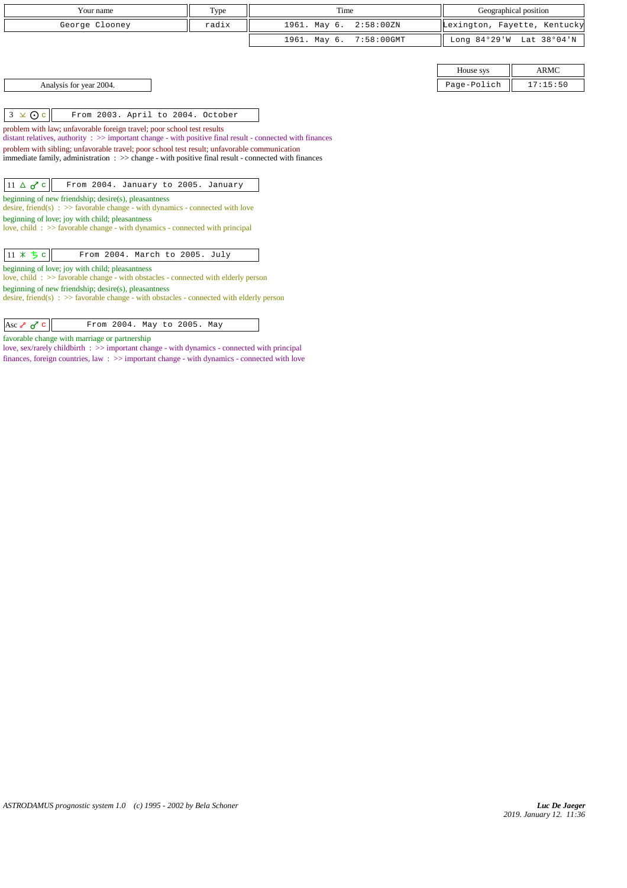| Your name | Type | Time | Geographical position | |
|---|---|---|---|---|
| George Clooney | radix | 1961. May 6. 2:58:00ZN | Lexington, Fayette, Kentucky | |
| | | 1961. May 6. 7:58:00GMT | Long 84°29'W | Lat 38°04'N |

| House sys | ARMC |
|---|---|
| Page-Polich | 17:15:50 |

Analysis for year 2004.

| 3 ⚻ ☉ c | From 2003. April to 2004. October |
|---|---|

problem with law; unfavorable foreign travel; poor school test results
distant relatives, authority : >> important change - with positive final result - connected with finances

problem with sibling; unfavorable travel; poor school test result; unfavorable communication
immediate family, administration : >> change - with positive final result - connected with finances

| 11 △ ♂ c | From 2004. January to 2005. January |
|---|---|

beginning of new friendship; desire(s), pleasantness
desire, friend(s) : >> favorable change - with dynamics - connected with love

beginning of love; joy with child; pleasantness
love, child : >> favorable change - with dynamics - connected with principal

| 11 ⚹ ♄ c | From 2004. March to 2005. July |
|---|---|

beginning of love; joy with child; pleasantness
love, child : >> favorable change - with obstacles - connected with elderly person

beginning of new friendship; desire(s), pleasantness
desire, friend(s) : >> favorable change - with obstacles - connected with elderly person

| Asc ☍ ♂ c | From 2004. May to 2005. May |
|---|---|

favorable change with marriage or partnership
love, sex/rarely childbirth : >> important change - with dynamics - connected with principal
finances, foreign countries, law : >> important change - with dynamics - connected with love

*ASTRODAMUS prognostic system 1.0 (c) 1995 - 2002 by Bela Schoner*

***Luc De Jaeger***
*2019. January 12. 11:36*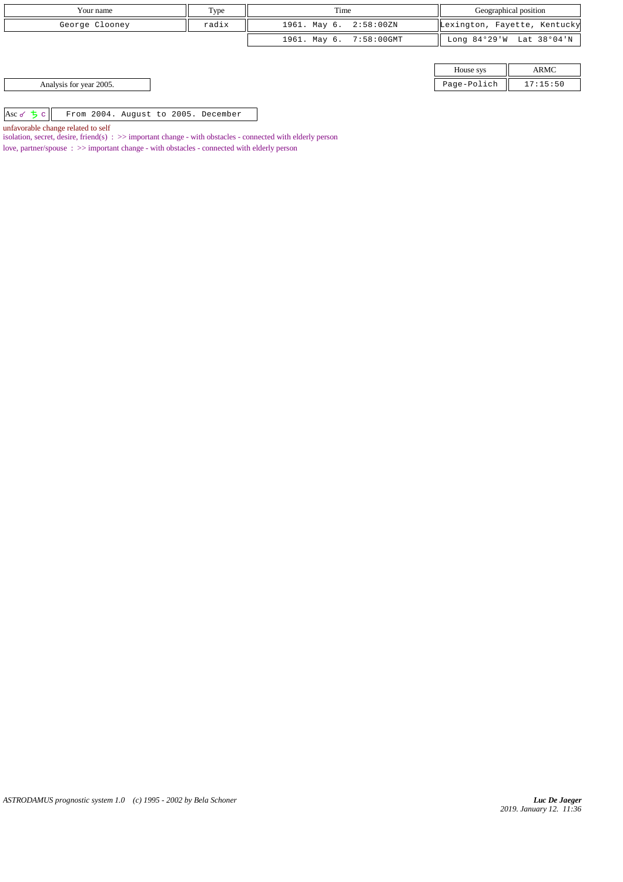| Your name | Type | Time | Geographical position |
| --- | --- | --- | --- |
| George Clooney | radix | 1961. May 6. 2:58:00ZN | Lexington, Fayette, Kentucky |
| | | 1961. May 6. 7:58:00GMT | Long 84°29'W Lat 38°04'N |

| House sys | ARMC |
| --- | --- |
| Page-Polich | 17:15:50 |

Analysis for year 2005.

| Asc ☌ ♄ c | From 2004. August to 2005. December |
| --- | --- |

unfavorable change related to self

isolation, secret, desire, friend(s) : >> important change - with obstacles - connected with elderly person

love, partner/spouse : >> important change - with obstacles - connected with elderly person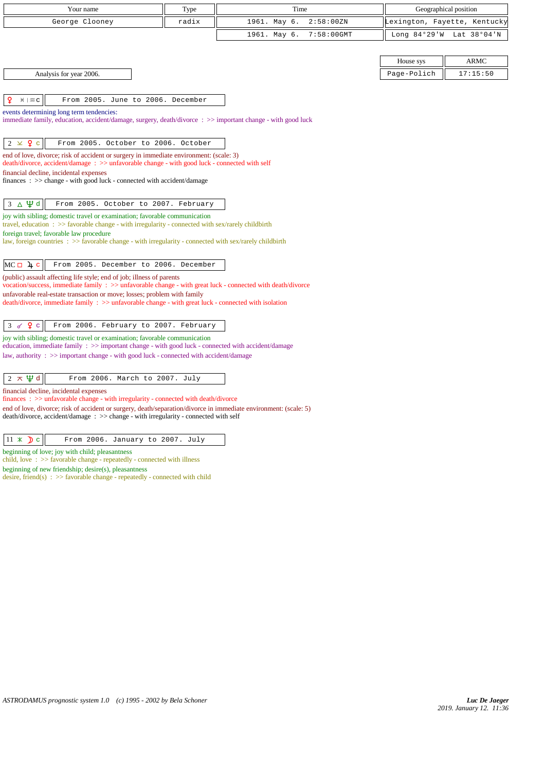| Your name | Type | Time | Geographical position |
|---|---|---|---|
| George Clooney | radix | 1961. May 6. 2:58:00ZN | Lexington, Fayette, Kentucky |
| | | 1961. May 6. 7:58:00GMT | Long 84°29'W Lat 38°04'N |

| House sys | ARMC |
|---|---|
| Page-Polich | 17:15:50 |

Analysis for year 2006.

**♀ ♓ | ♒ c** — From 2005. June to 2006. December

events determining long term tendencies:
immediate family, education, accident/damage, surgery, death/divorce : >> important change - with good luck

**2 ⚻ ♀ c** — From 2005. October to 2006. October

end of love, divorce; risk of accident or surgery in immediate environment: (scale: 3)
death/divorce, accident/damage : >> unfavorable change - with good luck - connected with self
financial decline, incidental expenses
finances : >> change - with good luck - connected with accident/damage

**3 △ ♆ d** — From 2005. October to 2007. February

joy with sibling; domestic travel or examination; favorable communication
travel, education : >> favorable change - with irregularity - connected with sex/rarely childbirth
foreign travel; favorable law procedure
law, foreign countries : >> favorable change - with irregularity - connected with sex/rarely childbirth

**MC □ ♃ c** — From 2005. December to 2006. December

(public) assault affecting life style; end of job; illness of parents
vocation/success, immediate family : >> unfavorable change - with great luck - connected with death/divorce
unfavorable real-estate transaction or move; losses; problem with family
death/divorce, immediate family : >> unfavorable change - with great luck - connected with isolation

**3 ☍ ♀ c** — From 2006. February to 2007. February

joy with sibling; domestic travel or examination; favorable communication
education, immediate family : >> important change - with good luck - connected with accident/damage
law, authority : >> important change - with good luck - connected with accident/damage

**2 ⚻ ♆ d** — From 2006. March to 2007. July

financial decline, incidental expenses
finances : >> unfavorable change - with irregularity - connected with death/divorce
end of love, divorce; risk of accident or surgery, death/separation/divorce in immediate environment: (scale: 5)
death/divorce, accident/damage : >> change - with irregularity - connected with self

**11 ⚹ ☽ c** — From 2006. January to 2007. July

beginning of love; joy with child; pleasantness
child, love : >> favorable change - repeatedly - connected with illness
beginning of new friendship; desire(s), pleasantness
desire, friend(s) : >> favorable change - repeatedly - connected with child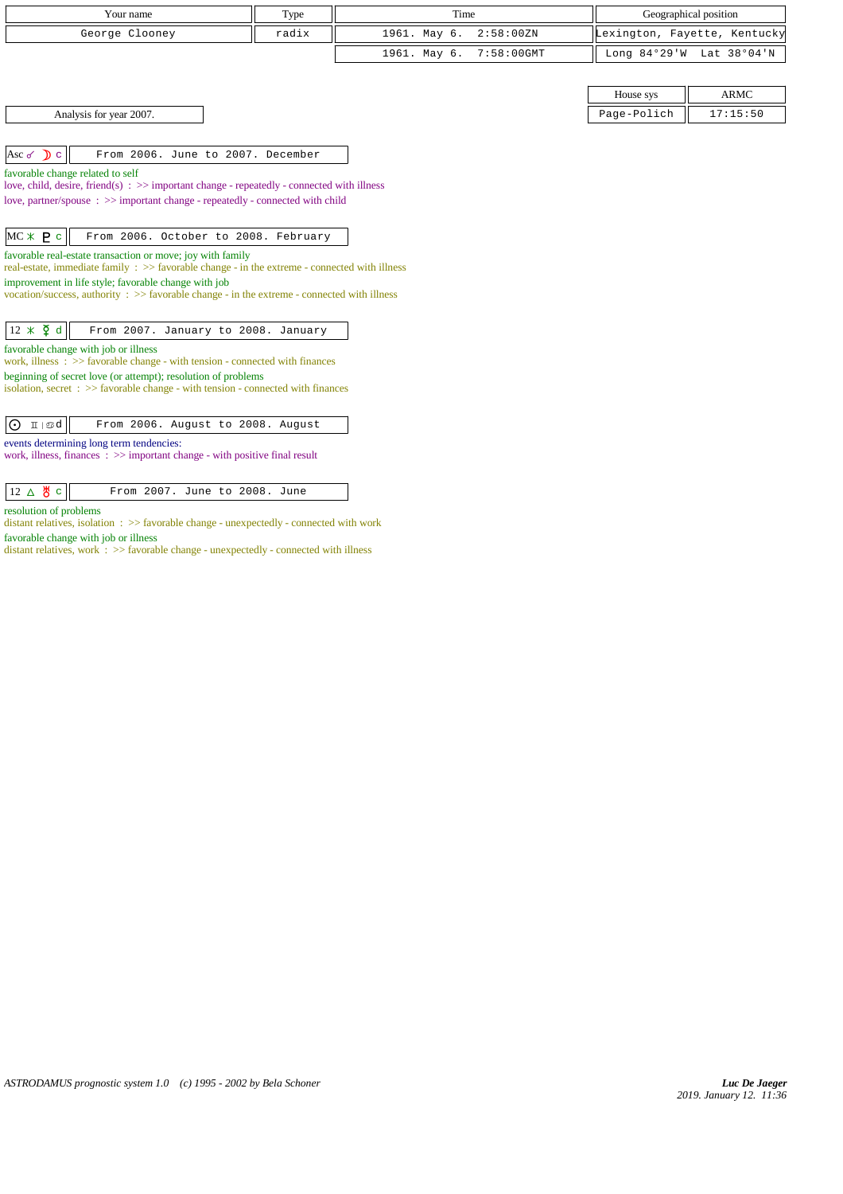| Your name | Type | Time | Geographical position |
| --- | --- | --- | --- |
| George Clooney | radix | 1961. May 6. 2:58:00ZN | Lexington, Fayette, Kentucky |
| | | 1961. May 6. 7:58:00GMT | Long 84°29'W Lat 38°04'N |

| House sys | ARMC |
| --- | --- |
| Page-Polich | 17:15:50 |

Analysis for year 2007.

**Asc ☌ ☽ c** — From 2006. June to 2007. December

favorable change related to self
love, child, desire, friend(s) : >> important change - repeatedly - connected with illness
love, partner/spouse : >> important change - repeatedly - connected with child

**MC ⚹ ♇ c** — From 2006. October to 2008. February

favorable real-estate transaction or move; joy with family
real-estate, immediate family : >> favorable change - in the extreme - connected with illness
improvement in life style; favorable change with job
vocation/success, authority : >> favorable change - in the extreme - connected with illness

**12 ⚹ ☿ d** — From 2007. January to 2008. January

favorable change with job or illness
work, illness : >> favorable change - with tension - connected with finances
beginning of secret love (or attempt); resolution of problems
isolation, secret : >> favorable change - with tension - connected with finances

**☉ ♊ | ♋ d** — From 2006. August to 2008. August

events determining long term tendencies:
work, illness, finances : >> important change - with positive final result

**12 △ ♅ c** — From 2007. June to 2008. June

resolution of problems
distant relatives, isolation : >> favorable change - unexpectedly - connected with work
favorable change with job or illness
distant relatives, work : >> favorable change - unexpectedly - connected with illness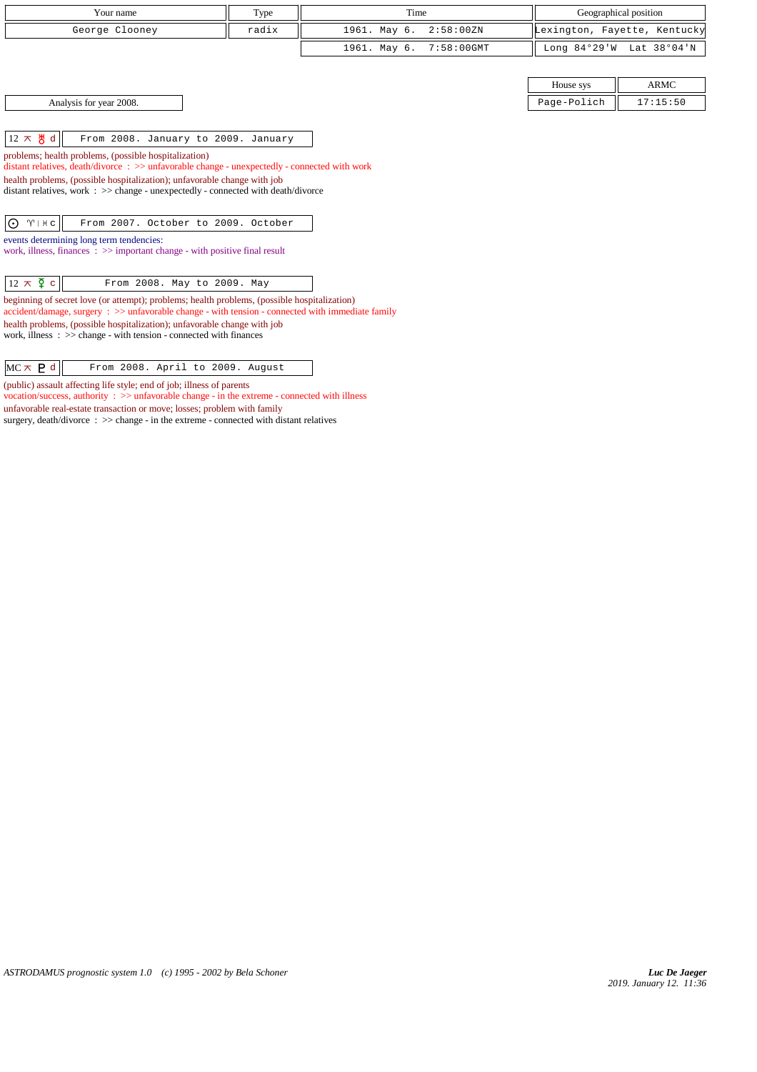| Your name | Type | Time | Geographical position |
|---|---|---|---|
| George Clooney | radix | 1961. May 6. 2:58:00ZN | Lexington, Fayette, Kentucky |
| | | 1961. May 6. 7:58:00GMT | Long 84°29'W Lat 38°04'N |

| House sys | ARMC |
|---|---|
| Page-Polich | 17:15:50 |

Analysis for year 2008.

| 12 ⊼ ♅ d | From 2008. January to 2009. January |
|---|---|

problems; health problems, (possible hospitalization)
distant relatives, death/divorce : >> unfavorable change - unexpectedly - connected with work
health problems, (possible hospitalization); unfavorable change with job
distant relatives, work : >> change - unexpectedly - connected with death/divorce

| ☉ ♈ \| ♓ c | From 2007. October to 2009. October |
|---|---|

events determining long term tendencies:
work, illness, finances : >> important change - with positive final result

| 12 ⊼ ☿ c | From 2008. May to 2009. May |
|---|---|

beginning of secret love (or attempt); problems; health problems, (possible hospitalization)
accident/damage, surgery : >> unfavorable change - with tension - connected with immediate family
health problems, (possible hospitalization); unfavorable change with job
work, illness : >> change - with tension - connected with finances

| MC ⊼ ♇ d | From 2008. April to 2009. August |
|---|---|

(public) assault affecting life style; end of job; illness of parents
vocation/success, authority : >> unfavorable change - in the extreme - connected with illness
unfavorable real-estate transaction or move; losses; problem with family
surgery, death/divorce : >> change - in the extreme - connected with distant relatives

ASTRODAMUS prognostic system 1.0 (c) 1995 - 2002 by Bela Schoner

*Luc De Jaeger*
2019. January 12. 11:36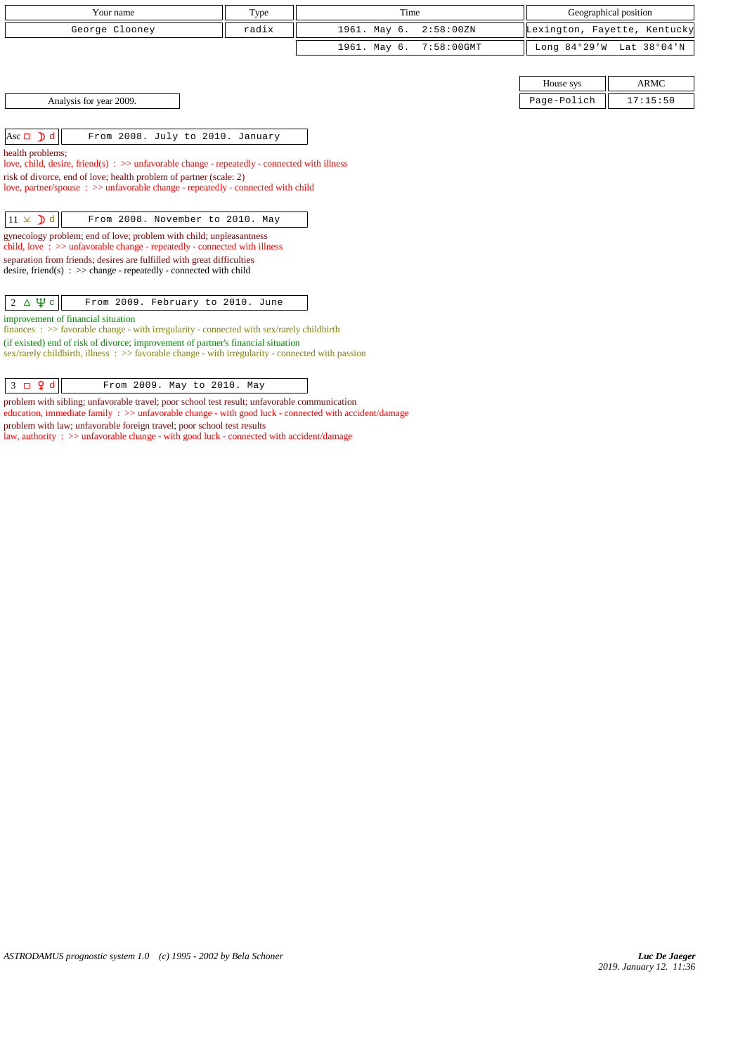| Your name | Type | Time | Geographical position |
| --- | --- | --- | --- |
| George Clooney | radix | 1961. May 6. 2:58:00ZN | Lexington, Fayette, Kentucky |
| | | 1961. May 6. 7:58:00GMT | Long 84°29'W Lat 38°04'N |

| House sys | ARMC |
| --- | --- |
| Page-Polich | 17:15:50 |

Analysis for year 2009.

**Asc □ ☽ d** — From 2008. July to 2010. January

health problems;
love, child, desire, friend(s) : >> unfavorable change - repeatedly - connected with illness
risk of divorce, end of love; health problem of partner (scale: 2)
love, partner/spouse : >> unfavorable change - repeatedly - connected with child

**11 ⚺ ☽ d** — From 2008. November to 2010. May

gynecology problem; end of love; problem with child; unpleasantness
child, love : >> unfavorable change - repeatedly - connected with illness
separation from friends; desires are fulfilled with great difficulties
desire, friend(s) : >> change - repeatedly - connected with child

**2 △ ♆ c** — From 2009. February to 2010. June

improvement of financial situation
finances : >> favorable change - with irregularity - connected with sex/rarely childbirth
(if existed) end of risk of divorce; improvement of partner's financial situation
sex/rarely childbirth, illness : >> favorable change - with irregularity - connected with passion

**3 □ ♀ d** — From 2009. May to 2010. May

problem with sibling; unfavorable travel; poor school test result; unfavorable communication
education, immediate family : >> unfavorable change - with good luck - connected with accident/damage
problem with law; unfavorable foreign travel; poor school test results
law, authority : >> unfavorable change - with good luck - connected with accident/damage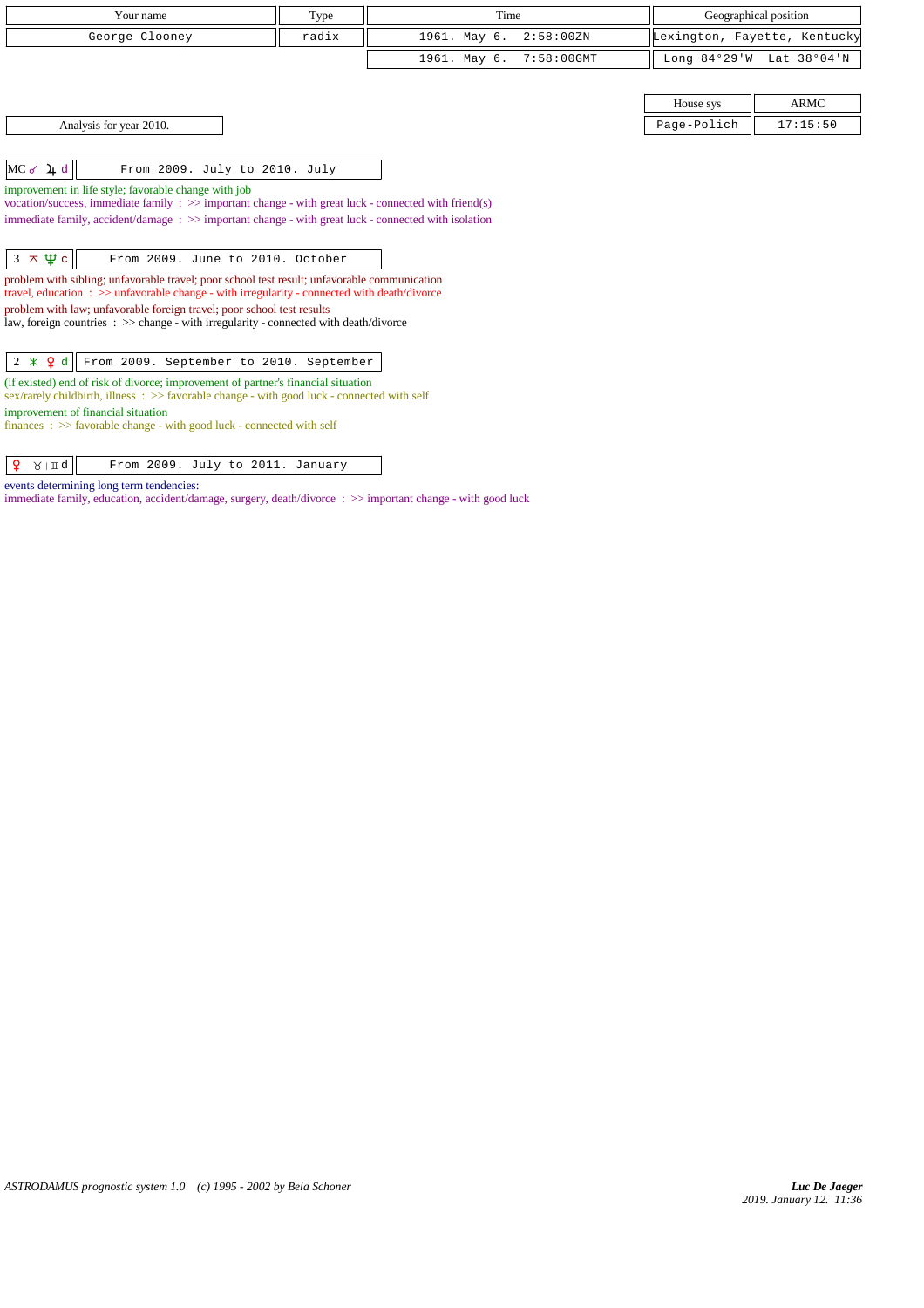| Your name | Type | Time | Geographical position |
|---|---|---|---|
| George Clooney | radix | 1961. May 6. 2:58:00ZN | Lexington, Fayette, Kentucky |
| | | 1961. May 6. 7:58:00GMT | Long 84°29'W Lat 38°04'N |

| House sys | ARMC |
|---|---|
| Page-Polich | 17:15:50 |

Analysis for year 2010.

| MC ☍ ♃ d | From 2009. July to 2010. July |
|---|---|

improvement in life style; favorable change with job
vocation/success, immediate family : >> important change - with great luck - connected with friend(s)
immediate family, accident/damage : >> important change - with great luck - connected with isolation

| 3 ⚻ ♆ c | From 2009. June to 2010. October |
|---|---|

problem with sibling; unfavorable travel; poor school test result; unfavorable communication
travel, education : >> unfavorable change - with irregularity - connected with death/divorce
problem with law; unfavorable foreign travel; poor school test results
law, foreign countries : >> change - with irregularity - connected with death/divorce

| 2 ⚹ ♀ d | From 2009. September to 2010. September |
|---|---|

(if existed) end of risk of divorce; improvement of partner's financial situation
sex/rarely childbirth, illness : >> favorable change - with good luck - connected with self
improvement of financial situation
finances : >> favorable change - with good luck - connected with self

| ♀ ♉ \| ♊ d | From 2009. July to 2011. January |
|---|---|

events determining long term tendencies:
immediate family, education, accident/damage, surgery, death/divorce : >> important change - with good luck

ASTRODAMUS prognostic system 1.0 (c) 1995 - 2002 by Bela Schoner

*Luc De Jaeger*
*2019. January 12. 11:36*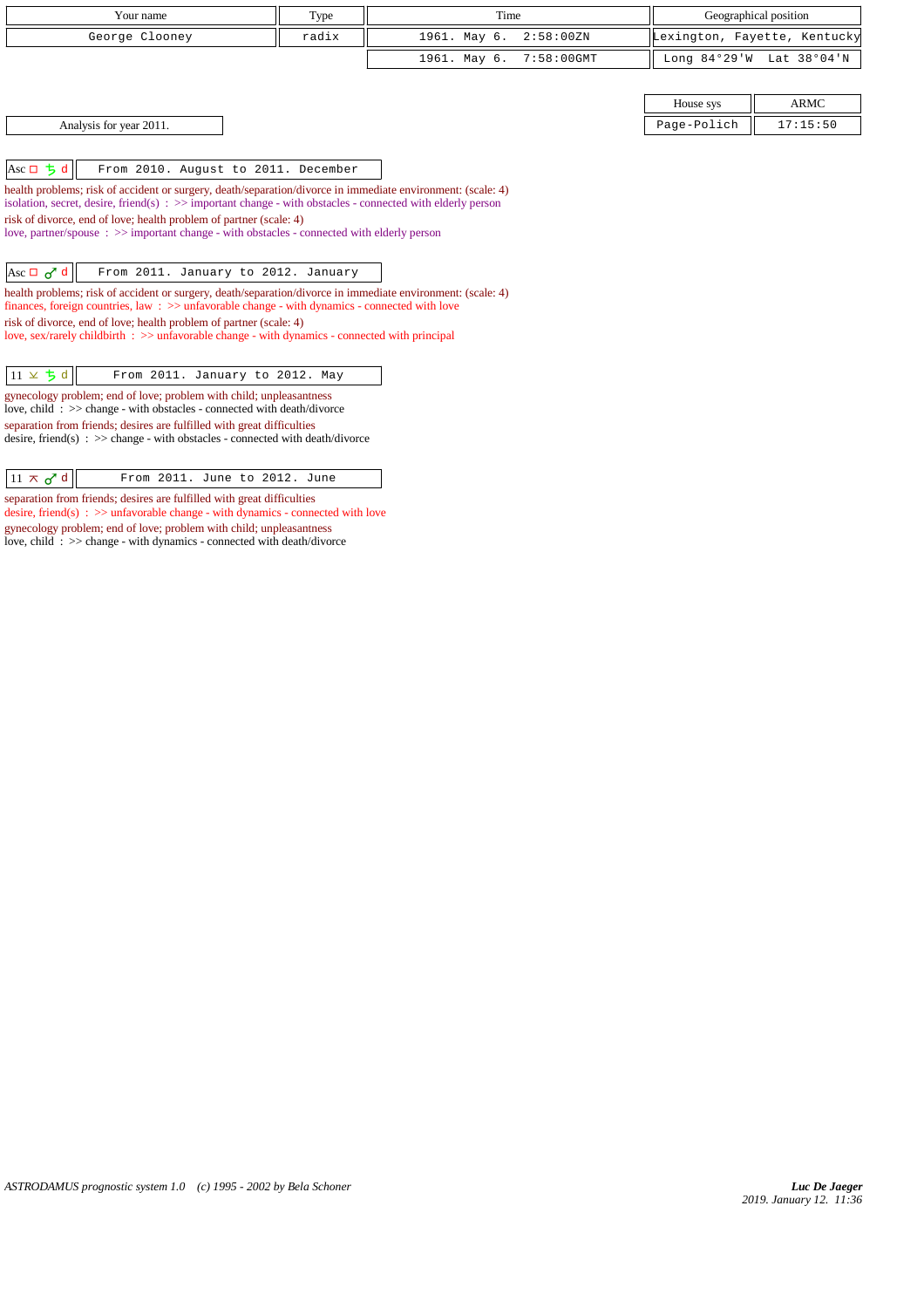| Your name | Type | Time | Geographical position |
|---|---|---|---|
| George Clooney | radix | 1961. May 6. 2:58:00ZN | Lexington, Fayette, Kentucky |
| | | 1961. May 6. 7:58:00GMT | Long 84°29'W Lat 38°04'N |

| House sys | ARMC |
|---|---|
| Page-Polich | 17:15:50 |

Analysis for year 2011.

**Asc □ ♄ d** — From 2010. August to 2011. December

health problems; risk of accident or surgery, death/separation/divorce in immediate environment: (scale: 4)
isolation, secret, desire, friend(s) : >> important change - with obstacles - connected with elderly person
risk of divorce, end of love; health problem of partner (scale: 4)
love, partner/spouse : >> important change - with obstacles - connected with elderly person

**Asc □ ♂ d** — From 2011. January to 2012. January

health problems; risk of accident or surgery, death/separation/divorce in immediate environment: (scale: 4)
finances, foreign countries, law : >> unfavorable change - with dynamics - connected with love
risk of divorce, end of love; health problem of partner (scale: 4)
love, sex/rarely childbirth : >> unfavorable change - with dynamics - connected with principal

**11 ⊻ ♄ d** — From 2011. January to 2012. May

gynecology problem; end of love; problem with child; unpleasantness
love, child : >> change - with obstacles - connected with death/divorce
separation from friends; desires are fulfilled with great difficulties
desire, friend(s) : >> change - with obstacles - connected with death/divorce

**11 ⊼ ♂ d** — From 2011. June to 2012. June

separation from friends; desires are fulfilled with great difficulties
desire, friend(s) : >> unfavorable change - with dynamics - connected with love
gynecology problem; end of love; problem with child; unpleasantness
love, child : >> change - with dynamics - connected with death/divorce

ASTRODAMUS prognostic system 1.0 (c) 1995 - 2002 by Bela Schoner

*Luc De Jaeger*
2019. January 12. 11:36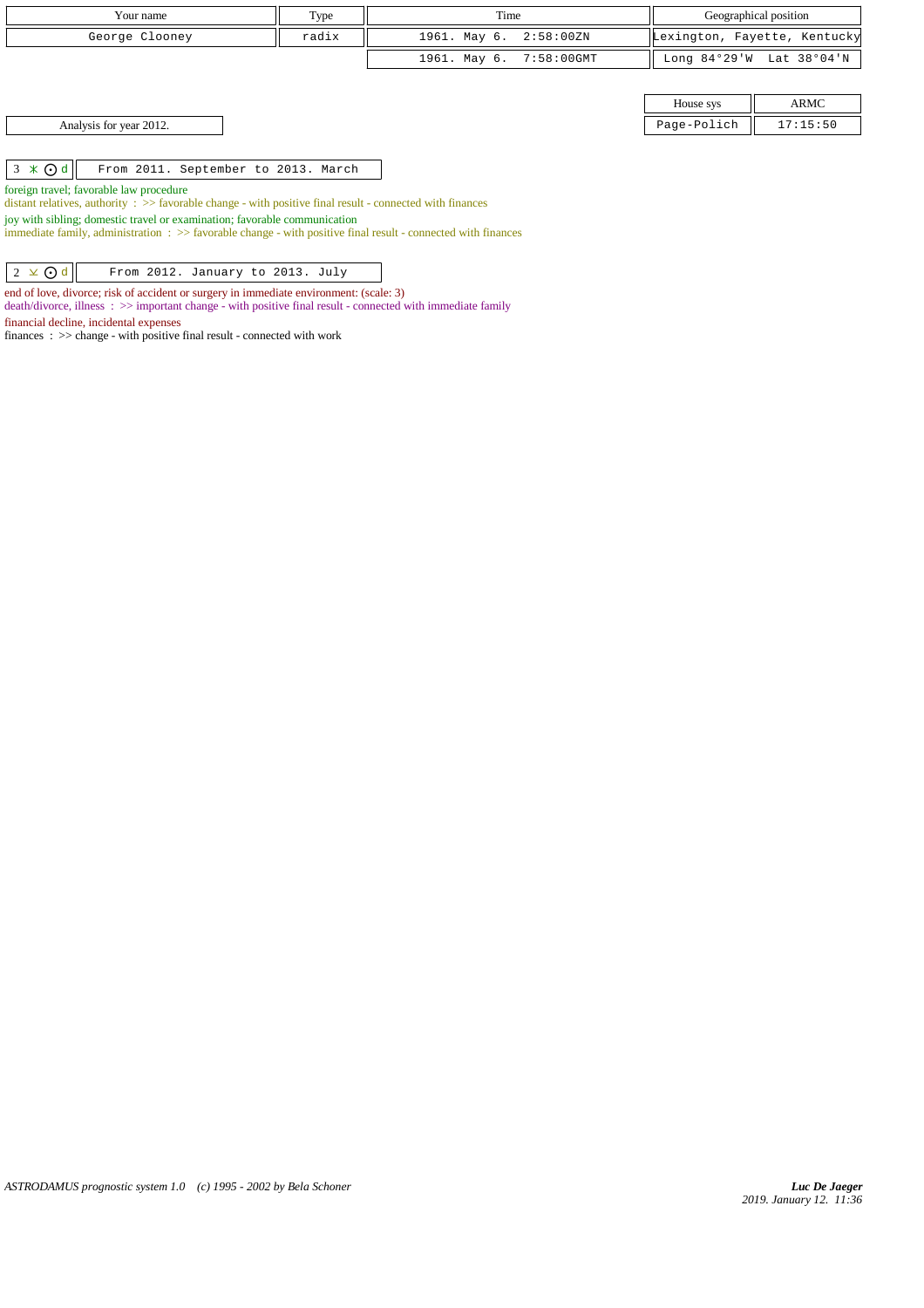| Your name | Type | Time | Geographical position |
|---|---|---|---|
| George Clooney | radix | 1961. May 6. 2:58:00ZN | Lexington, Fayette, Kentucky |
| | | 1961. May 6. 7:58:00GMT | Long 84°29'W Lat 38°04'N |

| House sys | ARMC |
|---|---|
| Page-Polich | 17:15:50 |

Analysis for year 2012.

| 3 ⚹ ☉ d | From 2011. September to 2013. March |
|---|---|

foreign travel; favorable law procedure
distant relatives, authority : >> favorable change - with positive final result - connected with finances

joy with sibling; domestic travel or examination; favorable communication
immediate family, administration : >> favorable change - with positive final result - connected with finances

| 2 ⊻ ☉ d | From 2012. January to 2013. July |
|---|---|

end of love, divorce; risk of accident or surgery in immediate environment: (scale: 3)
death/divorce, illness : >> important change - with positive final result - connected with immediate family

financial decline, incidental expenses
finances : >> change - with positive final result - connected with work

*ASTRODAMUS prognostic system 1.0 (c) 1995 - 2002 by Bela Schoner*

*Luc De Jaeger*
*2019. January 12. 11:36*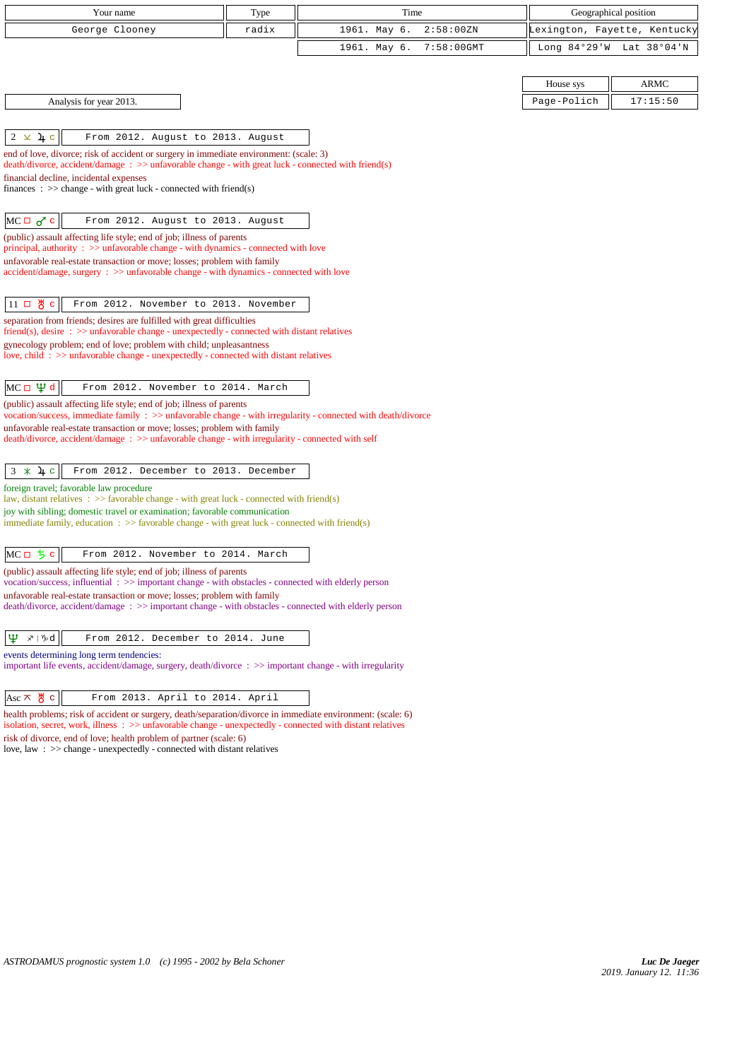| Your name | Type | Time | Geographical position |
|---|---|---|---|
| George Clooney | radix | 1961. May 6. 2:58:00ZN | Lexington, Fayette, Kentucky |
| | | 1961. May 6. 7:58:00GMT | Long 84°29'W Lat 38°04'N |

| House sys | ARMC |
|---|---|
| Page-Polich | 17:15:50 |

Analysis for year 2013.

**2 ⊻ ♃ c** — From 2012. August to 2013. August

end of love, divorce; risk of accident or surgery in immediate environment: (scale: 3)
death/divorce, accident/damage : >> unfavorable change - with great luck - connected with friend(s)
financial decline, incidental expenses
finances : >> change - with great luck - connected with friend(s)

**MC □ ♂ c** — From 2012. August to 2013. August

(public) assault affecting life style; end of job; illness of parents
principal, authority : >> unfavorable change - with dynamics - connected with love
unfavorable real-estate transaction or move; losses; problem with family
accident/damage, surgery : >> unfavorable change - with dynamics - connected with love

**11 □ ♅ c** — From 2012. November to 2013. November

separation from friends; desires are fulfilled with great difficulties
friend(s), desire : >> unfavorable change - unexpectedly - connected with distant relatives
gynecology problem; end of love; problem with child; unpleasantness
love, child : >> unfavorable change - unexpectedly - connected with distant relatives

**MC □ ♆ d** — From 2012. November to 2014. March

(public) assault affecting life style; end of job; illness of parents
vocation/success, immediate family : >> unfavorable change - with irregularity - connected with death/divorce
unfavorable real-estate transaction or move; losses; problem with family
death/divorce, accident/damage : >> unfavorable change - with irregularity - connected with self

**3 ⚹ ♃ c** — From 2012. December to 2013. December

foreign travel; favorable law procedure
law, distant relatives : >> favorable change - with great luck - connected with friend(s)
joy with sibling; domestic travel or examination; favorable communication
immediate family, education : >> favorable change - with great luck - connected with friend(s)

**MC □ ♄ c** — From 2012. November to 2014. March

(public) assault affecting life style; end of job; illness of parents
vocation/success, influential : >> important change - with obstacles - connected with elderly person
unfavorable real-estate transaction or move; losses; problem with family
death/divorce, accident/damage : >> important change - with obstacles - connected with elderly person

**♆ ♐ | ♑ d** — From 2012. December to 2014. June

events determining long term tendencies:
important life events, accident/damage, surgery, death/divorce : >> important change - with irregularity

**Asc ⚻ ♅ c** — From 2013. April to 2014. April

health problems; risk of accident or surgery, death/separation/divorce in immediate environment: (scale: 6)
isolation, secret, work, illness : >> unfavorable change - unexpectedly - connected with distant relatives
risk of divorce, end of love; health problem of partner (scale: 6)
love, law : >> change - unexpectedly - connected with distant relatives

ASTRODAMUS prognostic system 1.0 (c) 1995 - 2002 by Bela Schoner

*Luc De Jaeger*
2019. January 12. 11:36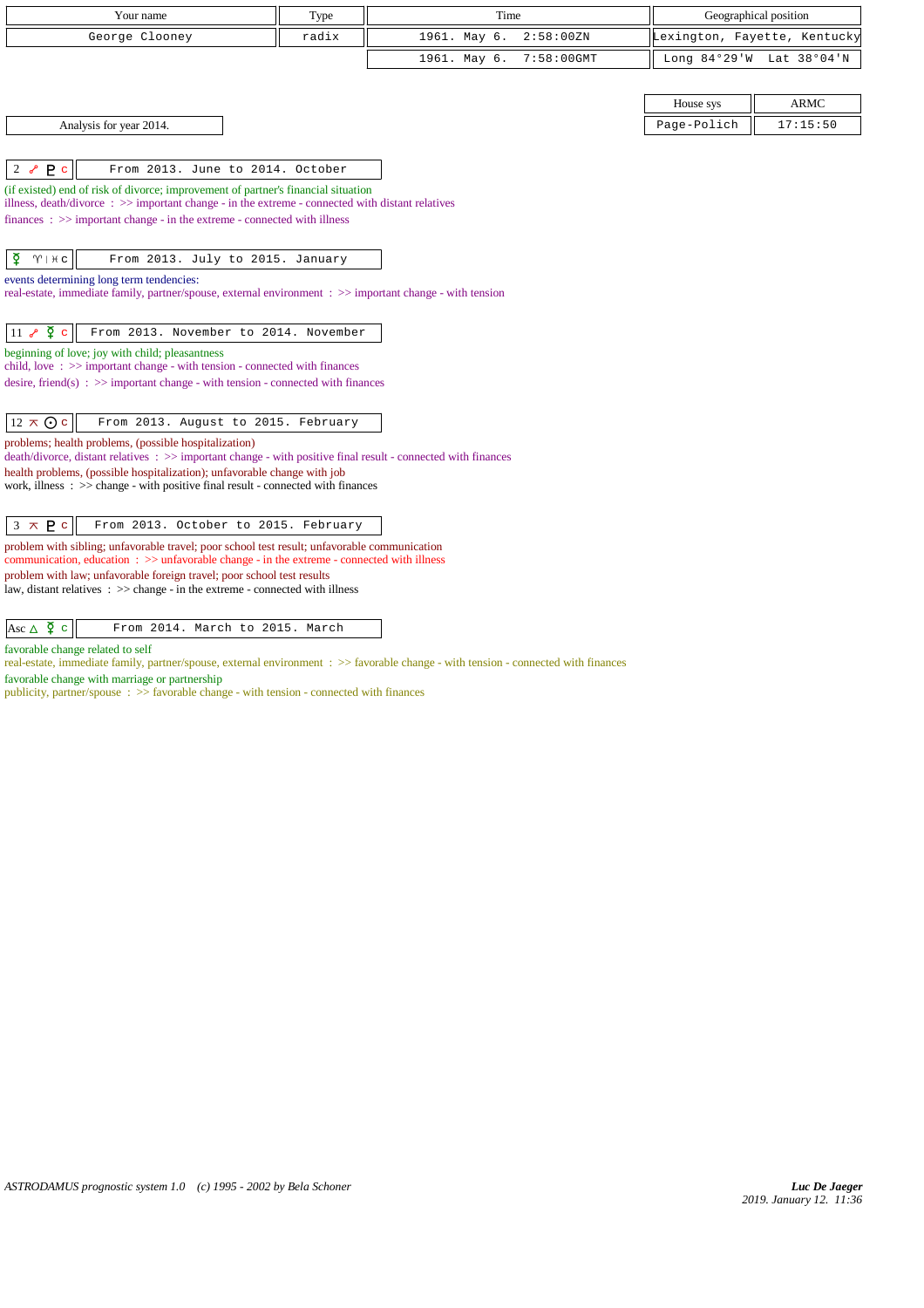| Your name | Type | Time | Geographical position |
|---|---|---|---|
| George Clooney | radix | 1961. May 6. 2:58:00ZN | Lexington, Fayette, Kentucky |
| | | 1961. May 6. 7:58:00GMT | Long 84°29'W Lat 38°04'N |

| House sys | ARMC |
|---|---|
| Page-Polich | 17:15:50 |

Analysis for year 2014.

**2 ☍ ♇ c** — From 2013. June to 2014. October

(if existed) end of risk of divorce; improvement of partner's financial situation
illness, death/divorce : >> important change - in the extreme - connected with distant relatives
finances : >> important change - in the extreme - connected with illness

**☿ ♈ | ♓ c** — From 2013. July to 2015. January

events determining long term tendencies:
real-estate, immediate family, partner/spouse, external environment : >> important change - with tension

**11 ☍ ☿ c** — From 2013. November to 2014. November

beginning of love; joy with child; pleasantness
child, love : >> important change - with tension - connected with finances
desire, friend(s) : >> important change - with tension - connected with finances

**12 ⚻ ☉ c** — From 2013. August to 2015. February

problems; health problems, (possible hospitalization)
death/divorce, distant relatives : >> important change - with positive final result - connected with finances
health problems, (possible hospitalization); unfavorable change with job
work, illness : >> change - with positive final result - connected with finances

**3 ⚻ ♇ c** — From 2013. October to 2015. February

problem with sibling; unfavorable travel; poor school test result; unfavorable communication
communication, education : >> unfavorable change - in the extreme - connected with illness
problem with law; unfavorable foreign travel; poor school test results
law, distant relatives : >> change - in the extreme - connected with illness

**Asc △ ☿ c** — From 2014. March to 2015. March

favorable change related to self
real-estate, immediate family, partner/spouse, external environment : >> favorable change - with tension - connected with finances
favorable change with marriage or partnership
publicity, partner/spouse : >> favorable change - with tension - connected with finances

*ASTRODAMUS prognostic system 1.0 (c) 1995 - 2002 by Bela Schoner*

*Luc De Jaeger*
2019. January 12. 11:36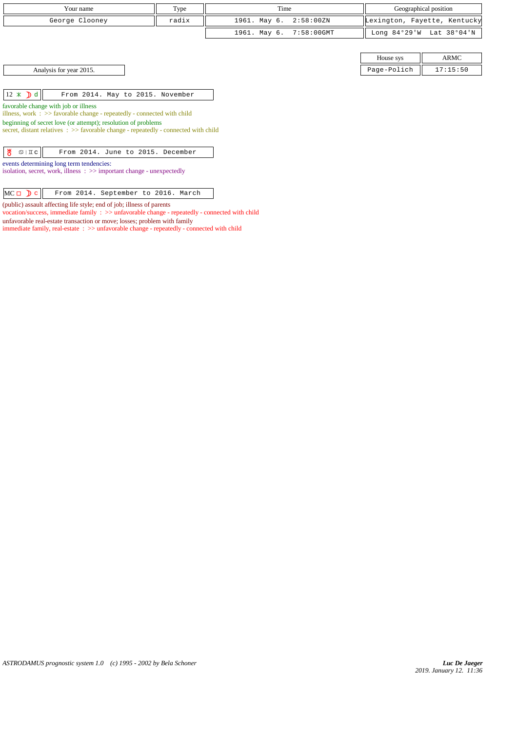| Your name | Type | Time | Geographical position |
| --- | --- | --- | --- |
| George Clooney | radix | 1961. May 6. 2:58:00ZN | Lexington, Fayette, Kentucky |
| | | 1961. May 6. 7:58:00GMT | Long 84°29'W Lat 38°04'N |

| House sys | ARMC |
| --- | --- |
| Page-Polich | 17:15:50 |

Analysis for year 2015.

| 12 ⚹ ☽ d | From 2014. May to 2015. November |
| --- | --- |

favorable change with job or illness
illness, work : >> favorable change - repeatedly - connected with child

beginning of secret love (or attempt); resolution of problems
secret, distant relatives : >> favorable change - repeatedly - connected with child

| ♅ ♋ \| ♊ c | From 2014. June to 2015. December |
| --- | --- |

events determining long term tendencies:
isolation, secret, work, illness : >> important change - unexpectedly

| MC □ ☽ c | From 2014. September to 2016. March |
| --- | --- |

(public) assault affecting life style; end of job; illness of parents
vocation/success, immediate family : >> unfavorable change - repeatedly - connected with child

unfavorable real-estate transaction or move; losses; problem with family
immediate family, real-estate : >> unfavorable change - repeatedly - connected with child

ASTRODAMUS prognostic system 1.0 (c) 1995 - 2002 by Bela Schoner

*Luc De Jaeger*
*2019. January 12. 11:36*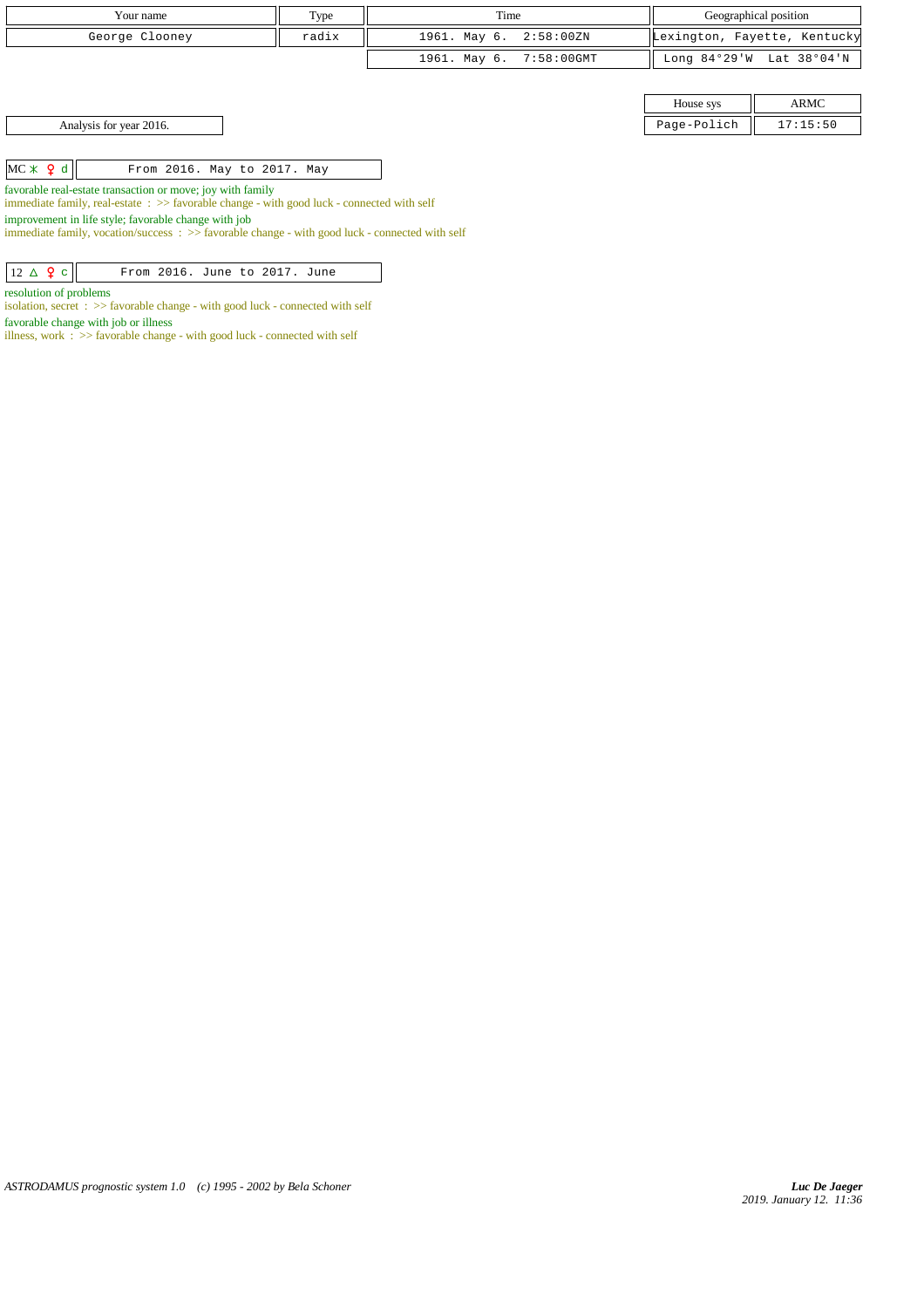| Your name | Type | Time | Geographical position |
|---|---|---|---|
| George Clooney | radix | 1961. May 6.  2:58:00ZN | Lexington, Fayette, Kentucky |
| | | 1961. May 6.  7:58:00GMT | Long 84°29'W  Lat 38°04'N |

| House sys | ARMC |
|---|---|
| Page-Polich | 17:15:50 |

Analysis for year 2016.

| MC ✶ ♀ d | From 2016. May to 2017. May |
|---|---|

favorable real-estate transaction or move; joy with family
immediate family, real-estate : >> favorable change - with good luck - connected with self

improvement in life style; favorable change with job
immediate family, vocation/success : >> favorable change - with good luck - connected with self

| 12 △ ♀ c | From 2016. June to 2017. June |
|---|---|

resolution of problems
isolation, secret : >> favorable change - with good luck - connected with self

favorable change with job or illness
illness, work : >> favorable change - with good luck - connected with self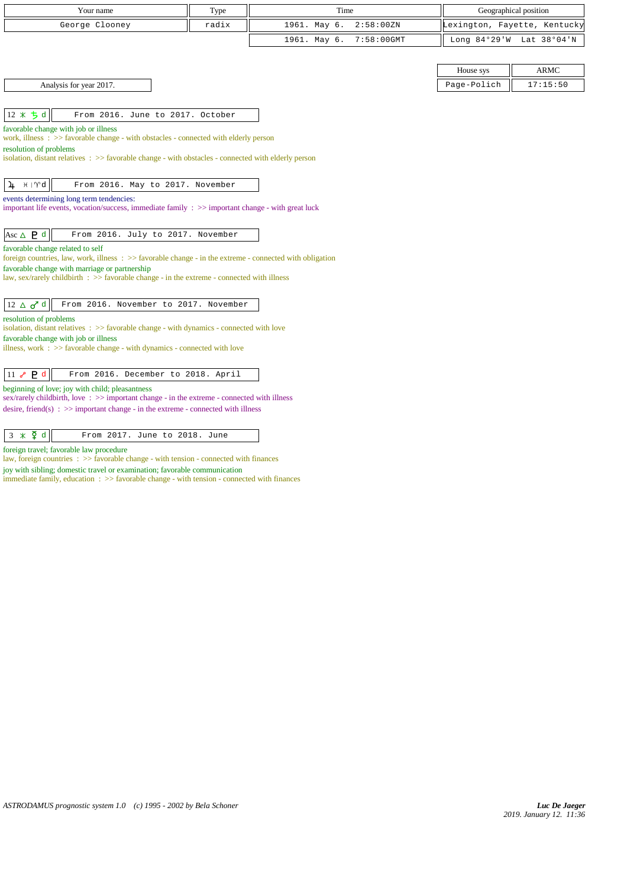| Your name | Type | Time | Geographical position |
|---|---|---|---|
| George Clooney | radix | 1961. May 6. 2:58:00ZN | Lexington, Fayette, Kentucky |
| | | 1961. May 6. 7:58:00GMT | Long 84°29'W Lat 38°04'N |

| House sys | ARMC |
|---|---|
| Page-Polich | 17:15:50 |

Analysis for year 2017.

| 12 ⚹ ♄ d | From 2016. June to 2017. October |
|---|---|

favorable change with job or illness
work, illness : >> favorable change - with obstacles - connected with elderly person
resolution of problems
isolation, distant relatives : >> favorable change - with obstacles - connected with elderly person

| ♃ ♓ \| ♈ d | From 2016. May to 2017. November |
|---|---|

events determining long term tendencies:
important life events, vocation/success, immediate family : >> important change - with great luck

| Asc △ ♇ d | From 2016. July to 2017. November |
|---|---|

favorable change related to self
foreign countries, law, work, illness : >> favorable change - in the extreme - connected with obligation
favorable change with marriage or partnership
law, sex/rarely childbirth : >> favorable change - in the extreme - connected with illness

| 12 △ ♂ d | From 2016. November to 2017. November |
|---|---|

resolution of problems
isolation, distant relatives : >> favorable change - with dynamics - connected with love
favorable change with job or illness
illness, work : >> favorable change - with dynamics - connected with love

| 11 ☍ ♇ d | From 2016. December to 2018. April |
|---|---|

beginning of love; joy with child; pleasantness
sex/rarely childbirth, love : >> important change - in the extreme - connected with illness
desire, friend(s) : >> important change - in the extreme - connected with illness

| 3 ⚹ ☿ d | From 2017. June to 2018. June |
|---|---|

foreign travel; favorable law procedure
law, foreign countries : >> favorable change - with tension - connected with finances
joy with sibling; domestic travel or examination; favorable communication
immediate family, education : >> favorable change - with tension - connected with finances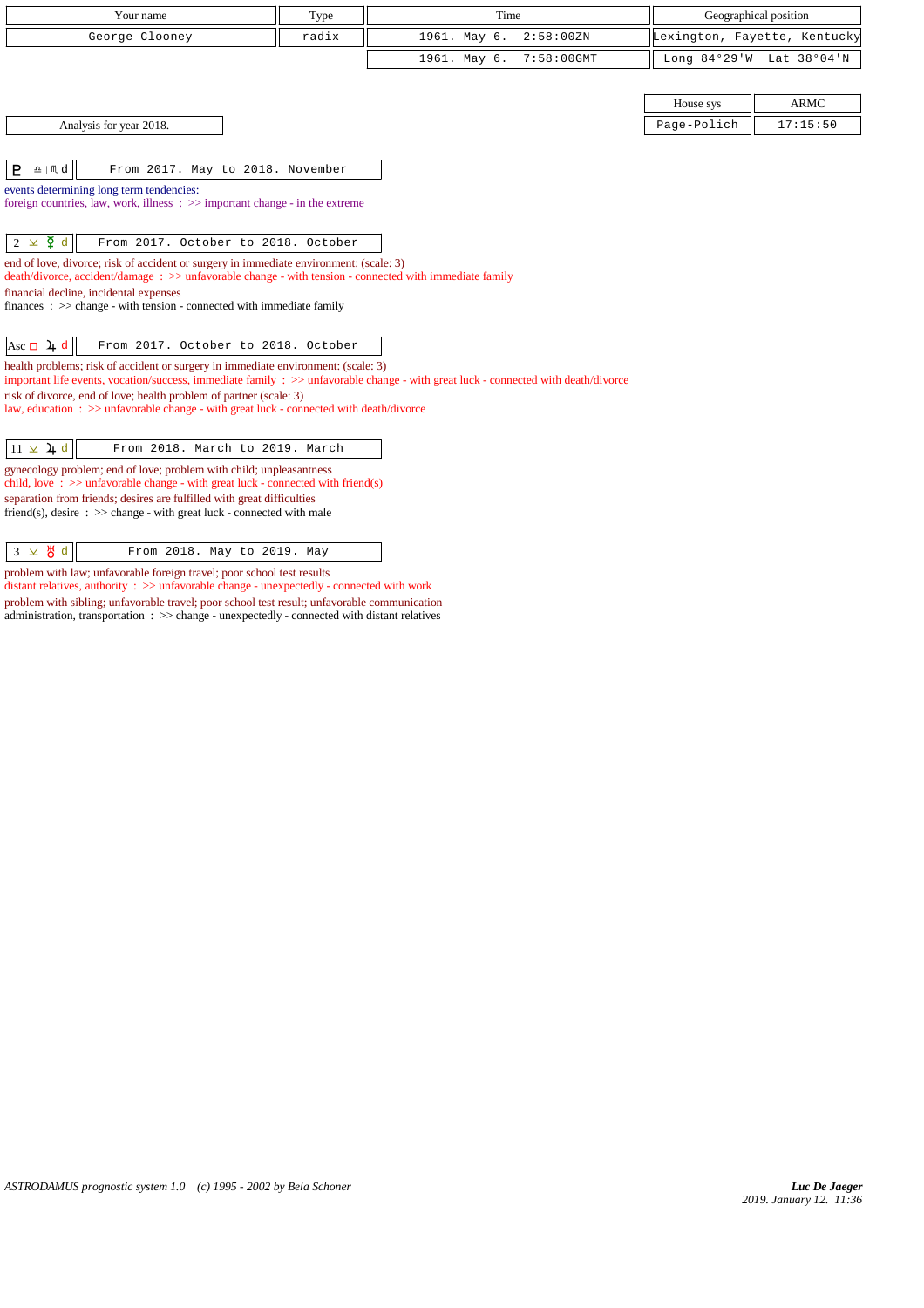| Your name | Type | Time | Geographical position |
|---|---|---|---|
| George Clooney | radix | 1961. May 6. 2:58:00ZN | Lexington, Fayette, Kentucky |
| | | 1961. May 6. 7:58:00GMT | Long 84°29'W Lat 38°04'N |

| House sys | ARMC |
|---|---|
| Page-Polich | 17:15:50 |

Analysis for year 2018.

| ♇ ♎ \| ♏ d | From 2017. May to 2018. November |
|---|---|

events determining long term tendencies:
foreign countries, law, work, illness : >> important change - in the extreme

| 2 ⊻ ☿ d | From 2017. October to 2018. October |
|---|---|

end of love, divorce; risk of accident or surgery in immediate environment: (scale: 3)
death/divorce, accident/damage : >> unfavorable change - with tension - connected with immediate family
financial decline, incidental expenses
finances : >> change - with tension - connected with immediate family

| Asc □ ♃ d | From 2017. October to 2018. October |
|---|---|

health problems; risk of accident or surgery in immediate environment: (scale: 3)
important life events, vocation/success, immediate family : >> unfavorable change - with great luck - connected with death/divorce
risk of divorce, end of love; health problem of partner (scale: 3)
law, education : >> unfavorable change - with great luck - connected with death/divorce

| 11 ⊻ ♃ d | From 2018. March to 2019. March |
|---|---|

gynecology problem; end of love; problem with child; unpleasantness
child, love : >> unfavorable change - with great luck - connected with friend(s)
separation from friends; desires are fulfilled with great difficulties
friend(s), desire : >> change - with great luck - connected with male

| 3 ⊻ ♅ d | From 2018. May to 2019. May |
|---|---|

problem with law; unfavorable foreign travel; poor school test results
distant relatives, authority : >> unfavorable change - unexpectedly - connected with work
problem with sibling; unfavorable travel; poor school test result; unfavorable communication
administration, transportation : >> change - unexpectedly - connected with distant relatives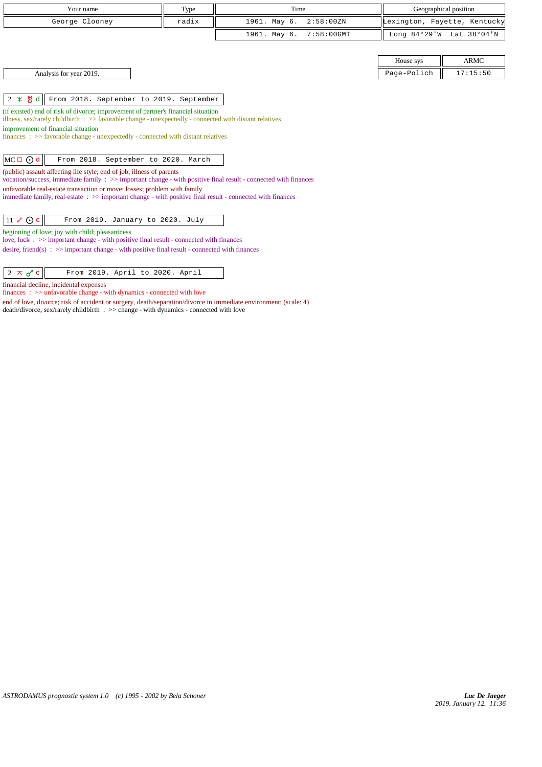| Your name | Type | Time | Geographical position |
| --- | --- | --- | --- |
| George Clooney | radix | 1961. May 6. 2:58:00ZN | Lexington, Fayette, Kentucky |
| | | 1961. May 6. 7:58:00GMT | Long 84°29'W Lat 38°04'N |

| House sys | ARMC |
| --- | --- |
| Page-Polich | 17:15:50 |

Analysis for year 2019.

**2 ⚹ ♅ d** — From 2018. September to 2019. September

(if existed) end of risk of divorce; improvement of partner's financial situation
illness, sex/rarely childbirth : >> favorable change - unexpectedly - connected with distant relatives

improvement of financial situation
finances : >> favorable change - unexpectedly - connected with distant relatives

**MC □ ☉ d** — From 2018. September to 2020. March

(public) assault affecting life style; end of job; illness of parents
vocation/success, immediate family : >> important change - with positive final result - connected with finances

unfavorable real-estate transaction or move; losses; problem with family
immediate family, real-estate : >> important change - with positive final result - connected with finances

**11 ☍ ☉ c** — From 2019. January to 2020. July

beginning of love; joy with child; pleasantness
love, luck : >> important change - with positive final result - connected with finances

desire, friend(s) : >> important change - with positive final result - connected with finances

**2 ⚻ ♂ c** — From 2019. April to 2020. April

financial decline, incidental expenses
finances : >> unfavorable change - with dynamics - connected with love

end of love, divorce; risk of accident or surgery, death/separation/divorce in immediate environment: (scale: 4)
death/divorce, sex/rarely childbirth : >> change - with dynamics - connected with love

ASTRODAMUS prognostic system 1.0 (c) 1995 - 2002 by Bela Schoner

Luc De Jaeger
2019. January 12. 11:36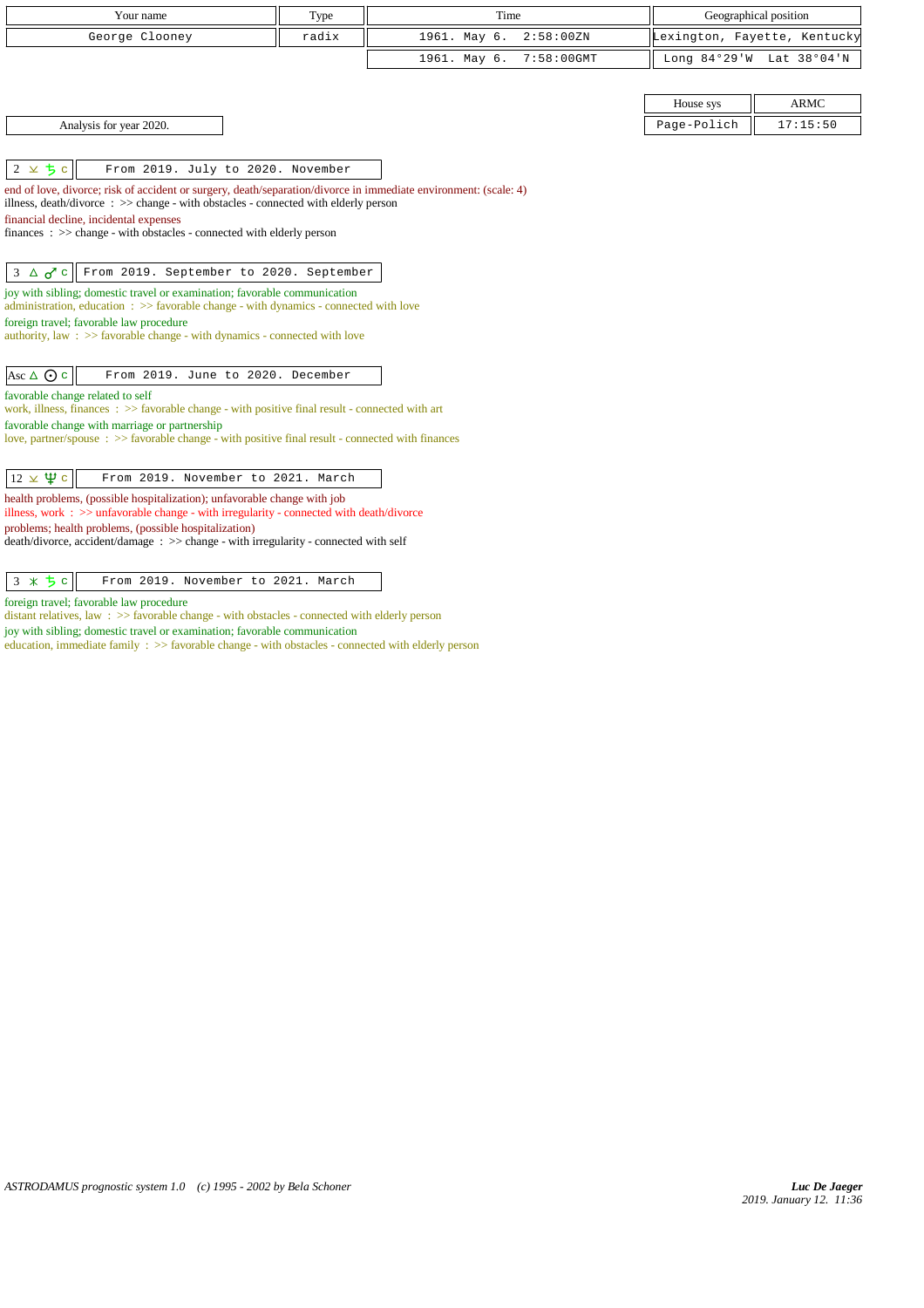| Your name | Type | Time | Geographical position |
|---|---|---|---|
| George Clooney | radix | 1961. May 6. 2:58:00ZN | Lexington, Fayette, Kentucky |
| | | 1961. May 6. 7:58:00GMT | Long 84°29'W Lat 38°04'N |

| House sys | ARMC |
|---|---|
| Page-Polich | 17:15:50 |

Analysis for year 2020.

**2 ⊻ ♄ c** — From 2019. July to 2020. November

end of love, divorce; risk of accident or surgery, death/separation/divorce in immediate environment: (scale: 4)
illness, death/divorce : >> change - with obstacles - connected with elderly person
financial decline, incidental expenses
finances : >> change - with obstacles - connected with elderly person

**3 △ ♂ c** — From 2019. September to 2020. September

joy with sibling; domestic travel or examination; favorable communication
administration, education : >> favorable change - with dynamics - connected with love
foreign travel; favorable law procedure
authority, law : >> favorable change - with dynamics - connected with love

**Asc △ ☉ c** — From 2019. June to 2020. December

favorable change related to self
work, illness, finances : >> favorable change - with positive final result - connected with art
favorable change with marriage or partnership
love, partner/spouse : >> favorable change - with positive final result - connected with finances

**12 ⊻ ♆ c** — From 2019. November to 2021. March

health problems, (possible hospitalization); unfavorable change with job
illness, work : >> unfavorable change - with irregularity - connected with death/divorce
problems; health problems, (possible hospitalization)
death/divorce, accident/damage : >> change - with irregularity - connected with self

**3 ⚹ ♄ c** — From 2019. November to 2021. March

foreign travel; favorable law procedure
distant relatives, law : >> favorable change - with obstacles - connected with elderly person
joy with sibling; domestic travel or examination; favorable communication
education, immediate family : >> favorable change - with obstacles - connected with elderly person

ASTRODAMUS prognostic system 1.0 (c) 1995 - 2002 by Bela Schoner

*Luc De Jaeger*
*2019. January 12. 11:36*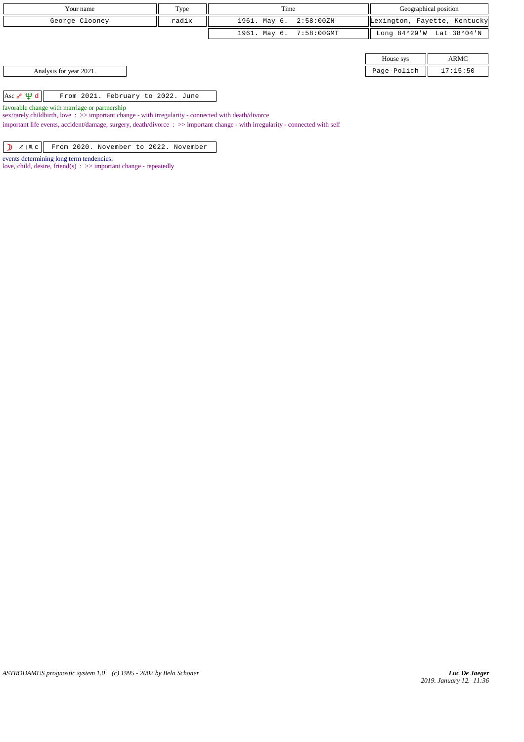| Your name | Type | Time | Geographical position |
|---|---|---|---|
| George Clooney | radix | 1961. May 6. 2:58:00ZN | Lexington, Fayette, Kentucky |
| | | 1961. May 6. 7:58:00GMT | Long 84°29'W Lat 38°04'N |

| House sys | ARMC |
|---|---|
| Page-Polich | 17:15:50 |

Analysis for year 2021.

Asc ☍ ♆ d | From 2021. February to 2022. June

favorable change with marriage or partnership
sex/rarely childbirth, love : >> important change - with irregularity - connected with death/divorce
important life events, accident/damage, surgery, death/divorce : >> important change - with irregularity - connected with self

☽ ♐ | ♏ c | From 2020. November to 2022. November

events determining long term tendencies:
love, child, desire, friend(s) : >> important change - repeatedly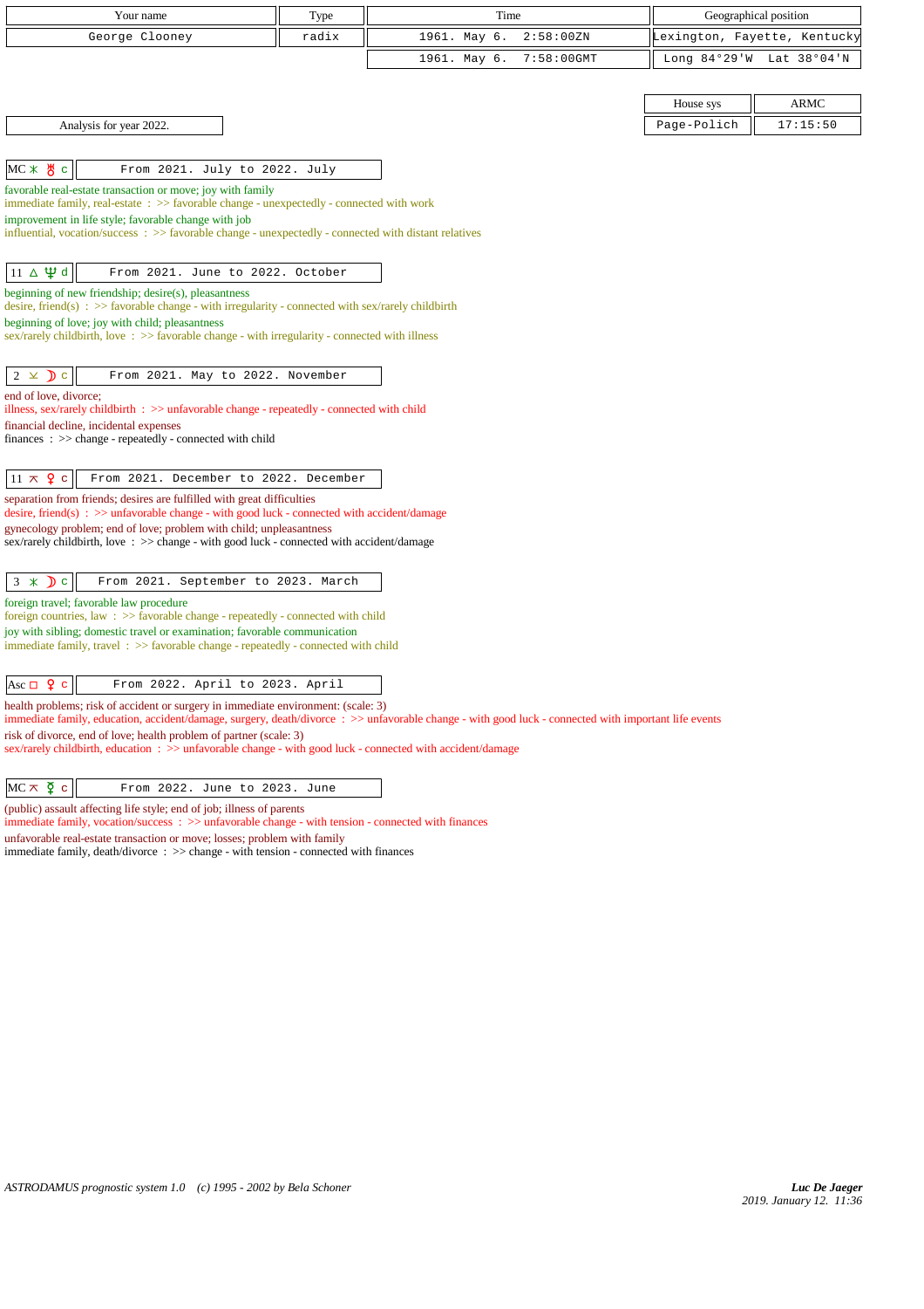| Your name | Type | Time | Geographical position |
|---|---|---|---|
| George Clooney | radix | 1961. May 6. 2:58:00ZN | Lexington, Fayette, Kentucky |
| | | 1961. May 6. 7:58:00GMT | Long 84°29'W Lat 38°04'N |

| House sys | ARMC |
|---|---|
| Page-Polich | 17:15:50 |

Analysis for year 2022.

**MC ⚹ ♅ c** — From 2021. July to 2022. July

favorable real-estate transaction or move; joy with family
immediate family, real-estate : >> favorable change - unexpectedly - connected with work
improvement in life style; favorable change with job
influential, vocation/success : >> favorable change - unexpectedly - connected with distant relatives

**11 △ ♆ d** — From 2021. June to 2022. October

beginning of new friendship; desire(s), pleasantness
desire, friend(s) : >> favorable change - with irregularity - connected with sex/rarely childbirth
beginning of love; joy with child; pleasantness
sex/rarely childbirth, love : >> favorable change - with irregularity - connected with illness

**2 ⚺ ☽ c** — From 2021. May to 2022. November

end of love, divorce;
illness, sex/rarely childbirth : >> unfavorable change - repeatedly - connected with child
financial decline, incidental expenses
finances : >> change - repeatedly - connected with child

**11 ⚻ ♀ c** — From 2021. December to 2022. December

separation from friends; desires are fulfilled with great difficulties
desire, friend(s) : >> unfavorable change - with good luck - connected with accident/damage
gynecology problem; end of love; problem with child; unpleasantness
sex/rarely childbirth, love : >> change - with good luck - connected with accident/damage

**3 ⚹ ☽ c** — From 2021. September to 2023. March

foreign travel; favorable law procedure
foreign countries, law : >> favorable change - repeatedly - connected with child
joy with sibling; domestic travel or examination; favorable communication
immediate family, travel : >> favorable change - repeatedly - connected with child

**Asc □ ♀ c** — From 2022. April to 2023. April

health problems; risk of accident or surgery in immediate environment: (scale: 3)
immediate family, education, accident/damage, surgery, death/divorce : >> unfavorable change - with good luck - connected with important life events
risk of divorce, end of love; health problem of partner (scale: 3)
sex/rarely childbirth, education : >> unfavorable change - with good luck - connected with accident/damage

**MC ⚻ ☿ c** — From 2022. June to 2023. June

(public) assault affecting life style; end of job; illness of parents
immediate family, vocation/success : >> unfavorable change - with tension - connected with finances
unfavorable real-estate transaction or move; losses; problem with family
immediate family, death/divorce : >> change - with tension - connected with finances

*ASTRODAMUS prognostic system 1.0 (c) 1995 - 2002 by Bela Schoner*

*Luc De Jaeger*
2019. January 12. 11:36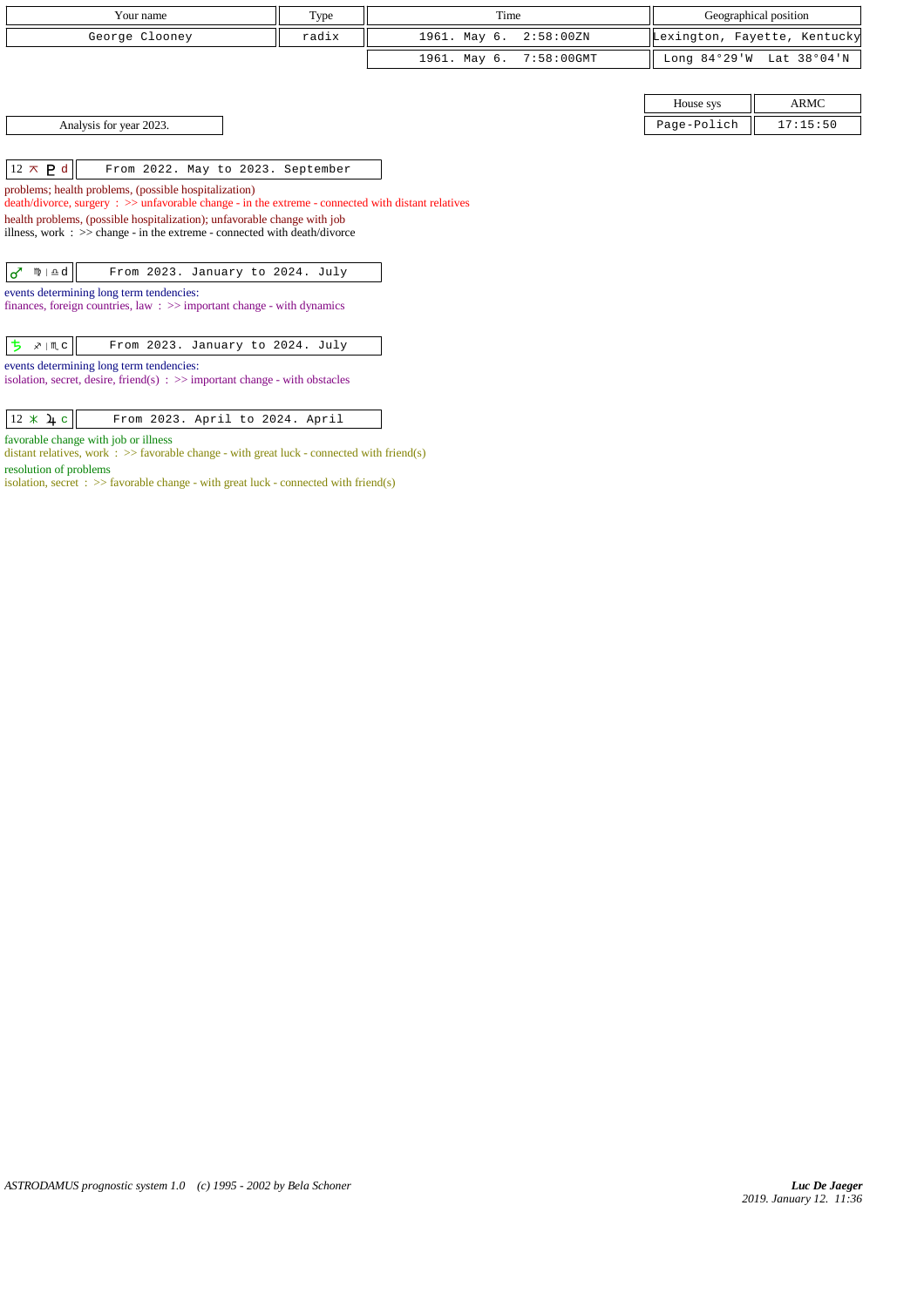| Your name | Type | Time | Geographical position |
|---|---|---|---|
| George Clooney | radix | 1961. May 6. 2:58:00ZN | Lexington, Fayette, Kentucky |
| | | 1961. May 6. 7:58:00GMT | Long 84°29'W Lat 38°04'N |

| House sys | ARMC |
|---|---|
| Page-Polich | 17:15:50 |

Analysis for year 2023.

| 12 ⊼ ♇ d | From 2022. May to 2023. September |
|---|---|

problems; health problems, (possible hospitalization)
death/divorce, surgery : >> unfavorable change - in the extreme - connected with distant relatives

health problems, (possible hospitalization); unfavorable change with job
illness, work : >> change - in the extreme - connected with death/divorce

| ♂ ♍ \| ♎ d | From 2023. January to 2024. July |
|---|---|

events determining long term tendencies:
finances, foreign countries, law : >> important change - with dynamics

| ♄ ♐ \| ♏ c | From 2023. January to 2024. July |
|---|---|

events determining long term tendencies:
isolation, secret, desire, friend(s) : >> important change - with obstacles

| 12 ⚹ ♃ c | From 2023. April to 2024. April |
|---|---|

favorable change with job or illness
distant relatives, work : >> favorable change - with great luck - connected with friend(s)

resolution of problems
isolation, secret : >> favorable change - with great luck - connected with friend(s)

ASTRODAMUS prognostic system 1.0 (c) 1995 - 2002 by Bela Schoner

*Luc De Jaeger*
*2019. January 12. 11:36*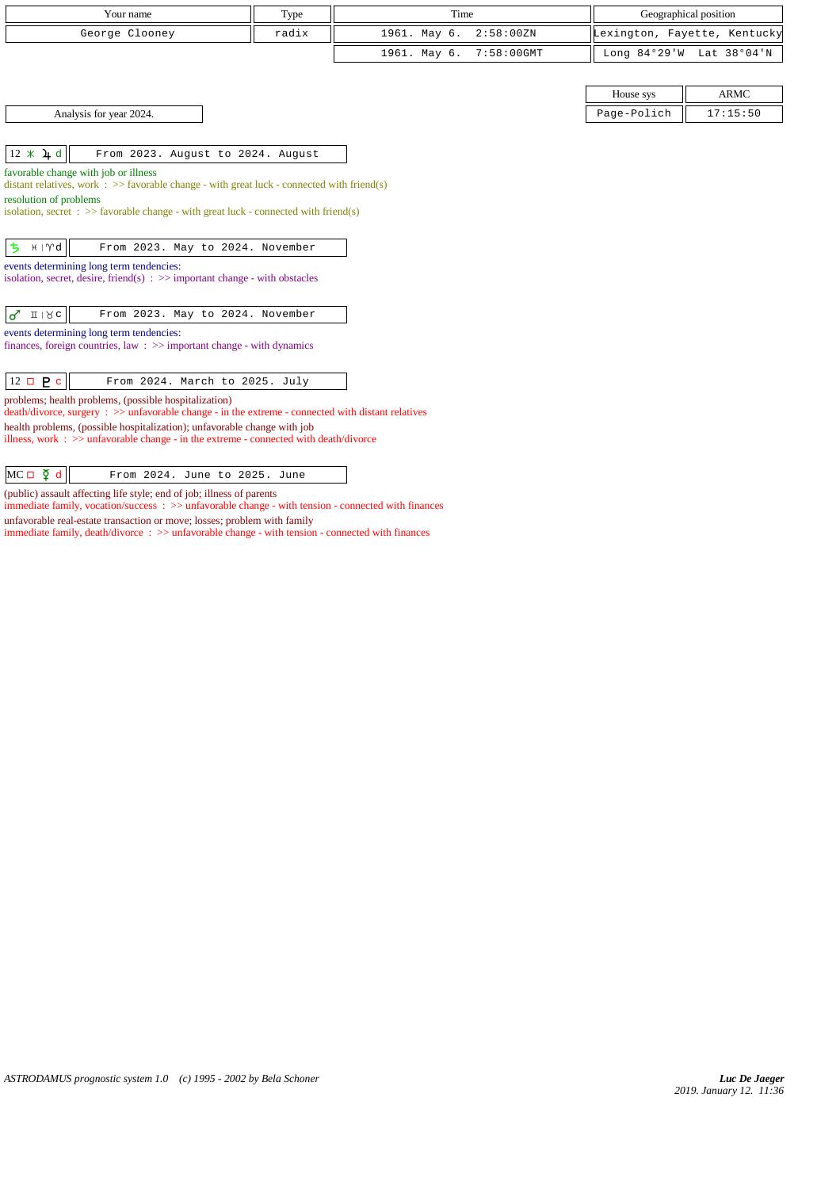| Your name | Type | Time | Geographical position |
|---|---|---|---|
| George Clooney | radix | 1961. May 6. 2:58:00ZN | Lexington, Fayette, Kentucky |
| | | 1961. May 6. 7:58:00GMT | Long 84°29'W Lat 38°04'N |

| House sys | ARMC |
|---|---|
| Page-Polich | 17:15:50 |

Analysis for year 2024.

| 12 ⚹ ♃ d | From 2023. August to 2024. August |
|---|---|

favorable change with job or illness
distant relatives, work : >> favorable change - with great luck - connected with friend(s)
resolution of problems
isolation, secret : >> favorable change - with great luck - connected with friend(s)

| ♄ ♓ \| ♈ d | From 2023. May to 2024. November |
|---|---|

events determining long term tendencies:
isolation, secret, desire, friend(s) : >> important change - with obstacles

| ♂ ♊ \| ♉ c | From 2023. May to 2024. November |
|---|---|

events determining long term tendencies:
finances, foreign countries, law : >> important change - with dynamics

| 12 □ ♇ c | From 2024. March to 2025. July |
|---|---|

problems; health problems, (possible hospitalization)
death/divorce, surgery : >> unfavorable change - in the extreme - connected with distant relatives
health problems, (possible hospitalization); unfavorable change with job
illness, work : >> unfavorable change - in the extreme - connected with death/divorce

| MC □ ☿ d | From 2024. June to 2025. June |
|---|---|

(public) assault affecting life style; end of job; illness of parents
immediate family, vocation/success : >> unfavorable change - with tension - connected with finances
unfavorable real-estate transaction or move; losses; problem with family
immediate family, death/divorce : >> unfavorable change - with tension - connected with finances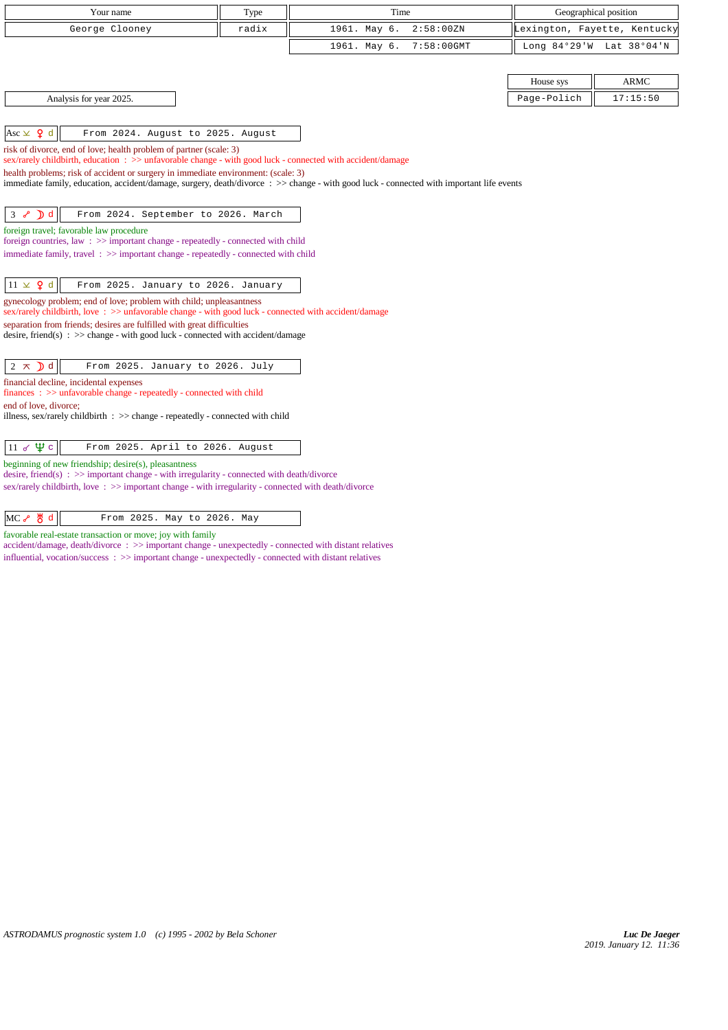| Your name | Type | Time | Geographical position |
|---|---|---|---|
| George Clooney | radix | 1961. May 6. 2:58:00ZN | Lexington, Fayette, Kentucky |
| | | 1961. May 6. 7:58:00GMT | Long 84°29'W Lat 38°04'N |

| House sys | ARMC |
|---|---|
| Page-Polich | 17:15:50 |

Analysis for year 2025.

**Asc ⚻ ♀ d** — From 2024. August to 2025. August

risk of divorce, end of love; health problem of partner (scale: 3)
sex/rarely childbirth, education : >> unfavorable change - with good luck - connected with accident/damage
health problems; risk of accident or surgery in immediate environment: (scale: 3)
immediate family, education, accident/damage, surgery, death/divorce : >> change - with good luck - connected with important life events

**3 ☍ ☽ d** — From 2024. September to 2026. March

foreign travel; favorable law procedure
foreign countries, law : >> important change - repeatedly - connected with child
immediate family, travel : >> important change - repeatedly - connected with child

**11 ⚻ ♀ d** — From 2025. January to 2026. January

gynecology problem; end of love; problem with child; unpleasantness
sex/rarely childbirth, love : >> unfavorable change - with good luck - connected with accident/damage
separation from friends; desires are fulfilled with great difficulties
desire, friend(s) : >> change - with good luck - connected with accident/damage

**2 ⚻ ☽ d** — From 2025. January to 2026. July

financial decline, incidental expenses
finances : >> unfavorable change - repeatedly - connected with child
end of love, divorce;
illness, sex/rarely childbirth : >> change - repeatedly - connected with child

**11 ☌ ♆ c** — From 2025. April to 2026. August

beginning of new friendship; desire(s), pleasantness
desire, friend(s) : >> important change - with irregularity - connected with death/divorce
sex/rarely childbirth, love : >> important change - with irregularity - connected with death/divorce

**MC ☍ ♅ d** — From 2025. May to 2026. May

favorable real-estate transaction or move; joy with family
accident/damage, death/divorce : >> important change - unexpectedly - connected with distant relatives
influential, vocation/success : >> important change - unexpectedly - connected with distant relatives

*ASTRODAMUS prognostic system 1.0 (c) 1995 - 2002 by Bela Schoner*

*Luc De Jaeger*
2019. January 12. 11:36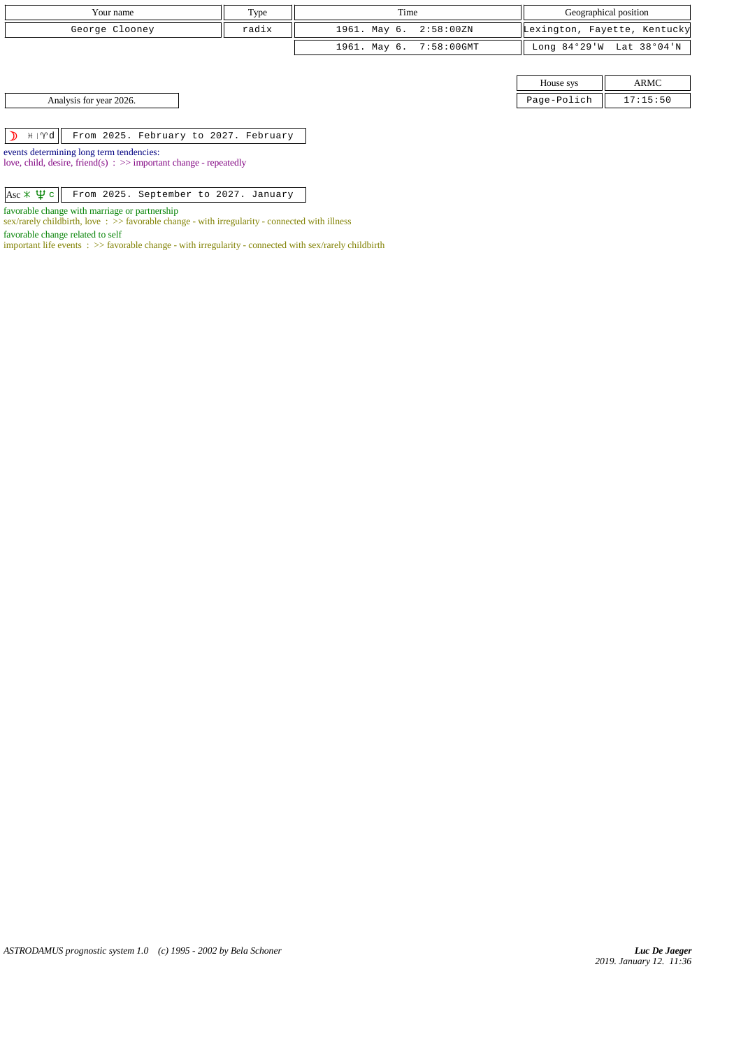| Your name | Type | Time | Geographical position |
|---|---|---|---|
| George Clooney | radix | 1961. May 6. 2:58:00ZN | Lexington, Fayette, Kentucky |
| | | 1961. May 6. 7:58:00GMT | Long 84°29'W Lat 38°04'N |

| House sys | ARMC |
|---|---|
| Page-Polich | 17:15:50 |

Analysis for year 2026.

☽ ♓|♈d — From 2025. February to 2027. February

events determining long term tendencies:
love, child, desire, friend(s) : >> important change - repeatedly

Asc ⚹ ♆ c — From 2025. September to 2027. January

favorable change with marriage or partnership
sex/rarely childbirth, love : >> favorable change - with irregularity - connected with illness

favorable change related to self
important life events : >> favorable change - with irregularity - connected with sex/rarely childbirth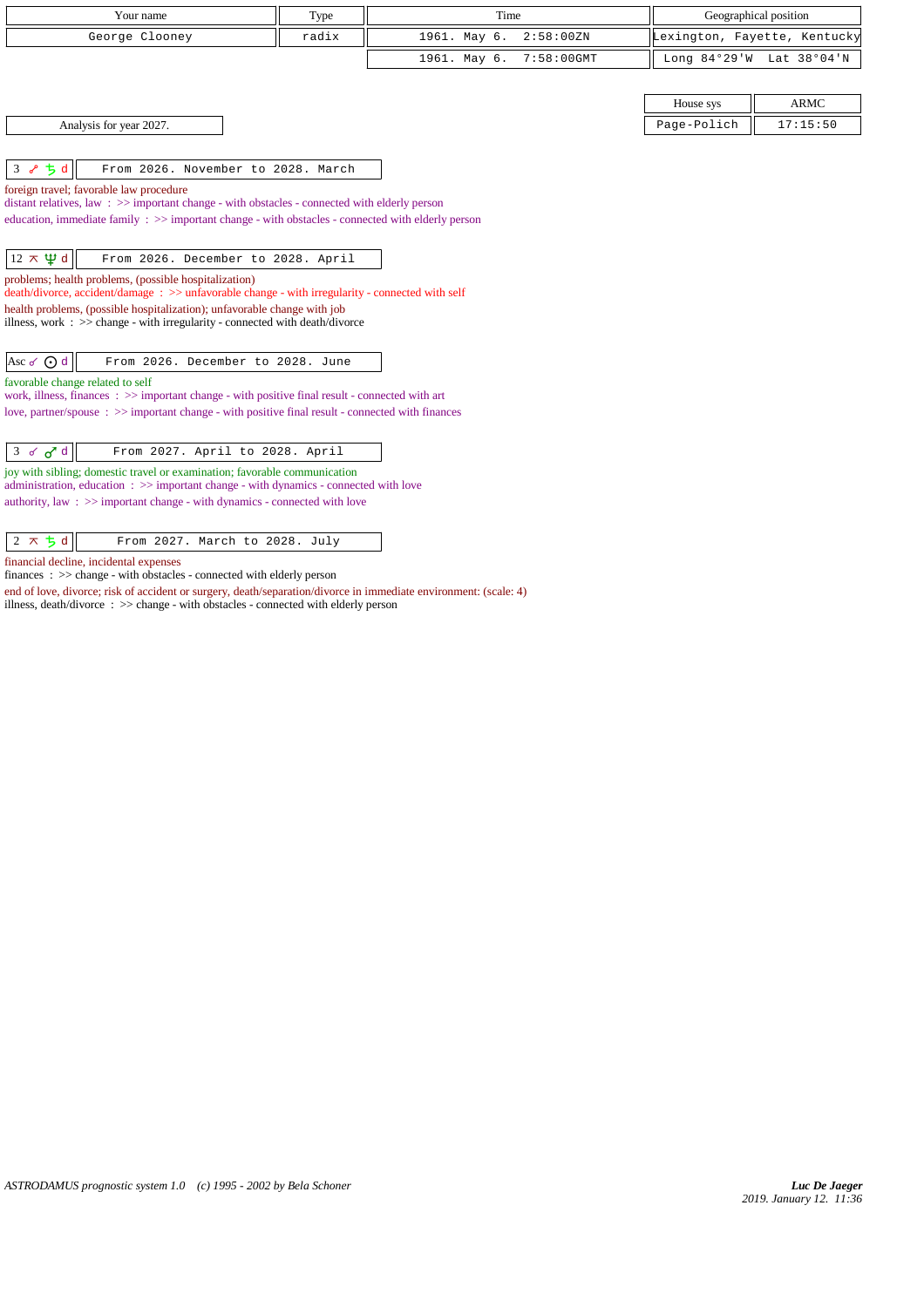| Your name | Type | Time | Geographical position |
|---|---|---|---|
| George Clooney | radix | 1961. May 6. 2:58:00ZN | Lexington, Fayette, Kentucky |
| | | 1961. May 6. 7:58:00GMT | Long 84°29'W Lat 38°04'N |

| House sys | ARMC |
|---|---|
| Page-Polich | 17:15:50 |

Analysis for year 2027.

| 3 ☍ ♄ d | From 2026. November to 2028. March |
|---|---|

foreign travel; favorable law procedure
distant relatives, law : >> important change - with obstacles - connected with elderly person
education, immediate family : >> important change - with obstacles - connected with elderly person

| 12 ⚻ ♆ d | From 2026. December to 2028. April |
|---|---|

problems; health problems, (possible hospitalization)
death/divorce, accident/damage : >> unfavorable change - with irregularity - connected with self
health problems, (possible hospitalization); unfavorable change with job
illness, work : >> change - with irregularity - connected with death/divorce

| Asc ☌ ☉ d | From 2026. December to 2028. June |
|---|---|

favorable change related to self
work, illness, finances : >> important change - with positive final result - connected with art
love, partner/spouse : >> important change - with positive final result - connected with finances

| 3 ☌ ♂ d | From 2027. April to 2028. April |
|---|---|

joy with sibling; domestic travel or examination; favorable communication
administration, education : >> important change - with dynamics - connected with love
authority, law : >> important change - with dynamics - connected with love

| 2 ⚻ ♄ d | From 2027. March to 2028. July |
|---|---|

financial decline, incidental expenses
finances : >> change - with obstacles - connected with elderly person
end of love, divorce; risk of accident or surgery, death/separation/divorce in immediate environment: (scale: 4)
illness, death/divorce : >> change - with obstacles - connected with elderly person

*ASTRODAMUS prognostic system 1.0 (c) 1995 - 2002 by Bela Schoner*

***Luc De Jaeger***
*2019. January 12. 11:36*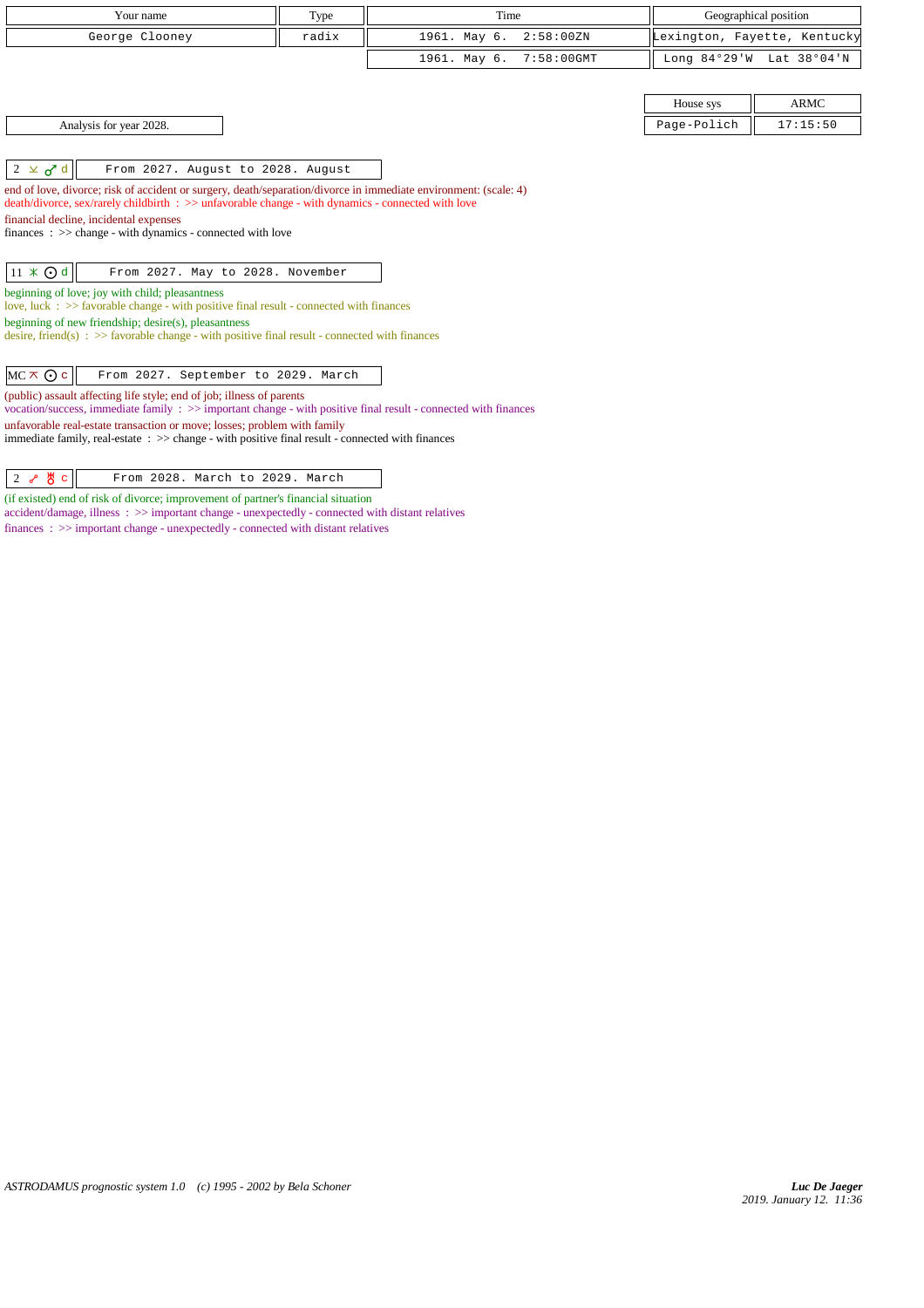| Your name | Type | Time | Geographical position |
|---|---|---|---|
| George Clooney | radix | 1961. May 6. 2:58:00ZN | Lexington, Fayette, Kentucky |
| | | 1961. May 6. 7:58:00GMT | Long 84°29'W Lat 38°04'N |

| House sys | ARMC |
|---|---|
| Page-Polich | 17:15:50 |

Analysis for year 2028.

| 2 ⚺ ♂ d | From 2027. August to 2028. August |
|---|---|

end of love, divorce; risk of accident or surgery, death/separation/divorce in immediate environment: (scale: 4)
death/divorce, sex/rarely childbirth : >> unfavorable change - with dynamics - connected with love
financial decline, incidental expenses
finances : >> change - with dynamics - connected with love

| 11 ⚹ ☉ d | From 2027. May to 2028. November |
|---|---|

beginning of love; joy with child; pleasantness
love, luck : >> favorable change - with positive final result - connected with finances
beginning of new friendship; desire(s), pleasantness
desire, friend(s) : >> favorable change - with positive final result - connected with finances

| MC ⚻ ☉ c | From 2027. September to 2029. March |
|---|---|

(public) assault affecting life style; end of job; illness of parents
vocation/success, immediate family : >> important change - with positive final result - connected with finances
unfavorable real-estate transaction or move; losses; problem with family
immediate family, real-estate : >> change - with positive final result - connected with finances

| 2 ☍ ♅ c | From 2028. March to 2029. March |
|---|---|

(if existed) end of risk of divorce; improvement of partner's financial situation
accident/damage, illness : >> important change - unexpectedly - connected with distant relatives
finances : >> important change - unexpectedly - connected with distant relatives

*ASTRODAMUS prognostic system 1.0 (c) 1995 - 2002 by Bela Schoner*

*Luc De Jaeger*
*2019. January 12. 11:36*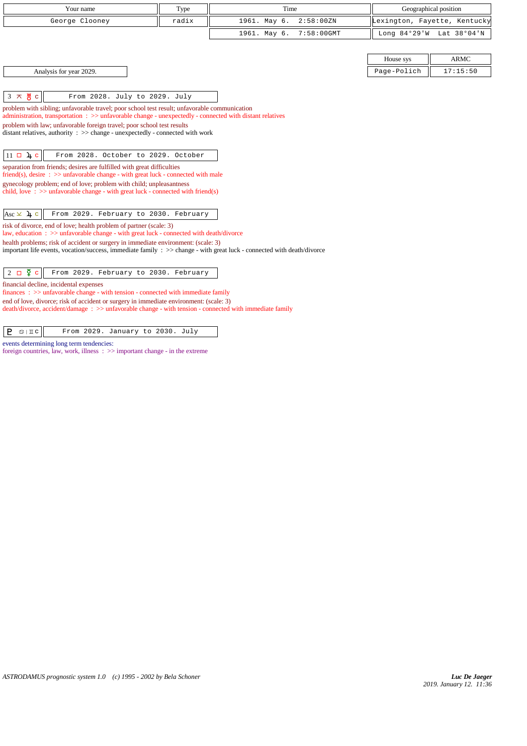| Your name | Type | Time | Geographical position |
|---|---|---|---|
| George Clooney | radix | 1961. May 6. 2:58:00ZN | Lexington, Fayette, Kentucky |
| | | 1961. May 6. 7:58:00GMT | Long 84°29'W Lat 38°04'N |

| House sys | ARMC |
|---|---|
| Page-Polich | 17:15:50 |

Analysis for year 2029.

**3 ⚻ ♅ c** — From 2028. July to 2029. July

problem with sibling; unfavorable travel; poor school test result; unfavorable communication
administration, transportation : >> unfavorable change - unexpectedly - connected with distant relatives
problem with law; unfavorable foreign travel; poor school test results
distant relatives, authority : >> change - unexpectedly - connected with work

**11 □ ♃ c** — From 2028. October to 2029. October

separation from friends; desires are fulfilled with great difficulties
friend(s), desire : >> unfavorable change - with great luck - connected with male
gynecology problem; end of love; problem with child; unpleasantness
child, love : >> unfavorable change - with great luck - connected with friend(s)

**Asc ⚺ ♃ c** — From 2029. February to 2030. February

risk of divorce, end of love; health problem of partner (scale: 3)
law, education : >> unfavorable change - with great luck - connected with death/divorce
health problems; risk of accident or surgery in immediate environment: (scale: 3)
important life events, vocation/success, immediate family : >> change - with great luck - connected with death/divorce

**2 □ ☿ c** — From 2029. February to 2030. February

financial decline, incidental expenses
finances : >> unfavorable change - with tension - connected with immediate family
end of love, divorce; risk of accident or surgery in immediate environment: (scale: 3)
death/divorce, accident/damage : >> unfavorable change - with tension - connected with immediate family

**♇ ♋ | ♊ c** — From 2029. January to 2030. July

events determining long term tendencies:
foreign countries, law, work, illness : >> important change - in the extreme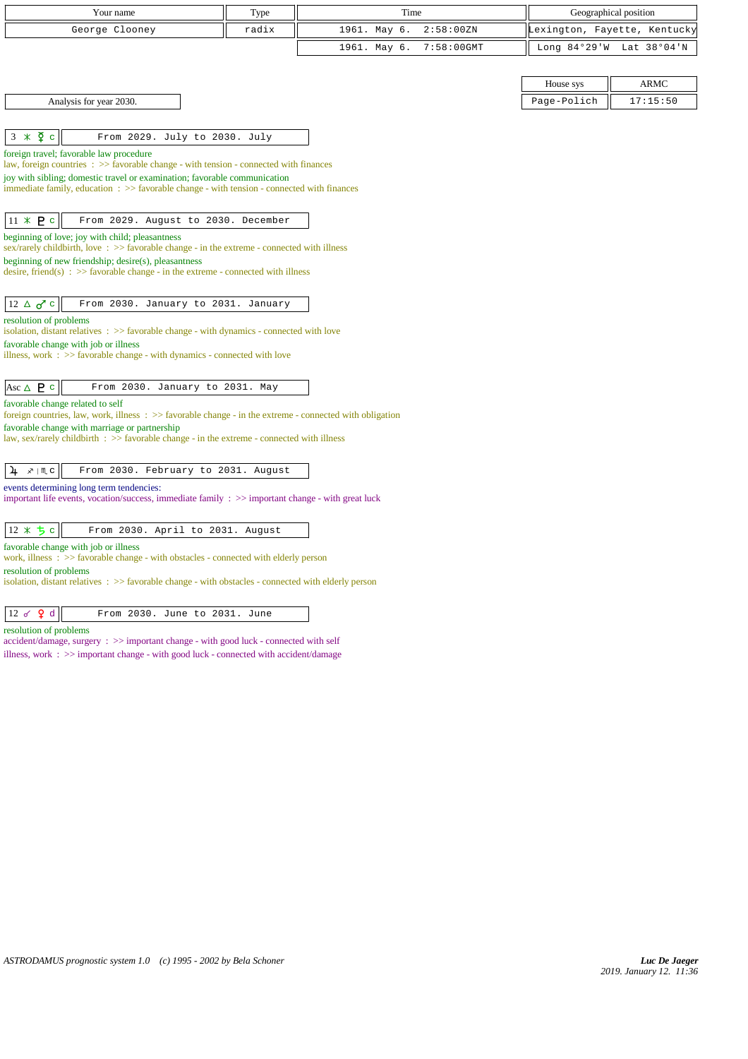| Your name | Type | Time | Geographical position |
| --- | --- | --- | --- |
| George Clooney | radix | 1961. May 6. 2:58:00ZN | Lexington, Fayette, Kentucky |
| | | 1961. May 6. 7:58:00GMT | Long 84°29'W Lat 38°04'N |

| House sys | ARMC |
| --- | --- |
| Page-Polich | 17:15:50 |

Analysis for year 2030.

**3 ⚹ ☿ c** — From 2029. July to 2030. July

foreign travel; favorable law procedure
law, foreign countries : >> favorable change - with tension - connected with finances
joy with sibling; domestic travel or examination; favorable communication
immediate family, education : >> favorable change - with tension - connected with finances

**11 ⚹ ♇ c** — From 2029. August to 2030. December

beginning of love; joy with child; pleasantness
sex/rarely childbirth, love : >> favorable change - in the extreme - connected with illness
beginning of new friendship; desire(s), pleasantness
desire, friend(s) : >> favorable change - in the extreme - connected with illness

**12 △ ♂ c** — From 2030. January to 2031. January

resolution of problems
isolation, distant relatives : >> favorable change - with dynamics - connected with love
favorable change with job or illness
illness, work : >> favorable change - with dynamics - connected with love

**Asc △ ♇ c** — From 2030. January to 2031. May

favorable change related to self
foreign countries, law, work, illness : >> favorable change - in the extreme - connected with obligation
favorable change with marriage or partnership
law, sex/rarely childbirth : >> favorable change - in the extreme - connected with illness

**♃ ♐ | ♏ c** — From 2030. February to 2031. August

events determining long term tendencies:
important life events, vocation/success, immediate family : >> important change - with great luck

**12 ⚹ ♄ c** — From 2030. April to 2031. August

favorable change with job or illness
work, illness : >> favorable change - with obstacles - connected with elderly person
resolution of problems
isolation, distant relatives : >> favorable change - with obstacles - connected with elderly person

**12 ☌ ♀ d** — From 2030. June to 2031. June

resolution of problems
accident/damage, surgery : >> important change - with good luck - connected with self
illness, work : >> important change - with good luck - connected with accident/damage

ASTRODAMUS prognostic system 1.0 (c) 1995 - 2002 by Bela Schoner

*Luc De Jaeger*
2019. January 12. 11:36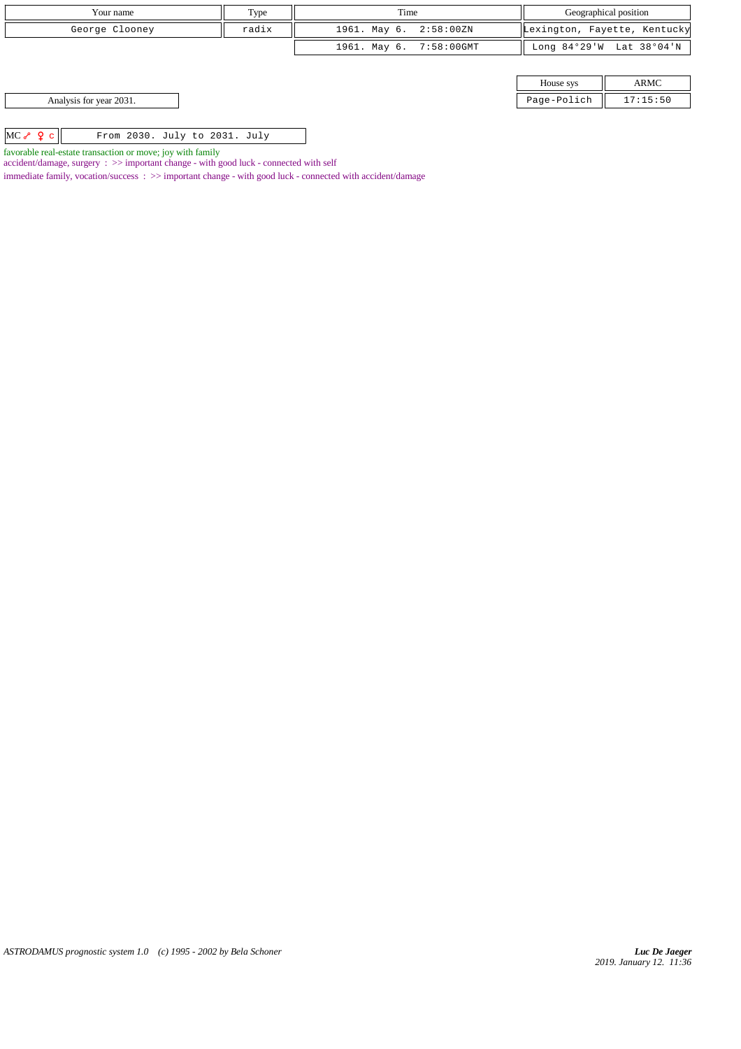| Your name | Type | Time | Geographical position | |
|---|---|---|---|---|
| George Clooney | radix | 1961. May 6. 2:58:00ZN | Lexington, Fayette, Kentucky | |
| | | 1961. May 6. 7:58:00GMT | Long 84°29'W | Lat 38°04'N |

| House sys | ARMC |
|---|---|
| Page-Polich | 17:15:50 |

Analysis for year 2031.

| MC ☍ ♀ c | From 2030. July to 2031. July |
|---|---|

favorable real-estate transaction or move; joy with family
accident/damage, surgery : >> important change - with good luck - connected with self
immediate family, vocation/success : >> important change - with good luck - connected with accident/damage

*ASTRODAMUS prognostic system 1.0 (c) 1995 - 2002 by Bela Schoner*

*Luc De Jaeger*
*2019. January 12. 11:36*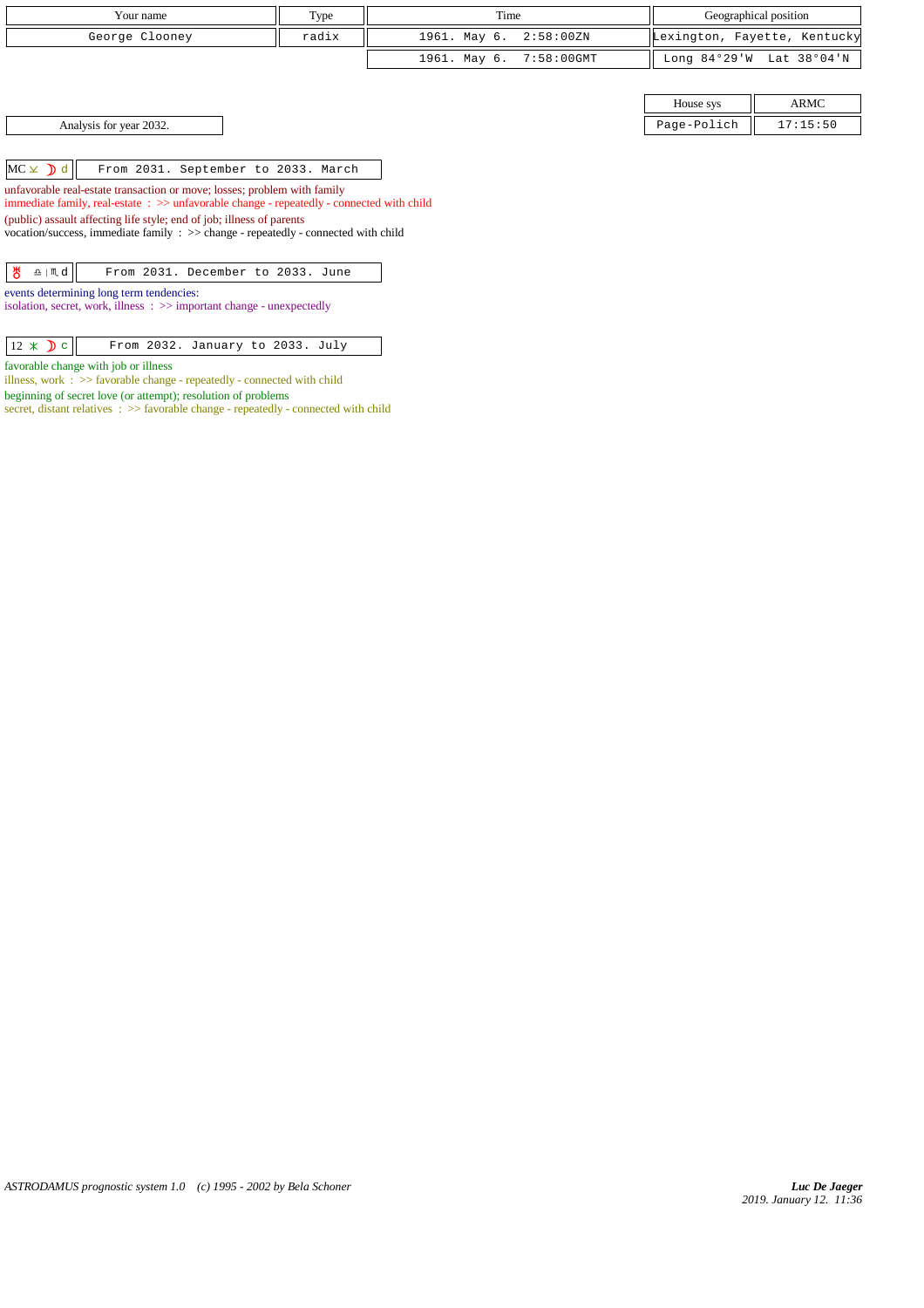| Your name | Type | Time | Geographical position |
|---|---|---|---|
| George Clooney | radix | 1961. May 6. 2:58:00ZN | Lexington, Fayette, Kentucky |
| | | 1961. May 6. 7:58:00GMT | Long 84°29'W Lat 38°04'N |

| House sys | ARMC |
|---|---|
| Page-Polich | 17:15:50 |

Analysis for year 2032.

| MC ⊻ ☽ d | From 2031. September to 2033. March |
|---|---|

unfavorable real-estate transaction or move; losses; problem with family
immediate family, real-estate : >> unfavorable change - repeatedly - connected with child
(public) assault affecting life style; end of job; illness of parents
vocation/success, immediate family : >> change - repeatedly - connected with child

| ♅ ♎ | ♏ d | From 2031. December to 2033. June |
|---|---|

events determining long term tendencies:
isolation, secret, work, illness : >> important change - unexpectedly

| 12 ⚹ ☽ c | From 2032. January to 2033. July |
|---|---|

favorable change with job or illness
illness, work : >> favorable change - repeatedly - connected with child
beginning of secret love (or attempt); resolution of problems
secret, distant relatives : >> favorable change - repeatedly - connected with child

*ASTRODAMUS prognostic system 1.0 (c) 1995 - 2002 by Bela Schoner*

*Luc De Jaeger*
*2019. January 12. 11:36*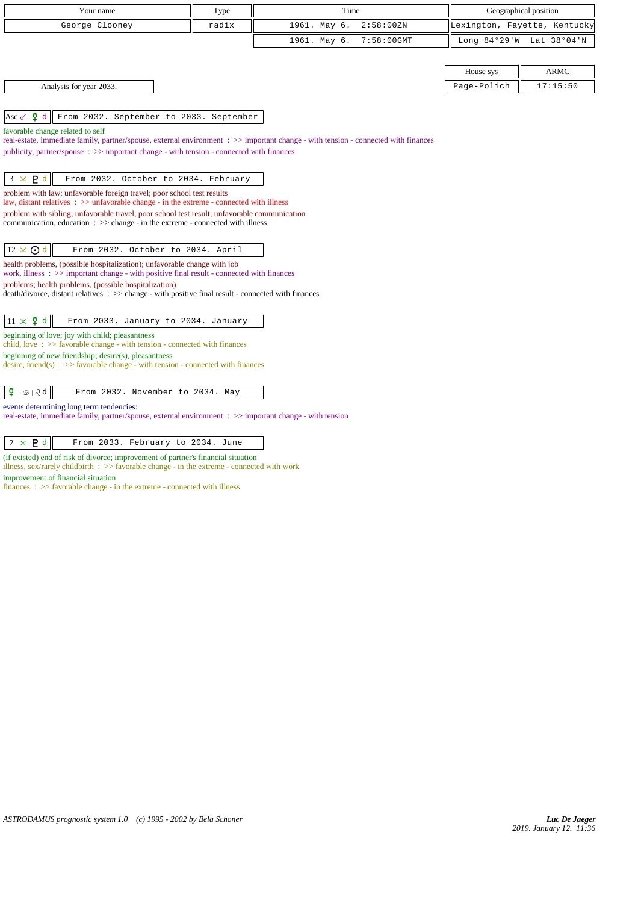| Your name | Type | Time | Geographical position |
|---|---|---|---|
| George Clooney | radix | 1961. May 6. 2:58:00ZN | Lexington, Fayette, Kentucky |
| | | 1961. May 6. 7:58:00GMT | Long 84°29'W Lat 38°04'N |

| House sys | ARMC |
|---|---|
| Page-Polich | 17:15:50 |

Analysis for year 2033.

**Asc ☌ ☿ d** | From 2032. September to 2033. September

favorable change related to self
real-estate, immediate family, partner/spouse, external environment : >> important change - with tension - connected with finances
publicity, partner/spouse : >> important change - with tension - connected with finances

**3 ⊻ ♇ d** | From 2032. October to 2034. February

problem with law; unfavorable foreign travel; poor school test results
law, distant relatives : >> unfavorable change - in the extreme - connected with illness
problem with sibling; unfavorable travel; poor school test result; unfavorable communication
communication, education : >> change - in the extreme - connected with illness

**12 ⊻ ☉ d** | From 2032. October to 2034. April

health problems, (possible hospitalization); unfavorable change with job
work, illness : >> important change - with positive final result - connected with finances
problems; health problems, (possible hospitalization)
death/divorce, distant relatives : >> change - with positive final result - connected with finances

**11 ⚹ ☿ d** | From 2033. January to 2034. January

beginning of love; joy with child; pleasantness
child, love : >> favorable change - with tension - connected with finances
beginning of new friendship; desire(s), pleasantness
desire, friend(s) : >> favorable change - with tension - connected with finances

**☿ ♋ | ♌ d** | From 2032. November to 2034. May

events determining long term tendencies:
real-estate, immediate family, partner/spouse, external environment : >> important change - with tension

**2 ⚹ ♇ d** | From 2033. February to 2034. June

(if existed) end of risk of divorce; improvement of partner's financial situation
illness, sex/rarely childbirth : >> favorable change - in the extreme - connected with work
improvement of financial situation
finances : >> favorable change - in the extreme - connected with illness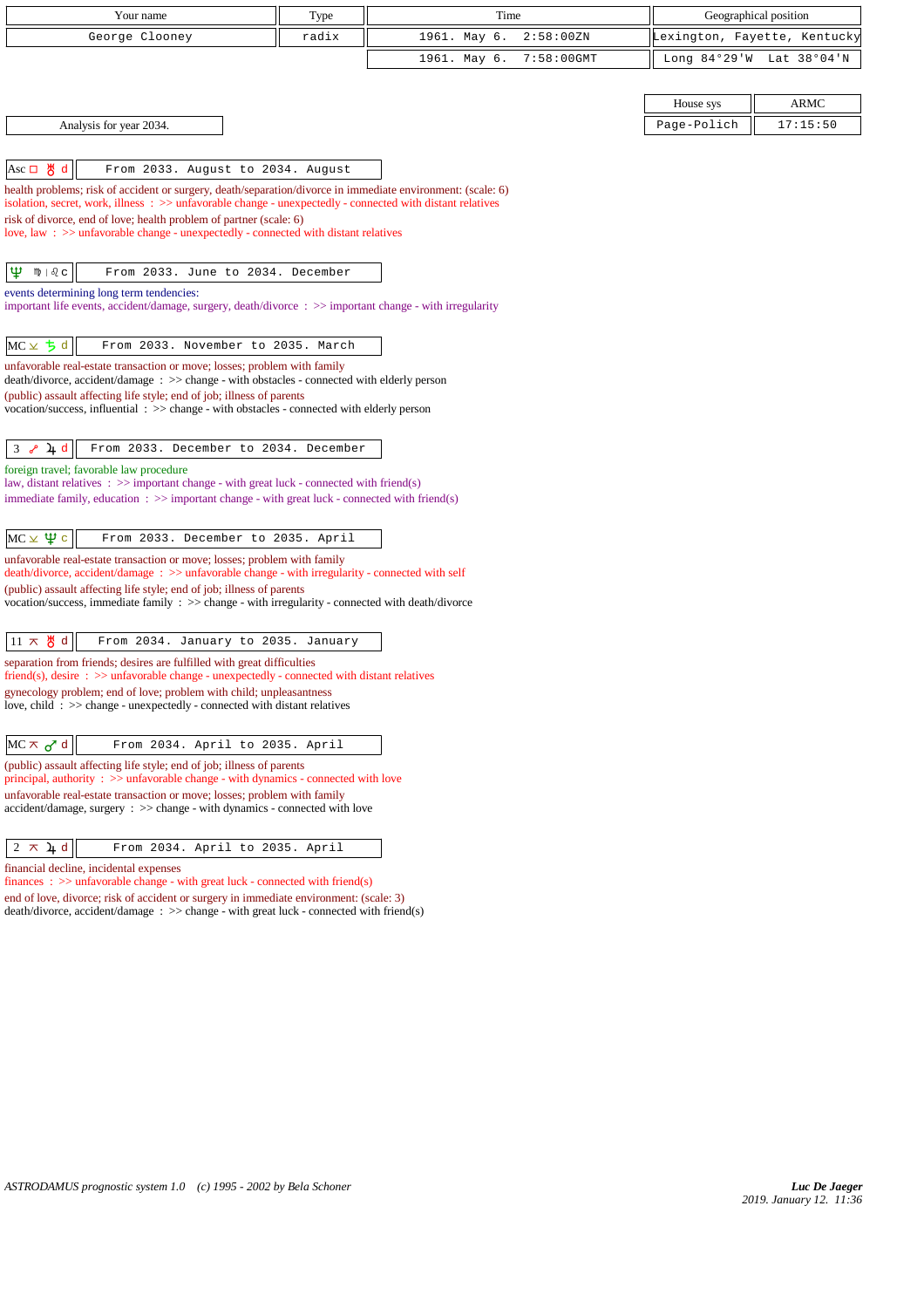| Your name | Type | Time | Geographical position |
|---|---|---|---|
| George Clooney | radix | 1961. May 6. 2:58:00ZN | Lexington, Fayette, Kentucky |
| | | 1961. May 6. 7:58:00GMT | Long 84°29'W Lat 38°04'N |

| House sys | ARMC |
|---|---|
| Page-Polich | 17:15:50 |

Analysis for year 2034.

**Asc □ ♅ d** — From 2033. August to 2034. August

health problems; risk of accident or surgery, death/separation/divorce in immediate environment: (scale: 6)
isolation, secret, work, illness : >> unfavorable change - unexpectedly - connected with distant relatives
risk of divorce, end of love; health problem of partner (scale: 6)
love, law : >> unfavorable change - unexpectedly - connected with distant relatives

**♆ ♍ | ♌ c** — From 2033. June to 2034. December

events determining long term tendencies:
important life events, accident/damage, surgery, death/divorce : >> important change - with irregularity

**MC ⊻ ♄ d** — From 2033. November to 2035. March

unfavorable real-estate transaction or move; losses; problem with family
death/divorce, accident/damage : >> change - with obstacles - connected with elderly person
(public) assault affecting life style; end of job; illness of parents
vocation/success, influential : >> change - with obstacles - connected with elderly person

**3 ☍ ♃ d** — From 2033. December to 2034. December

foreign travel; favorable law procedure
law, distant relatives : >> important change - with great luck - connected with friend(s)
immediate family, education : >> important change - with great luck - connected with friend(s)

**MC ⊻ ♆ c** — From 2033. December to 2035. April

unfavorable real-estate transaction or move; losses; problem with family
death/divorce, accident/damage : >> unfavorable change - with irregularity - connected with self
(public) assault affecting life style; end of job; illness of parents
vocation/success, immediate family : >> change - with irregularity - connected with death/divorce

**11 ⊼ ♅ d** — From 2034. January to 2035. January

separation from friends; desires are fulfilled with great difficulties
friend(s), desire : >> unfavorable change - unexpectedly - connected with distant relatives
gynecology problem; end of love; problem with child; unpleasantness
love, child : >> change - unexpectedly - connected with distant relatives

**MC ⊼ ♂ d** — From 2034. April to 2035. April

(public) assault affecting life style; end of job; illness of parents
principal, authority : >> unfavorable change - with dynamics - connected with love
unfavorable real-estate transaction or move; losses; problem with family
accident/damage, surgery : >> change - with dynamics - connected with love

**2 ⊼ ♃ d** — From 2034. April to 2035. April

financial decline, incidental expenses
finances : >> unfavorable change - with great luck - connected with friend(s)
end of love, divorce; risk of accident or surgery in immediate environment: (scale: 3)
death/divorce, accident/damage : >> change - with great luck - connected with friend(s)

ASTRODAMUS prognostic system 1.0 (c) 1995 - 2002 by Bela Schoner

Luc De Jaeger
2019. January 12. 11:36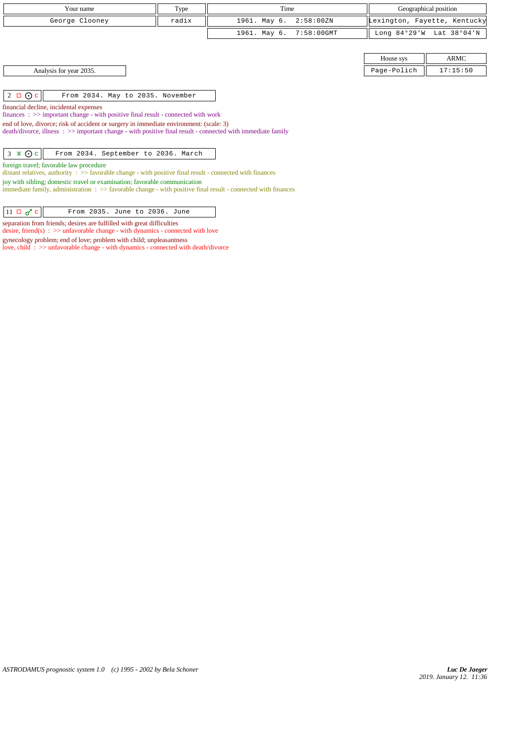| Your name | Type | Time | Geographical position |
|---|---|---|---|
| George Clooney | radix | 1961. May 6. 2:58:00ZN | Lexington, Fayette, Kentucky |
| | | 1961. May 6. 7:58:00GMT | Long 84°29'W Lat 38°04'N |

| House sys | ARMC |
|---|---|
| Page-Polich | 17:15:50 |

Analysis for year 2035.

**2 □ ☉ c** — From 2034. May to 2035. November

financial decline, incidental expenses
finances : >> important change - with positive final result - connected with work
end of love, divorce; risk of accident or surgery in immediate environment: (scale: 3)
death/divorce, illness : >> important change - with positive final result - connected with immediate family

**3 ⚹ ☉ c** — From 2034. September to 2036. March

foreign travel; favorable law procedure
distant relatives, authority : >> favorable change - with positive final result - connected with finances
joy with sibling; domestic travel or examination; favorable communication
immediate family, administration : >> favorable change - with positive final result - connected with finances

**11 □ ♂ c** — From 2035. June to 2036. June

separation from friends; desires are fulfilled with great difficulties
desire, friend(s) : >> unfavorable change - with dynamics - connected with love
gynecology problem; end of love; problem with child; unpleasantness
love, child : >> unfavorable change - with dynamics - connected with death/divorce

*ASTRODAMUS prognostic system 1.0 (c) 1995 - 2002 by Bela Schoner*

***Luc De Jaeger***
*2019. January 12. 11:36*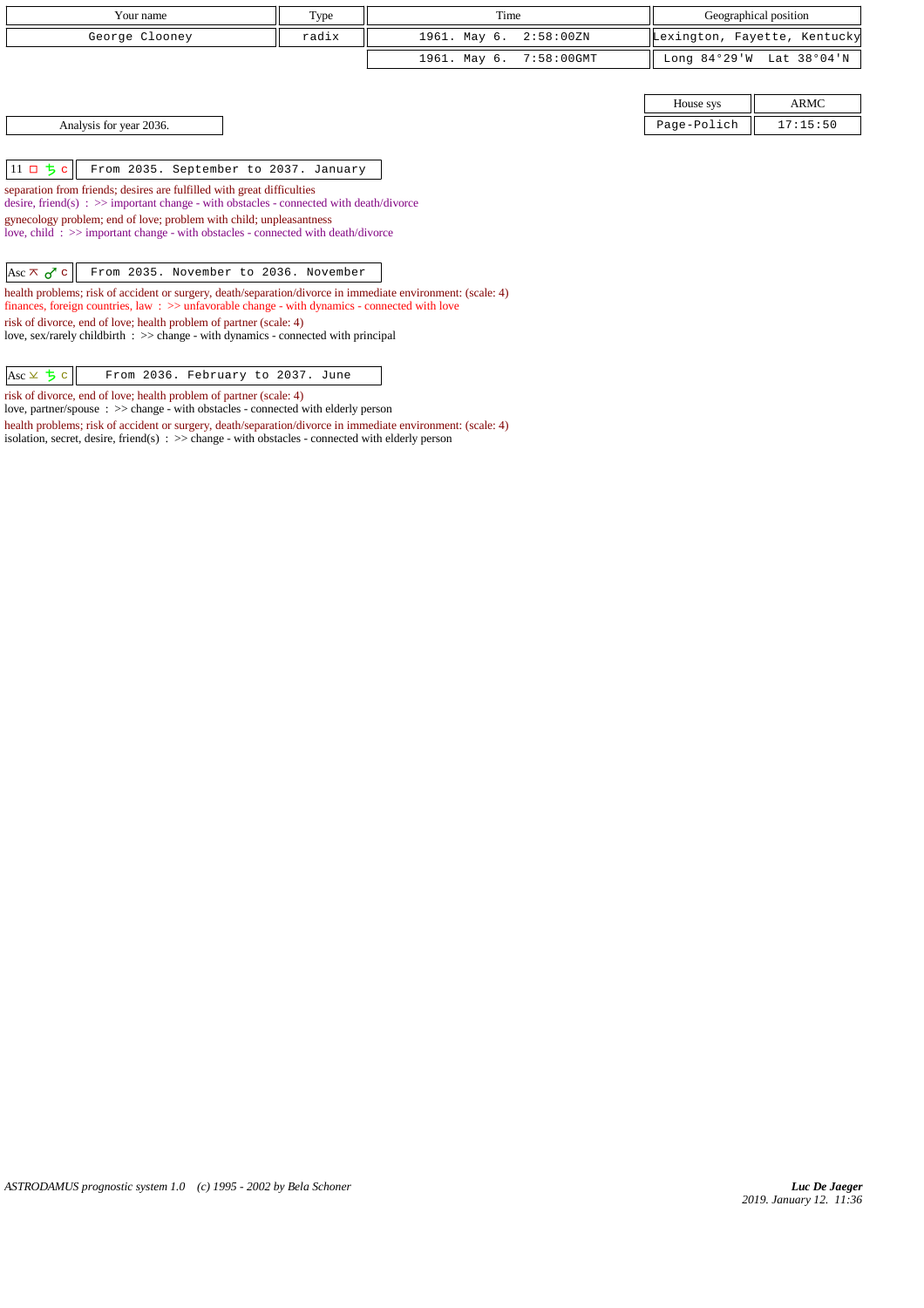| Your name | Type | Time | Geographical position |
|---|---|---|---|
| George Clooney | radix | 1961. May 6. 2:58:00ZN | Lexington, Fayette, Kentucky |
| | | 1961. May 6. 7:58:00GMT | Long 84°29'W Lat 38°04'N |

| House sys | ARMC |
|---|---|
| Page-Polich | 17:15:50 |

Analysis for year 2036.

**11 □ ♄ c** — From 2035. September to 2037. January

separation from friends; desires are fulfilled with great difficulties
desire, friend(s) : >> important change - with obstacles - connected with death/divorce

gynecology problem; end of love; problem with child; unpleasantness
love, child : >> important change - with obstacles - connected with death/divorce

**Asc ⊼ ♂ c** — From 2035. November to 2036. November

health problems; risk of accident or surgery, death/separation/divorce in immediate environment: (scale: 4)
finances, foreign countries, law : >> unfavorable change - with dynamics - connected with love

risk of divorce, end of love; health problem of partner (scale: 4)
love, sex/rarely childbirth : >> change - with dynamics - connected with principal

**Asc ⊻ ♄ c** — From 2036. February to 2037. June

risk of divorce, end of love; health problem of partner (scale: 4)
love, partner/spouse : >> change - with obstacles - connected with elderly person

health problems; risk of accident or surgery, death/separation/divorce in immediate environment: (scale: 4)
isolation, secret, desire, friend(s) : >> change - with obstacles - connected with elderly person

*ASTRODAMUS prognostic system 1.0 (c) 1995 - 2002 by Bela Schoner*

*Luc De Jaeger*
*2019. January 12. 11:36*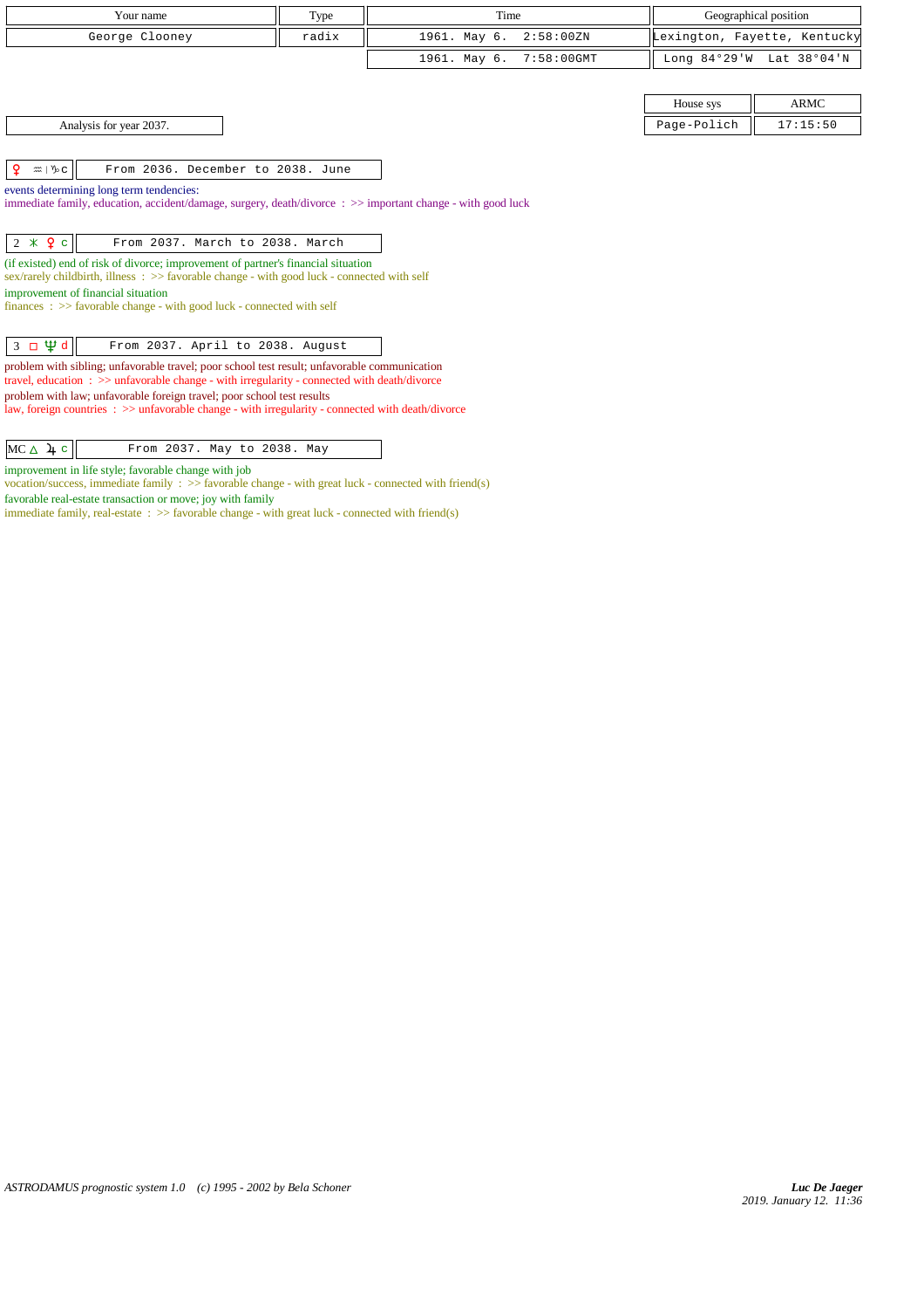| Your name | Type | Time | Geographical position |
|---|---|---|---|
| George Clooney | radix | 1961. May 6. 2:58:00ZN | Lexington, Fayette, Kentucky |
| | | 1961. May 6. 7:58:00GMT | Long 84°29'W Lat 38°04'N |

| House sys | ARMC |
|---|---|
| Page-Polich | 17:15:50 |

Analysis for year 2037.

♀ ♒ | ♑ c — From 2036. December to 2038. June

events determining long term tendencies:
immediate family, education, accident/damage, surgery, death/divorce : >> important change - with good luck

2 ⚹ ♀ c — From 2037. March to 2038. March

(if existed) end of risk of divorce; improvement of partner's financial situation
sex/rarely childbirth, illness : >> favorable change - with good luck - connected with self
improvement of financial situation
finances : >> favorable change - with good luck - connected with self

3 □ ♆ d — From 2037. April to 2038. August

problem with sibling; unfavorable travel; poor school test result; unfavorable communication
travel, education : >> unfavorable change - with irregularity - connected with death/divorce
problem with law; unfavorable foreign travel; poor school test results
law, foreign countries : >> unfavorable change - with irregularity - connected with death/divorce

MC △ ♃ c — From 2037. May to 2038. May

improvement in life style; favorable change with job
vocation/success, immediate family : >> favorable change - with great luck - connected with friend(s)
favorable real-estate transaction or move; joy with family
immediate family, real-estate : >> favorable change - with great luck - connected with friend(s)

ASTRODAMUS prognostic system 1.0 (c) 1995 - 2002 by Bela Schoner

*Luc De Jaeger*
*2019. January 12. 11:36*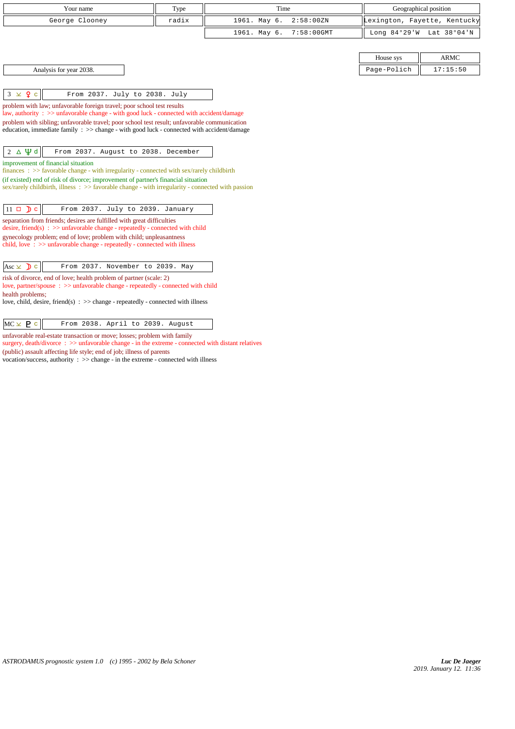| Your name | Type | Time | Geographical position |
|---|---|---|---|
| George Clooney | radix | 1961. May 6. 2:58:00ZN | Lexington, Fayette, Kentucky |
| | | 1961. May 6. 7:58:00GMT | Long 84°29'W Lat 38°04'N |

| House sys | ARMC |
|---|---|
| Page-Polich | 17:15:50 |

Analysis for year 2038.

| 3 ⊻ ♀ c | From 2037. July to 2038. July |
|---|---|

problem with law; unfavorable foreign travel; poor school test results
law, authority : >> unfavorable change - with good luck - connected with accident/damage
problem with sibling; unfavorable travel; poor school test result; unfavorable communication
education, immediate family : >> change - with good luck - connected with accident/damage

| 2 △ ♆ d | From 2037. August to 2038. December |
|---|---|

improvement of financial situation
finances : >> favorable change - with irregularity - connected with sex/rarely childbirth
(if existed) end of risk of divorce; improvement of partner's financial situation
sex/rarely childbirth, illness : >> favorable change - with irregularity - connected with passion

| 11 □ ☽ c | From 2037. July to 2039. January |
|---|---|

separation from friends; desires are fulfilled with great difficulties
desire, friend(s) : >> unfavorable change - repeatedly - connected with child
gynecology problem; end of love; problem with child; unpleasantness
child, love : >> unfavorable change - repeatedly - connected with illness

| Asc ⊻ ☽ c | From 2037. November to 2039. May |
|---|---|

risk of divorce, end of love; health problem of partner (scale: 2)
love, partner/spouse : >> unfavorable change - repeatedly - connected with child
health problems;
love, child, desire, friend(s) : >> change - repeatedly - connected with illness

| MC ⊻ ♇ c | From 2038. April to 2039. August |
|---|---|

unfavorable real-estate transaction or move; losses; problem with family
surgery, death/divorce : >> unfavorable change - in the extreme - connected with distant relatives
(public) assault affecting life style; end of job; illness of parents
vocation/success, authority : >> change - in the extreme - connected with illness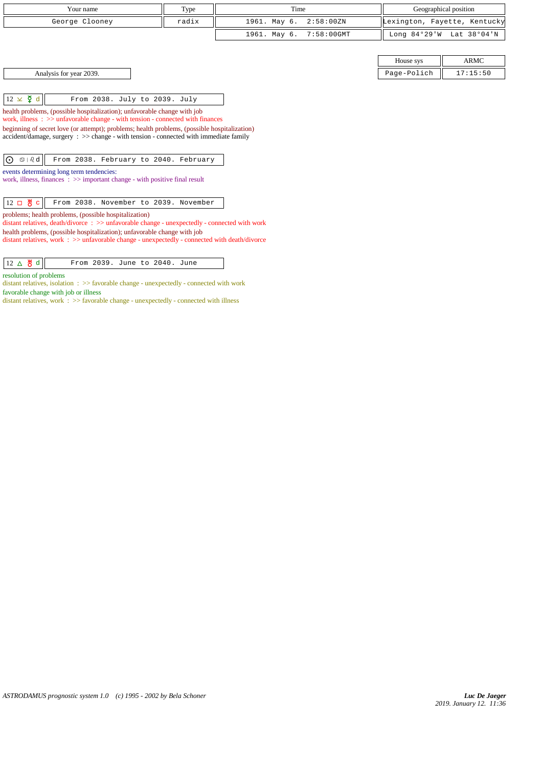| Your name | Type | Time | Geographical position |
|---|---|---|---|
| George Clooney | radix | 1961. May 6. 2:58:00ZN | Lexington, Fayette, Kentucky |
| | | 1961. May 6. 7:58:00GMT | Long 84°29'W Lat 38°04'N |

| House sys | ARMC |
|---|---|
| Page-Polich | 17:15:50 |

Analysis for year 2039.

| 12 ⊻ ☿ d | From 2038. July to 2039. July |
|---|---|

health problems, (possible hospitalization); unfavorable change with job
work, illness : >> unfavorable change - with tension - connected with finances
beginning of secret love (or attempt); problems; health problems, (possible hospitalization)
accident/damage, surgery : >> change - with tension - connected with immediate family

| ☉ ♋ I ♌ d | From 2038. February to 2040. February |
|---|---|

events determining long term tendencies:
work, illness, finances : >> important change - with positive final result

| 12 □ ♅ c | From 2038. November to 2039. November |
|---|---|

problems; health problems, (possible hospitalization)
distant relatives, death/divorce : >> unfavorable change - unexpectedly - connected with work
health problems, (possible hospitalization); unfavorable change with job
distant relatives, work : >> unfavorable change - unexpectedly - connected with death/divorce

| 12 △ ♅ d | From 2039. June to 2040. June |
|---|---|

resolution of problems
distant relatives, isolation : >> favorable change - unexpectedly - connected with work
favorable change with job or illness
distant relatives, work : >> favorable change - unexpectedly - connected with illness

*ASTRODAMUS prognostic system 1.0 (c) 1995 - 2002 by Bela Schoner*

***Luc De Jaeger***
*2019. January 12. 11:36*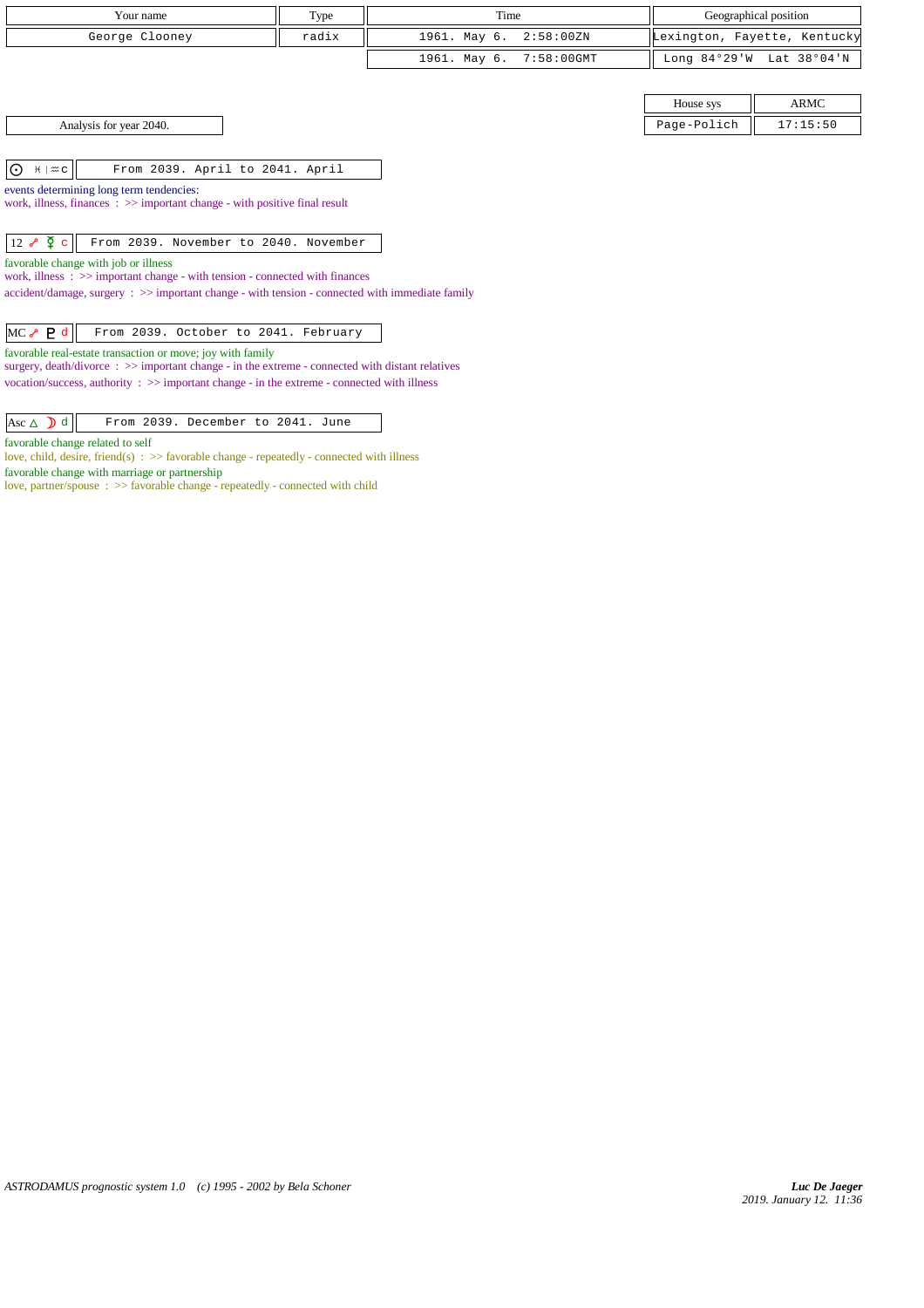| Your name | Type | Time | Geographical position |
|---|---|---|---|
| George Clooney | radix | 1961. May 6. 2:58:00ZN | Lexington, Fayette, Kentucky |
| | | 1961. May 6. 7:58:00GMT | Long 84°29'W Lat 38°04'N |

| House sys | ARMC |
|---|---|
| Page-Polich | 17:15:50 |

Analysis for year 2040.

| ☉ ♓ \| ♒ c | From 2039. April to 2041. April |
|---|---|

events determining long term tendencies:
work, illness, finances : >> important change - with positive final result

| 12 ☍ ☿ c | From 2039. November to 2040. November |
|---|---|

favorable change with job or illness
work, illness : >> important change - with tension - connected with finances
accident/damage, surgery : >> important change - with tension - connected with immediate family

| MC ☍ ♇ d | From 2039. October to 2041. February |
|---|---|

favorable real-estate transaction or move; joy with family
surgery, death/divorce : >> important change - in the extreme - connected with distant relatives
vocation/success, authority : >> important change - in the extreme - connected with illness

| Asc △ ☽ d | From 2039. December to 2041. June |
|---|---|

favorable change related to self
love, child, desire, friend(s) : >> favorable change - repeatedly - connected with illness
favorable change with marriage or partnership
love, partner/spouse : >> favorable change - repeatedly - connected with child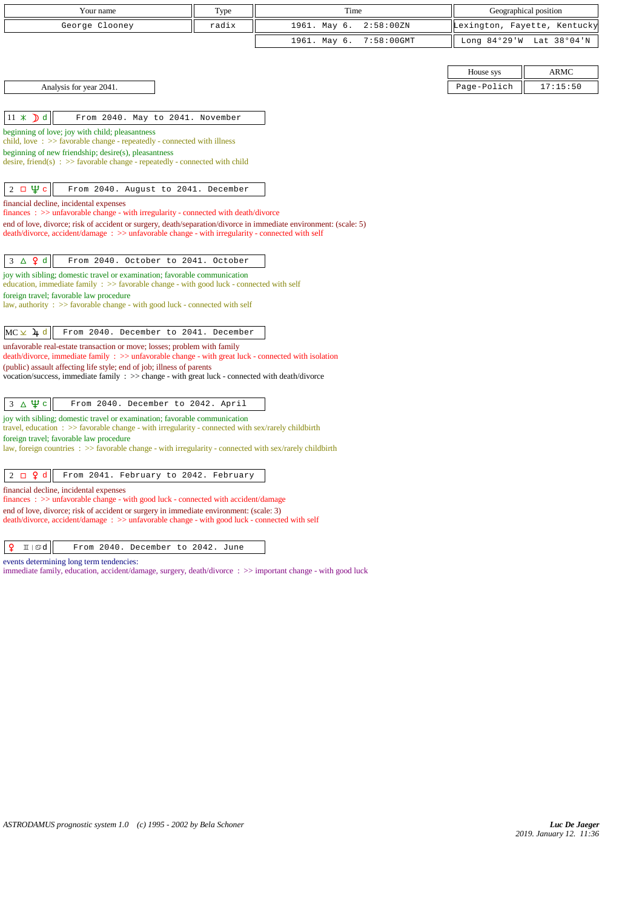| Your name | Type | Time | Geographical position |
|---|---|---|---|
| George Clooney | radix | 1961. May 6. 2:58:00ZN | Lexington, Fayette, Kentucky |
| | | 1961. May 6. 7:58:00GMT | Long 84°29'W Lat 38°04'N |

| House sys | ARMC |
|---|---|
| Page-Polich | 17:15:50 |

Analysis for year 2041.

**11 ⚹ ☽ d** — From 2040. May to 2041. November

beginning of love; joy with child; pleasantness
child, love : >> favorable change - repeatedly - connected with illness
beginning of new friendship; desire(s), pleasantness
desire, friend(s) : >> favorable change - repeatedly - connected with child

**2 □ ♆ c** — From 2040. August to 2041. December

financial decline, incidental expenses
finances : >> unfavorable change - with irregularity - connected with death/divorce
end of love, divorce; risk of accident or surgery, death/separation/divorce in immediate environment: (scale: 5)
death/divorce, accident/damage : >> unfavorable change - with irregularity - connected with self

**3 △ ♀ d** — From 2040. October to 2041. October

joy with sibling; domestic travel or examination; favorable communication
education, immediate family : >> favorable change - with good luck - connected with self
foreign travel; favorable law procedure
law, authority : >> favorable change - with good luck - connected with self

**MC ⚺ ♃ d** — From 2040. December to 2041. December

unfavorable real-estate transaction or move; losses; problem with family
death/divorce, immediate family : >> unfavorable change - with great luck - connected with isolation
(public) assault affecting life style; end of job; illness of parents
vocation/success, immediate family : >> change - with great luck - connected with death/divorce

**3 △ ♆ c** — From 2040. December to 2042. April

joy with sibling; domestic travel or examination; favorable communication
travel, education : >> favorable change - with irregularity - connected with sex/rarely childbirth
foreign travel; favorable law procedure
law, foreign countries : >> favorable change - with irregularity - connected with sex/rarely childbirth

**2 □ ♀ d** — From 2041. February to 2042. February

financial decline, incidental expenses
finances : >> unfavorable change - with good luck - connected with accident/damage
end of love, divorce; risk of accident or surgery in immediate environment: (scale: 3)
death/divorce, accident/damage : >> unfavorable change - with good luck - connected with self

**♀ ♊|♋ d** — From 2040. December to 2042. June

events determining long term tendencies:
immediate family, education, accident/damage, surgery, death/divorce : >> important change - with good luck

ASTRODAMUS prognostic system 1.0 (c) 1995 - 2002 by Bela Schoner

*Luc De Jaeger*
*2019. January 12. 11:36*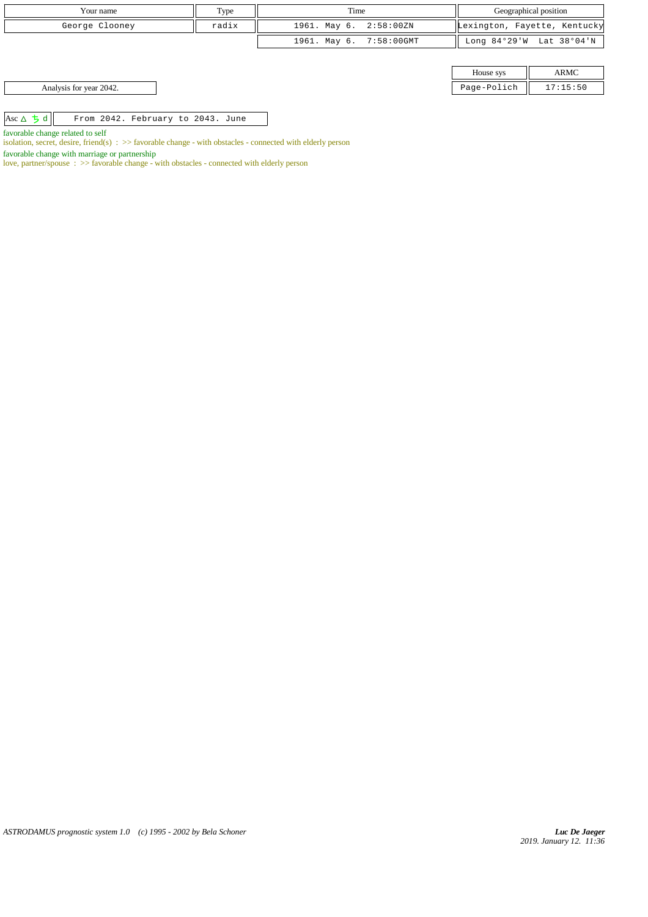| Your name | Type | Time | Geographical position |
|---|---|---|---|
| George Clooney | radix | 1961. May 6. 2:58:00ZN | Lexington, Fayette, Kentucky |
| | | 1961. May 6. 7:58:00GMT | Long 84°29'W Lat 38°04'N |

| House sys | ARMC |
|---|---|
| Page-Polich | 17:15:50 |

Analysis for year 2042.

| Asc △ ♄ d | From 2042. February to 2043. June |
|---|---|

favorable change related to self

isolation, secret, desire, friend(s) : >> favorable change - with obstacles - connected with elderly person

favorable change with marriage or partnership

love, partner/spouse : >> favorable change - with obstacles - connected with elderly person

*ASTRODAMUS prognostic system 1.0 (c) 1995 - 2002 by Bela Schoner*

***Luc De Jaeger***
*2019. January 12. 11:36*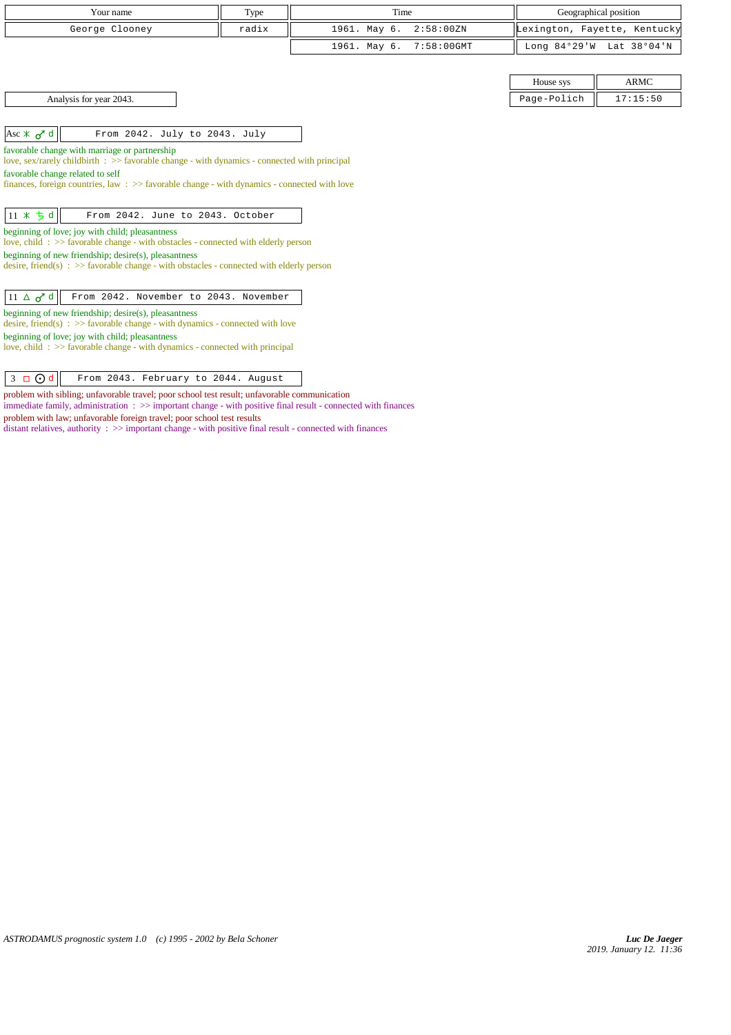| Your name | Type | Time | Geographical position |
|---|---|---|---|
| George Clooney | radix | 1961. May 6. 2:58:00ZN | Lexington, Fayette, Kentucky |
| | | 1961. May 6. 7:58:00GMT | Long 84°29'W Lat 38°04'N |

| House sys | ARMC |
|---|---|
| Page-Polich | 17:15:50 |

Analysis for year 2043.

| Asc ⚹ ♂ d | From 2042. July to 2043. July |
|---|---|

favorable change with marriage or partnership
love, sex/rarely childbirth : >> favorable change - with dynamics - connected with principal
favorable change related to self
finances, foreign countries, law : >> favorable change - with dynamics - connected with love

| 11 ⚹ ♄ d | From 2042. June to 2043. October |
|---|---|

beginning of love; joy with child; pleasantness
love, child : >> favorable change - with obstacles - connected with elderly person
beginning of new friendship; desire(s), pleasantness
desire, friend(s) : >> favorable change - with obstacles - connected with elderly person

| 11 △ ♂ d | From 2042. November to 2043. November |
|---|---|

beginning of new friendship; desire(s), pleasantness
desire, friend(s) : >> favorable change - with dynamics - connected with love
beginning of love; joy with child; pleasantness
love, child : >> favorable change - with dynamics - connected with principal

| 3 □ ☉ d | From 2043. February to 2044. August |
|---|---|

problem with sibling; unfavorable travel; poor school test result; unfavorable communication
immediate family, administration : >> important change - with positive final result - connected with finances
problem with law; unfavorable foreign travel; poor school test results
distant relatives, authority : >> important change - with positive final result - connected with finances

*ASTRODAMUS prognostic system 1.0 (c) 1995 - 2002 by Bela Schoner*

*Luc De Jaeger*
*2019. January 12. 11:36*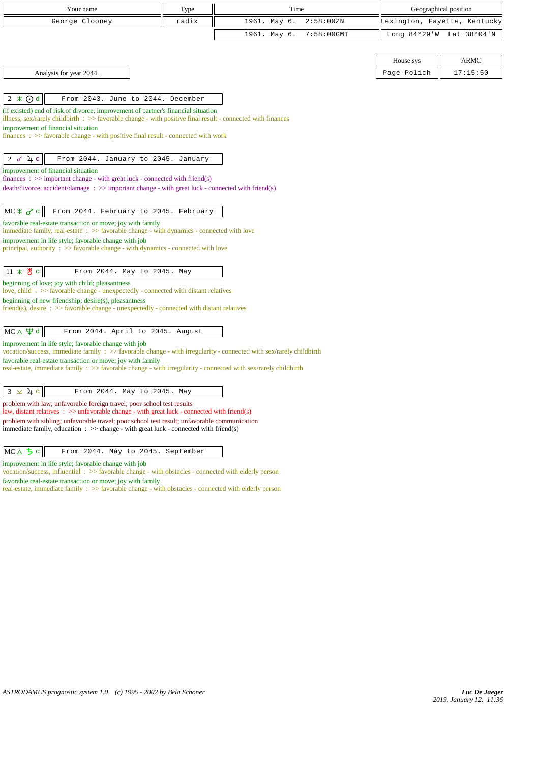| Your name | Type | Time | Geographical position |
|---|---|---|---|
| George Clooney | radix | 1961. May 6. 2:58:00ZN | Lexington, Fayette, Kentucky |
| | | 1961. May 6. 7:58:00GMT | Long 84°29'W Lat 38°04'N |

| House sys | ARMC |
|---|---|
| Page-Polich | 17:15:50 |

Analysis for year 2044.

**2 ⚹ ☉ d** — From 2043. June to 2044. December

(if existed) end of risk of divorce; improvement of partner's financial situation
illness, sex/rarely childbirth : >> favorable change - with positive final result - connected with finances
improvement of financial situation
finances : >> favorable change - with positive final result - connected with work

**2 ☍ ♃ c** — From 2044. January to 2045. January

improvement of financial situation
finances : >> important change - with great luck - connected with friend(s)
death/divorce, accident/damage : >> important change - with great luck - connected with friend(s)

**MC ⚹ ♂ c** — From 2044. February to 2045. February

favorable real-estate transaction or move; joy with family
immediate family, real-estate : >> favorable change - with dynamics - connected with love
improvement in life style; favorable change with job
principal, authority : >> favorable change - with dynamics - connected with love

**11 ⚹ ♅ c** — From 2044. May to 2045. May

beginning of love; joy with child; pleasantness
love, child : >> favorable change - unexpectedly - connected with distant relatives
beginning of new friendship; desire(s), pleasantness
friend(s), desire : >> favorable change - unexpectedly - connected with distant relatives

**MC △ ♆ d** — From 2044. April to 2045. August

improvement in life style; favorable change with job
vocation/success, immediate family : >> favorable change - with irregularity - connected with sex/rarely childbirth
favorable real-estate transaction or move; joy with family
real-estate, immediate family : >> favorable change - with irregularity - connected with sex/rarely childbirth

**3 ⚻ ♃ c** — From 2044. May to 2045. May

problem with law; unfavorable foreign travel; poor school test results
law, distant relatives : >> unfavorable change - with great luck - connected with friend(s)
problem with sibling; unfavorable travel; poor school test result; unfavorable communication
immediate family, education : >> change - with great luck - connected with friend(s)

**MC △ ♄ c** — From 2044. May to 2045. September

improvement in life style; favorable change with job
vocation/success, influential : >> favorable change - with obstacles - connected with elderly person
favorable real-estate transaction or move; joy with family
real-estate, immediate family : >> favorable change - with obstacles - connected with elderly person

*ASTRODAMUS prognostic system 1.0 (c) 1995 - 2002 by Bela Schoner*

*Luc De Jaeger*
2019. January 12. 11:36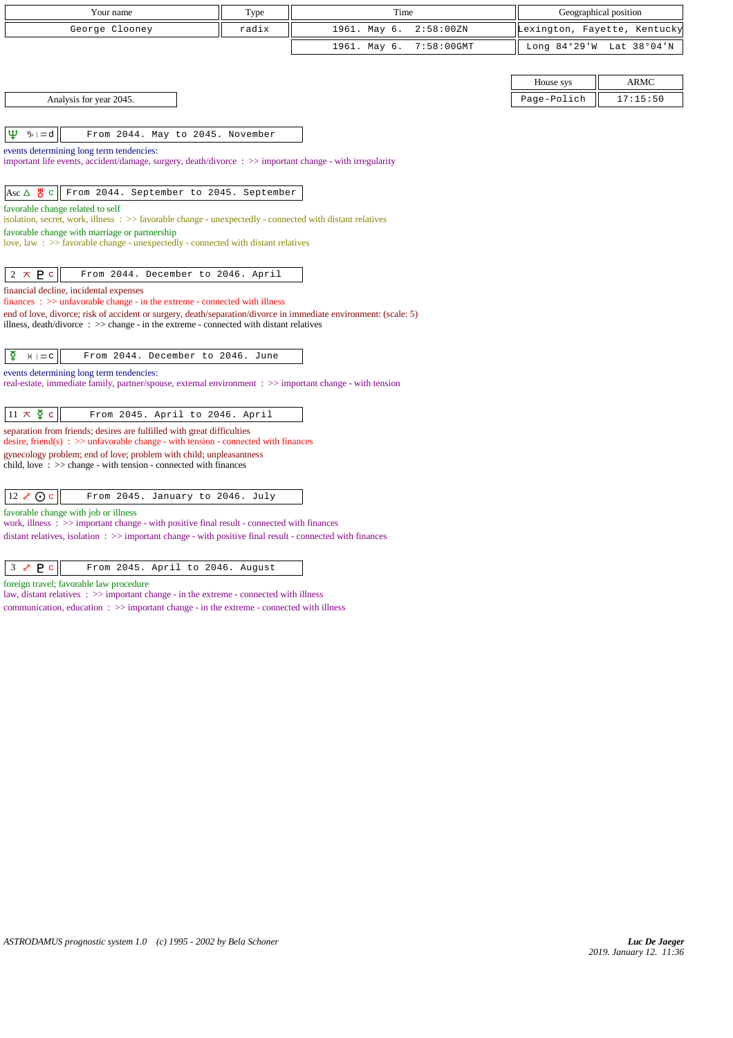| Your name | Type | Time | Geographical position |
|---|---|---|---|
| George Clooney | radix | 1961. May 6. 2:58:00ZN | Lexington, Fayette, Kentucky |
| | | 1961. May 6. 7:58:00GMT | Long 84°29'W Lat 38°04'N |

| House sys | ARMC |
|---|---|
| Page-Polich | 17:15:50 |

Analysis for year 2045.

**♆ ♑ | ♒ d** — From 2044. May to 2045. November

events determining long term tendencies:
important life events, accident/damage, surgery, death/divorce : >> important change - with irregularity

**Asc △ ♅ c** — From 2044. September to 2045. September

favorable change related to self
isolation, secret, work, illness : >> favorable change - unexpectedly - connected with distant relatives
favorable change with marriage or partnership
love, law : >> favorable change - unexpectedly - connected with distant relatives

**2 ⚻ ♇ c** — From 2044. December to 2046. April

financial decline, incidental expenses
finances : >> unfavorable change - in the extreme - connected with illness
end of love, divorce; risk of accident or surgery, death/separation/divorce in immediate environment: (scale: 5)
illness, death/divorce : >> change - in the extreme - connected with distant relatives

**☿ ♓ | ♒ c** — From 2044. December to 2046. June

events determining long term tendencies:
real-estate, immediate family, partner/spouse, external environment : >> important change - with tension

**11 ⚻ ☿ c** — From 2045. April to 2046. April

separation from friends; desires are fulfilled with great difficulties
desire, friend(s) : >> unfavorable change - with tension - connected with finances
gynecology problem; end of love; problem with child; unpleasantness
child, love : >> change - with tension - connected with finances

**12 ☍ ☉ c** — From 2045. January to 2046. July

favorable change with job or illness
work, illness : >> important change - with positive final result - connected with finances
distant relatives, isolation : >> important change - with positive final result - connected with finances

**3 ☍ ♇ c** — From 2045. April to 2046. August

foreign travel; favorable law procedure
law, distant relatives : >> important change - in the extreme - connected with illness
communication, education : >> important change - in the extreme - connected with illness

*ASTRODAMUS prognostic system 1.0 (c) 1995 - 2002 by Bela Schoner*

*Luc De Jaeger*
2019. January 12. 11:36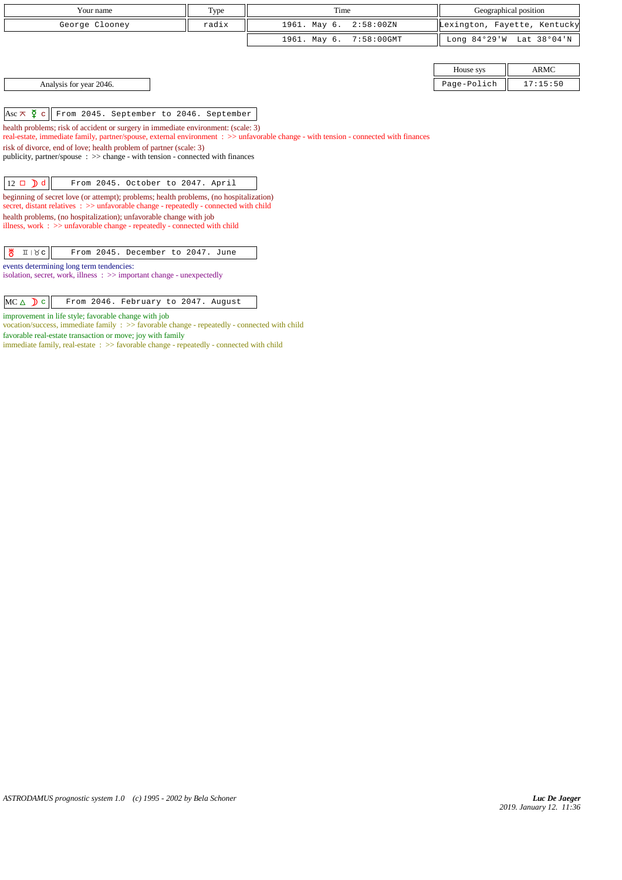| Your name | Type | Time | Geographical position |
|---|---|---|---|
| George Clooney | radix | 1961. May 6. 2:58:00ZN | Lexington, Fayette, Kentucky |
| | | 1961. May 6. 7:58:00GMT | Long 84°29'W Lat 38°04'N |

| House sys | ARMC |
|---|---|
| Page-Polich | 17:15:50 |

Analysis for year 2046.

**Asc ⚻ ☿ c** | From 2045. September to 2046. September

health problems; risk of accident or surgery in immediate environment: (scale: 3)
real-estate, immediate family, partner/spouse, external environment : >> unfavorable change - with tension - connected with finances
risk of divorce, end of love; health problem of partner (scale: 3)
publicity, partner/spouse : >> change - with tension - connected with finances

**12 □ ☽ d** | From 2045. October to 2047. April

beginning of secret love (or attempt); problems; health problems, (no hospitalization)
secret, distant relatives : >> unfavorable change - repeatedly - connected with child
health problems, (no hospitalization); unfavorable change with job
illness, work : >> unfavorable change - repeatedly - connected with child

**♅ ♊ | ♉ c** | From 2045. December to 2047. June

events determining long term tendencies:
isolation, secret, work, illness : >> important change - unexpectedly

**MC △ ☽ c** | From 2046. February to 2047. August

improvement in life style; favorable change with job
vocation/success, immediate family : >> favorable change - repeatedly - connected with child
favorable real-estate transaction or move; joy with family
immediate family, real-estate : >> favorable change - repeatedly - connected with child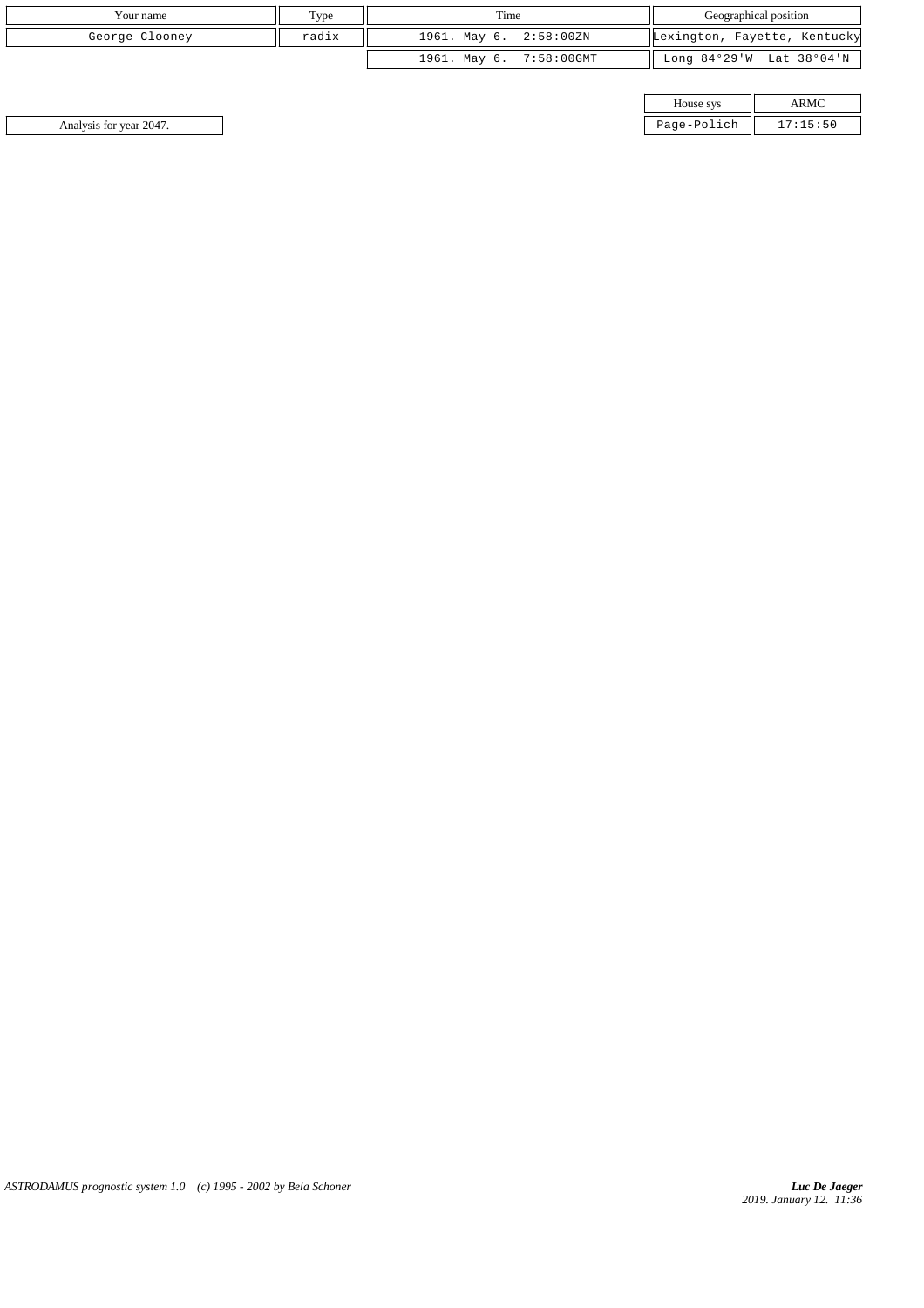| Your name | Type | Time | Geographical position |
| --- | --- | --- | --- |
| George Clooney | radix | 1961. May 6. 2:58:00ZN | Lexington, Fayette, Kentucky |
| | | 1961. May 6. 7:58:00GMT | Long 84°29'W Lat 38°04'N |

| House sys | ARMC |
| --- | --- |
| Page-Polich | 17:15:50 |

Analysis for year 2047.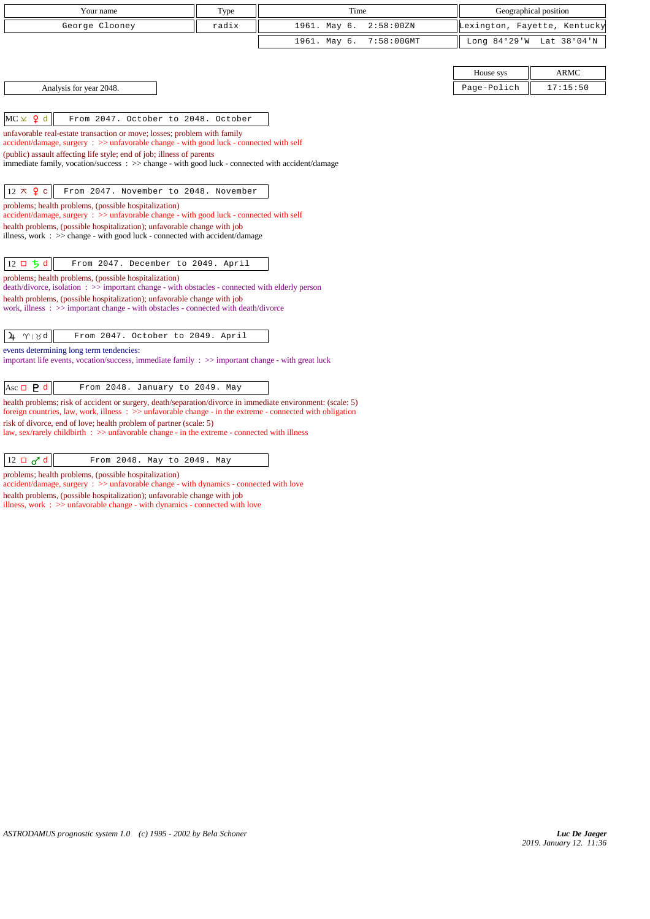| Your name | Type | Time | Geographical position |
|---|---|---|---|
| George Clooney | radix | 1961. May 6. 2:58:00ZN | Lexington, Fayette, Kentucky |
| | | 1961. May 6. 7:58:00GMT | Long 84°29'W Lat 38°04'N |

| House sys | ARMC |
|---|---|
| Page-Polich | 17:15:50 |

Analysis for year 2048.

**MC ⚼ ♀ d** — From 2047. October to 2048. October

unfavorable real-estate transaction or move; losses; problem with family
accident/damage, surgery : >> unfavorable change - with good luck - connected with self
(public) assault affecting life style; end of job; illness of parents
immediate family, vocation/success : >> change - with good luck - connected with accident/damage

**12 ⚻ ♀ c** — From 2047. November to 2048. November

problems; health problems, (possible hospitalization)
accident/damage, surgery : >> unfavorable change - with good luck - connected with self
health problems, (possible hospitalization); unfavorable change with job
illness, work : >> change - with good luck - connected with accident/damage

**12 □ ♄ d** — From 2047. December to 2049. April

problems; health problems, (possible hospitalization)
death/divorce, isolation : >> important change - with obstacles - connected with elderly person
health problems, (possible hospitalization); unfavorable change with job
work, illness : >> important change - with obstacles - connected with death/divorce

**♃ ♈ | ♉ d** — From 2047. October to 2049. April

events determining long term tendencies:
important life events, vocation/success, immediate family : >> important change - with great luck

**Asc □ ♇ d** — From 2048. January to 2049. May

health problems; risk of accident or surgery, death/separation/divorce in immediate environment: (scale: 5)
foreign countries, law, work, illness : >> unfavorable change - in the extreme - connected with obligation
risk of divorce, end of love; health problem of partner (scale: 5)
law, sex/rarely childbirth : >> unfavorable change - in the extreme - connected with illness

**12 □ ♂ d** — From 2048. May to 2049. May

problems; health problems, (possible hospitalization)
accident/damage, surgery : >> unfavorable change - with dynamics - connected with love
health problems, (possible hospitalization); unfavorable change with job
illness, work : >> unfavorable change - with dynamics - connected with love

*ASTRODAMUS prognostic system 1.0 (c) 1995 - 2002 by Bela Schoner*

*Luc De Jaeger*
2019. January 12. 11:36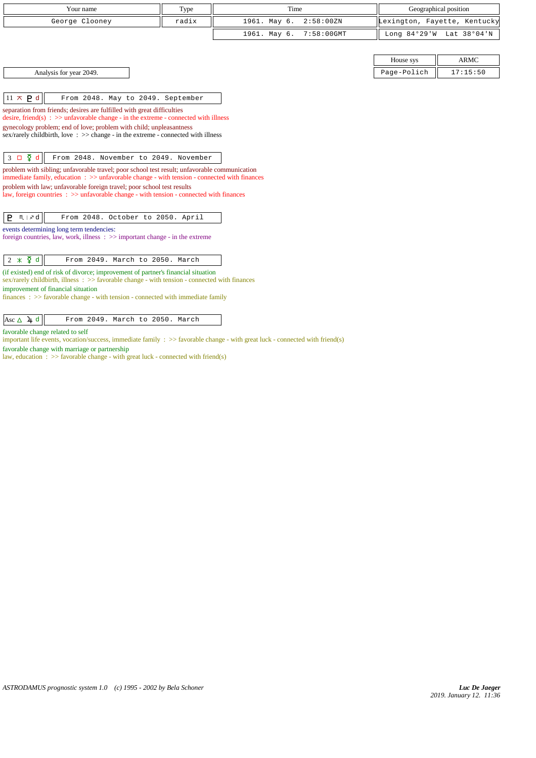| Your name | Type | Time | Geographical position |
|---|---|---|---|
| George Clooney | radix | 1961. May 6. 2:58:00ZN | Lexington, Fayette, Kentucky |
| | | 1961. May 6. 7:58:00GMT | Long 84°29'W Lat 38°04'N |

| House sys | ARMC |
|---|---|
| Page-Polich | 17:15:50 |

Analysis for year 2049.

**11 ⚻ ♇ d** — From 2048. May to 2049. September

separation from friends; desires are fulfilled with great difficulties
desire, friend(s) : >> unfavorable change - in the extreme - connected with illness
gynecology problem; end of love; problem with child; unpleasantness
sex/rarely childbirth, love : >> change - in the extreme - connected with illness

**3 □ ☿ d** — From 2048. November to 2049. November

problem with sibling; unfavorable travel; poor school test result; unfavorable communication
immediate family, education : >> unfavorable change - with tension - connected with finances
problem with law; unfavorable foreign travel; poor school test results
law, foreign countries : >> unfavorable change - with tension - connected with finances

**♇ ♏ | ♐ d** — From 2048. October to 2050. April

events determining long term tendencies:
foreign countries, law, work, illness : >> important change - in the extreme

**2 ⚹ ☿ d** — From 2049. March to 2050. March

(if existed) end of risk of divorce; improvement of partner's financial situation
sex/rarely childbirth, illness : >> favorable change - with tension - connected with finances
improvement of financial situation
finances : >> favorable change - with tension - connected with immediate family

**Asc △ ♃ d** — From 2049. March to 2050. March

favorable change related to self
important life events, vocation/success, immediate family : >> favorable change - with great luck - connected with friend(s)
favorable change with marriage or partnership
law, education : >> favorable change - with great luck - connected with friend(s)

*ASTRODAMUS prognostic system 1.0 (c) 1995 - 2002 by Bela Schoner*

*Luc De Jaeger*
*2019. January 12. 11:36*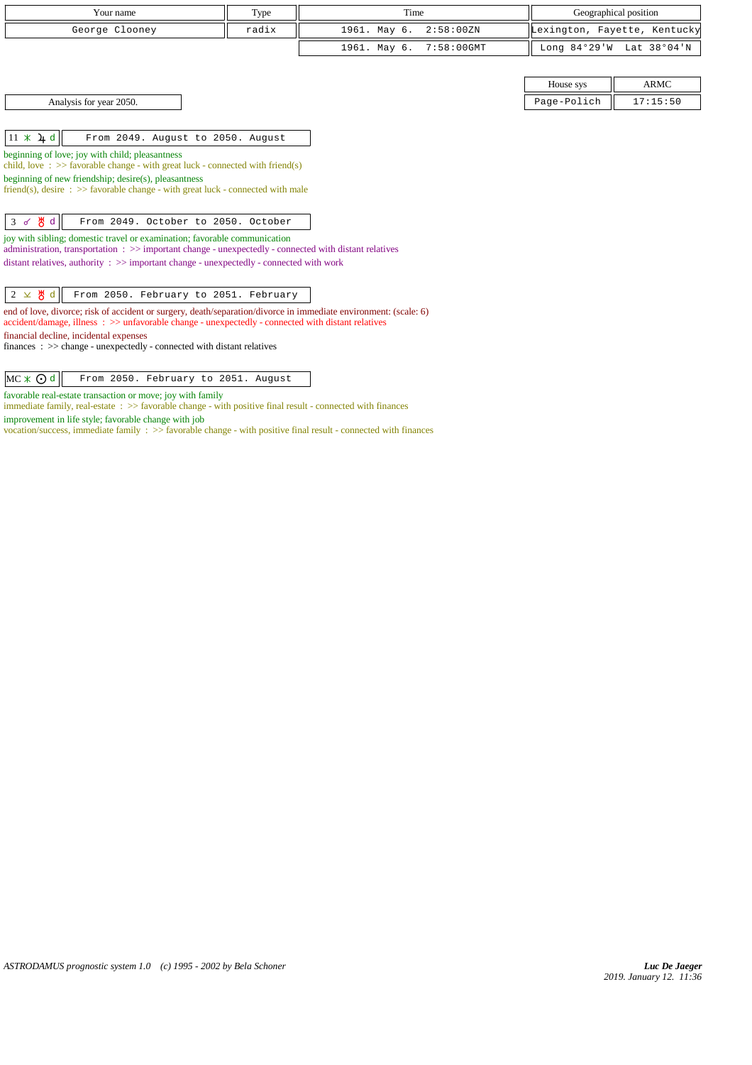| Your name | Type | Time | Geographical position |
|---|---|---|---|
| George Clooney | radix | 1961. May 6.  2:58:00ZN | Lexington, Fayette, Kentucky |
| | | 1961. May 6.  7:58:00GMT | Long 84°29'W  Lat 38°04'N |

| House sys | ARMC |
|---|---|
| Page-Polich | 17:15:50 |

Analysis for year 2050.

**11 ⚹ ♃ d** — From 2049. August to 2050. August

beginning of love; joy with child; pleasantness
child, love : >> favorable change - with great luck - connected with friend(s)
beginning of new friendship; desire(s), pleasantness
friend(s), desire : >> favorable change - with great luck - connected with male

**3 ☍ ♅ d** — From 2049. October to 2050. October

joy with sibling; domestic travel or examination; favorable communication
administration, transportation : >> important change - unexpectedly - connected with distant relatives
distant relatives, authority : >> important change - unexpectedly - connected with work

**2 ⚻ ♅ d** — From 2050. February to 2051. February

end of love, divorce; risk of accident or surgery, death/separation/divorce in immediate environment: (scale: 6)
accident/damage, illness : >> unfavorable change - unexpectedly - connected with distant relatives
financial decline, incidental expenses
finances : >> change - unexpectedly - connected with distant relatives

**MC ⚹ ☉ d** — From 2050. February to 2051. August

favorable real-estate transaction or move; joy with family
immediate family, real-estate : >> favorable change - with positive final result - connected with finances
improvement in life style; favorable change with job
vocation/success, immediate family : >> favorable change - with positive final result - connected with finances

*ASTRODAMUS prognostic system 1.0 (c) 1995 - 2002 by Bela Schoner*

*Luc De Jaeger*
*2019. January 12. 11:36*